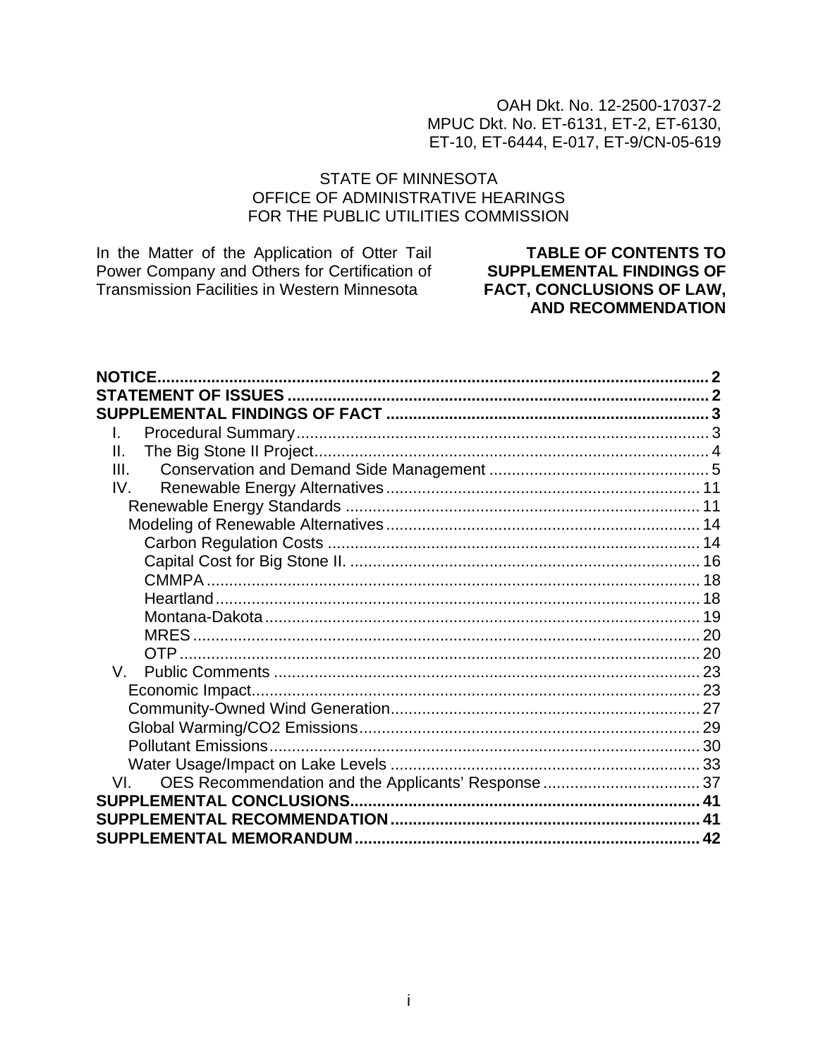OAH Dkt. No. 12-2500-17037-2
MPUC Dkt. No. ET-6131, ET-2, ET-6130,
ET-10, ET-6444, E-017, ET-9/CN-05-619

STATE OF MINNESOTA
OFFICE OF ADMINISTRATIVE HEARINGS
FOR THE PUBLIC UTILITIES COMMISSION

In the Matter of the Application of Otter Tail Power Company and Others for Certification of Transmission Facilities in Western Minnesota

**TABLE OF CONTENTS TO SUPPLEMENTAL FINDINGS OF FACT, CONCLUSIONS OF LAW, AND RECOMMENDATION**

**NOTICE** ..... 2
**STATEMENT OF ISSUES** ..... 2
**SUPPLEMENTAL FINDINGS OF FACT** ..... 3
- I. Procedural Summary ..... 3
- II. The Big Stone II Project ..... 4
- III. Conservation and Demand Side Management ..... 5
- IV. Renewable Energy Alternatives ..... 11
  - Renewable Energy Standards ..... 11
  - Modeling of Renewable Alternatives ..... 14
    - Carbon Regulation Costs ..... 14
    - Capital Cost for Big Stone II. ..... 16
    - CMMPA ..... 18
    - Heartland ..... 18
    - Montana-Dakota ..... 19
    - MRES ..... 20
    - OTP ..... 20
- V. Public Comments ..... 23
  - Economic Impact ..... 23
  - Community-Owned Wind Generation ..... 27
  - Global Warming/CO2 Emissions ..... 29
  - Pollutant Emissions ..... 30
  - Water Usage/Impact on Lake Levels ..... 33
- VI. OES Recommendation and the Applicants' Response ..... 37

**SUPPLEMENTAL CONCLUSIONS** ..... 41
**SUPPLEMENTAL RECOMMENDATION** ..... 41
**SUPPLEMENTAL MEMORANDUM** ..... 42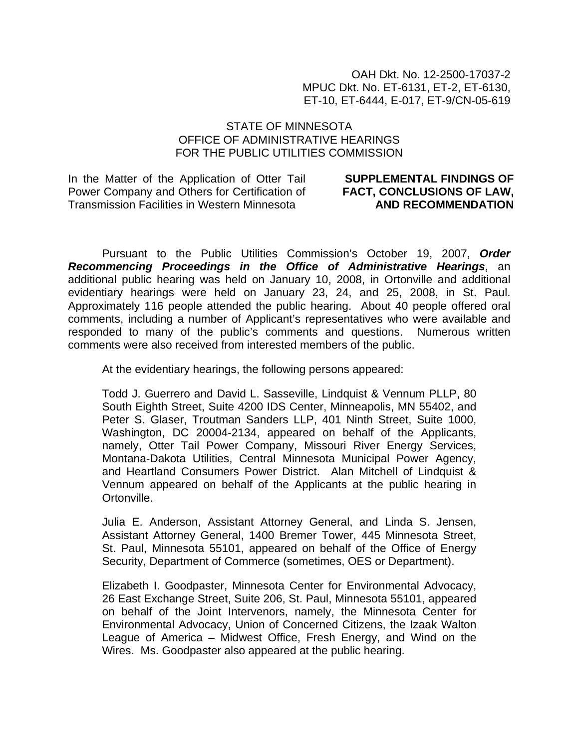OAH Dkt. No. 12-2500-17037-2
MPUC Dkt. No. ET-6131, ET-2, ET-6130,
ET-10, ET-6444, E-017, ET-9/CN-05-619

STATE OF MINNESOTA
OFFICE OF ADMINISTRATIVE HEARINGS
FOR THE PUBLIC UTILITIES COMMISSION

In the Matter of the Application of Otter Tail Power Company and Others for Certification of Transmission Facilities in Western Minnesota

**SUPPLEMENTAL FINDINGS OF FACT, CONCLUSIONS OF LAW, AND RECOMMENDATION**

Pursuant to the Public Utilities Commission's October 19, 2007, ***Order Recommencing Proceedings in the Office of Administrative Hearings***, an additional public hearing was held on January 10, 2008, in Ortonville and additional evidentiary hearings were held on January 23, 24, and 25, 2008, in St. Paul. Approximately 116 people attended the public hearing. About 40 people offered oral comments, including a number of Applicant's representatives who were available and responded to many of the public's comments and questions. Numerous written comments were also received from interested members of the public.

At the evidentiary hearings, the following persons appeared:

Todd J. Guerrero and David L. Sasseville, Lindquist & Vennum PLLP, 80 South Eighth Street, Suite 4200 IDS Center, Minneapolis, MN 55402, and Peter S. Glaser, Troutman Sanders LLP, 401 Ninth Street, Suite 1000, Washington, DC 20004-2134, appeared on behalf of the Applicants, namely, Otter Tail Power Company, Missouri River Energy Services, Montana-Dakota Utilities, Central Minnesota Municipal Power Agency, and Heartland Consumers Power District. Alan Mitchell of Lindquist & Vennum appeared on behalf of the Applicants at the public hearing in Ortonville.

Julia E. Anderson, Assistant Attorney General, and Linda S. Jensen, Assistant Attorney General, 1400 Bremer Tower, 445 Minnesota Street, St. Paul, Minnesota 55101, appeared on behalf of the Office of Energy Security, Department of Commerce (sometimes, OES or Department).

Elizabeth I. Goodpaster, Minnesota Center for Environmental Advocacy, 26 East Exchange Street, Suite 206, St. Paul, Minnesota 55101, appeared on behalf of the Joint Intervenors, namely, the Minnesota Center for Environmental Advocacy, Union of Concerned Citizens, the Izaak Walton League of America – Midwest Office, Fresh Energy, and Wind on the Wires. Ms. Goodpaster also appeared at the public hearing.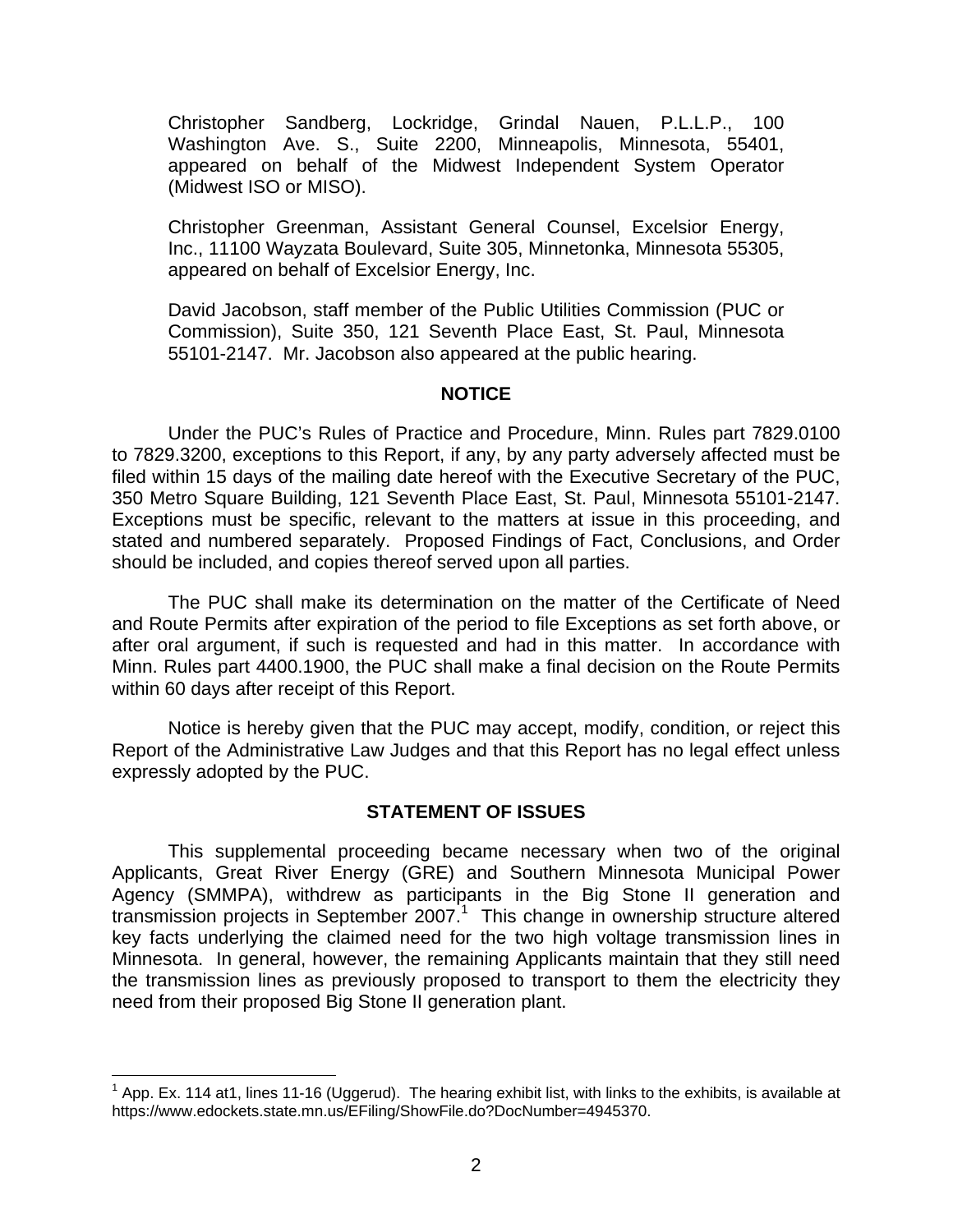Christopher Sandberg, Lockridge, Grindal Nauen, P.L.L.P., 100 Washington Ave. S., Suite 2200, Minneapolis, Minnesota, 55401, appeared on behalf of the Midwest Independent System Operator (Midwest ISO or MISO).

Christopher Greenman, Assistant General Counsel, Excelsior Energy, Inc., 11100 Wayzata Boulevard, Suite 305, Minnetonka, Minnesota 55305, appeared on behalf of Excelsior Energy, Inc.

David Jacobson, staff member of the Public Utilities Commission (PUC or Commission), Suite 350, 121 Seventh Place East, St. Paul, Minnesota 55101-2147. Mr. Jacobson also appeared at the public hearing.

## NOTICE

Under the PUC's Rules of Practice and Procedure, Minn. Rules part 7829.0100 to 7829.3200, exceptions to this Report, if any, by any party adversely affected must be filed within 15 days of the mailing date hereof with the Executive Secretary of the PUC, 350 Metro Square Building, 121 Seventh Place East, St. Paul, Minnesota 55101-2147. Exceptions must be specific, relevant to the matters at issue in this proceeding, and stated and numbered separately. Proposed Findings of Fact, Conclusions, and Order should be included, and copies thereof served upon all parties.

The PUC shall make its determination on the matter of the Certificate of Need and Route Permits after expiration of the period to file Exceptions as set forth above, or after oral argument, if such is requested and had in this matter. In accordance with Minn. Rules part 4400.1900, the PUC shall make a final decision on the Route Permits within 60 days after receipt of this Report.

Notice is hereby given that the PUC may accept, modify, condition, or reject this Report of the Administrative Law Judges and that this Report has no legal effect unless expressly adopted by the PUC.

## STATEMENT OF ISSUES

This supplemental proceeding became necessary when two of the original Applicants, Great River Energy (GRE) and Southern Minnesota Municipal Power Agency (SMMPA), withdrew as participants in the Big Stone II generation and transmission projects in September 2007.[1] This change in ownership structure altered key facts underlying the claimed need for the two high voltage transmission lines in Minnesota. In general, however, the remaining Applicants maintain that they still need the transmission lines as previously proposed to transport to them the electricity they need from their proposed Big Stone II generation plant.

[1] App. Ex. 114 at1, lines 11-16 (Uggerud). The hearing exhibit list, with links to the exhibits, is available at https://www.edockets.state.mn.us/EFiling/ShowFile.do?DocNumber=4945370.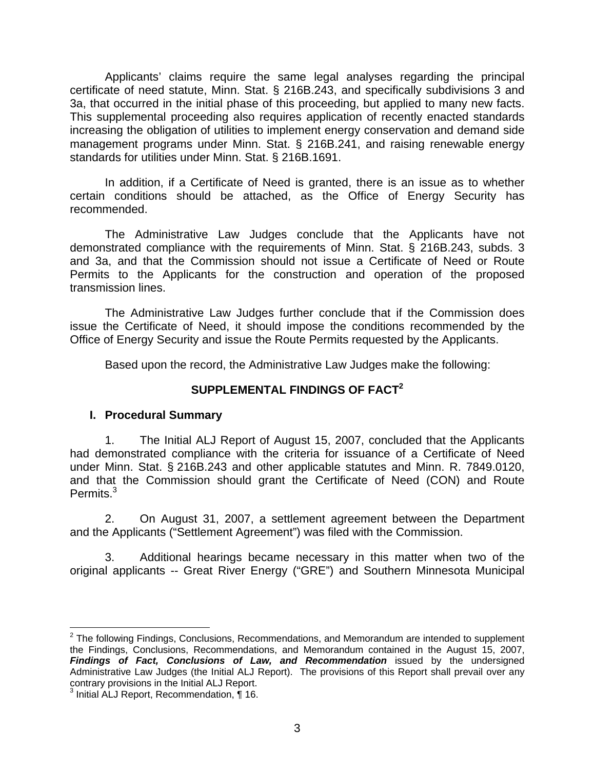Applicants' claims require the same legal analyses regarding the principal certificate of need statute, Minn. Stat. § 216B.243, and specifically subdivisions 3 and 3a, that occurred in the initial phase of this proceeding, but applied to many new facts. This supplemental proceeding also requires application of recently enacted standards increasing the obligation of utilities to implement energy conservation and demand side management programs under Minn. Stat. § 216B.241, and raising renewable energy standards for utilities under Minn. Stat. § 216B.1691.

In addition, if a Certificate of Need is granted, there is an issue as to whether certain conditions should be attached, as the Office of Energy Security has recommended.

The Administrative Law Judges conclude that the Applicants have not demonstrated compliance with the requirements of Minn. Stat. § 216B.243, subds. 3 and 3a, and that the Commission should not issue a Certificate of Need or Route Permits to the Applicants for the construction and operation of the proposed transmission lines.

The Administrative Law Judges further conclude that if the Commission does issue the Certificate of Need, it should impose the conditions recommended by the Office of Energy Security and issue the Route Permits requested by the Applicants.

Based upon the record, the Administrative Law Judges make the following:

## SUPPLEMENTAL FINDINGS OF FACT[2]

### I. Procedural Summary

1. The Initial ALJ Report of August 15, 2007, concluded that the Applicants had demonstrated compliance with the criteria for issuance of a Certificate of Need under Minn. Stat. § 216B.243 and other applicable statutes and Minn. R. 7849.0120, and that the Commission should grant the Certificate of Need (CON) and Route Permits.[3]

2. On August 31, 2007, a settlement agreement between the Department and the Applicants ("Settlement Agreement") was filed with the Commission.

3. Additional hearings became necessary in this matter when two of the original applicants -- Great River Energy ("GRE") and Southern Minnesota Municipal

---

[2] The following Findings, Conclusions, Recommendations, and Memorandum are intended to supplement the Findings, Conclusions, Recommendations, and Memorandum contained in the August 15, 2007, ***Findings of Fact, Conclusions of Law, and Recommendation*** issued by the undersigned Administrative Law Judges (the Initial ALJ Report). The provisions of this Report shall prevail over any contrary provisions in the Initial ALJ Report.

[3] Initial ALJ Report, Recommendation, ¶ 16.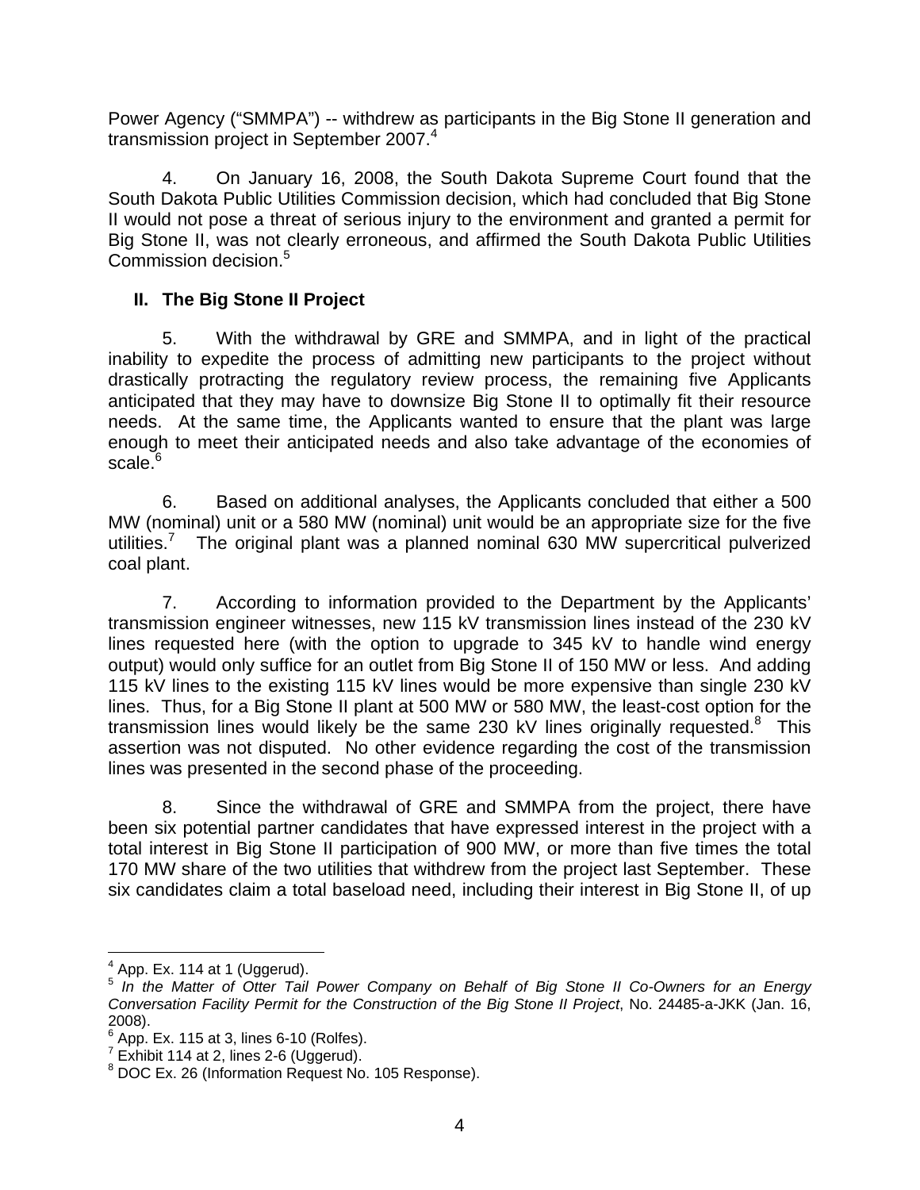Power Agency ("SMMPA") -- withdrew as participants in the Big Stone II generation and transmission project in September 2007.[4]

4. On January 16, 2008, the South Dakota Supreme Court found that the South Dakota Public Utilities Commission decision, which had concluded that Big Stone II would not pose a threat of serious injury to the environment and granted a permit for Big Stone II, was not clearly erroneous, and affirmed the South Dakota Public Utilities Commission decision.[5]

## II. The Big Stone II Project

5. With the withdrawal by GRE and SMMPA, and in light of the practical inability to expedite the process of admitting new participants to the project without drastically protracting the regulatory review process, the remaining five Applicants anticipated that they may have to downsize Big Stone II to optimally fit their resource needs. At the same time, the Applicants wanted to ensure that the plant was large enough to meet their anticipated needs and also take advantage of the economies of scale.[6]

6. Based on additional analyses, the Applicants concluded that either a 500 MW (nominal) unit or a 580 MW (nominal) unit would be an appropriate size for the five utilities.[7] The original plant was a planned nominal 630 MW supercritical pulverized coal plant.

7. According to information provided to the Department by the Applicants' transmission engineer witnesses, new 115 kV transmission lines instead of the 230 kV lines requested here (with the option to upgrade to 345 kV to handle wind energy output) would only suffice for an outlet from Big Stone II of 150 MW or less. And adding 115 kV lines to the existing 115 kV lines would be more expensive than single 230 kV lines. Thus, for a Big Stone II plant at 500 MW or 580 MW, the least-cost option for the transmission lines would likely be the same 230 kV lines originally requested.[8] This assertion was not disputed. No other evidence regarding the cost of the transmission lines was presented in the second phase of the proceeding.

8. Since the withdrawal of GRE and SMMPA from the project, there have been six potential partner candidates that have expressed interest in the project with a total interest in Big Stone II participation of 900 MW, or more than five times the total 170 MW share of the two utilities that withdrew from the project last September. These six candidates claim a total baseload need, including their interest in Big Stone II, of up

---

[4] App. Ex. 114 at 1 (Uggerud).

[5] *In the Matter of Otter Tail Power Company on Behalf of Big Stone II Co-Owners for an Energy Conversation Facility Permit for the Construction of the Big Stone II Project*, No. 24485-a-JKK (Jan. 16, 2008).

[6] App. Ex. 115 at 3, lines 6-10 (Rolfes).

[7] Exhibit 114 at 2, lines 2-6 (Uggerud).

[8] DOC Ex. 26 (Information Request No. 105 Response).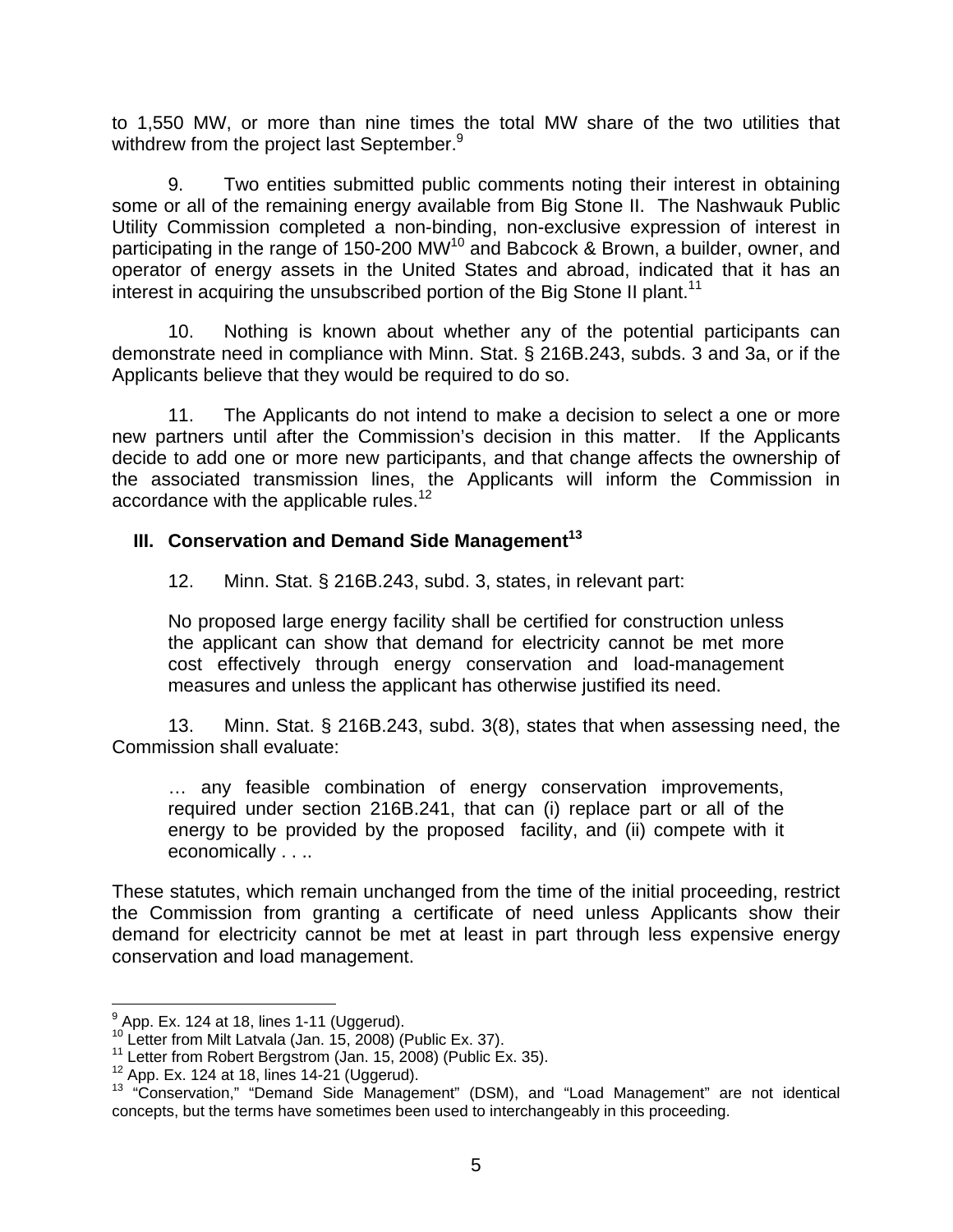to 1,550 MW, or more than nine times the total MW share of the two utilities that withdrew from the project last September.[9]

9. Two entities submitted public comments noting their interest in obtaining some or all of the remaining energy available from Big Stone II. The Nashwauk Public Utility Commission completed a non-binding, non-exclusive expression of interest in participating in the range of 150-200 MW[10] and Babcock & Brown, a builder, owner, and operator of energy assets in the United States and abroad, indicated that it has an interest in acquiring the unsubscribed portion of the Big Stone II plant.[11]

10. Nothing is known about whether any of the potential participants can demonstrate need in compliance with Minn. Stat. § 216B.243, subds. 3 and 3a, or if the Applicants believe that they would be required to do so.

11. The Applicants do not intend to make a decision to select a one or more new partners until after the Commission's decision in this matter. If the Applicants decide to add one or more new participants, and that change affects the ownership of the associated transmission lines, the Applicants will inform the Commission in accordance with the applicable rules.[12]

## III. Conservation and Demand Side Management[13]

12. Minn. Stat. § 216B.243, subd. 3, states, in relevant part:

> No proposed large energy facility shall be certified for construction unless the applicant can show that demand for electricity cannot be met more cost effectively through energy conservation and load-management measures and unless the applicant has otherwise justified its need.

13. Minn. Stat. § 216B.243, subd. 3(8), states that when assessing need, the Commission shall evaluate:

> … any feasible combination of energy conservation improvements, required under section 216B.241, that can (i) replace part or all of the energy to be provided by the proposed facility, and (ii) compete with it economically . . ..

These statutes, which remain unchanged from the time of the initial proceeding, restrict the Commission from granting a certificate of need unless Applicants show their demand for electricity cannot be met at least in part through less expensive energy conservation and load management.

---

[9] App. Ex. 124 at 18, lines 1-11 (Uggerud).

[10] Letter from Milt Latvala (Jan. 15, 2008) (Public Ex. 37).

[11] Letter from Robert Bergstrom (Jan. 15, 2008) (Public Ex. 35).

[12] App. Ex. 124 at 18, lines 14-21 (Uggerud).

[13] "Conservation," "Demand Side Management" (DSM), and "Load Management" are not identical concepts, but the terms have sometimes been used to interchangeably in this proceeding.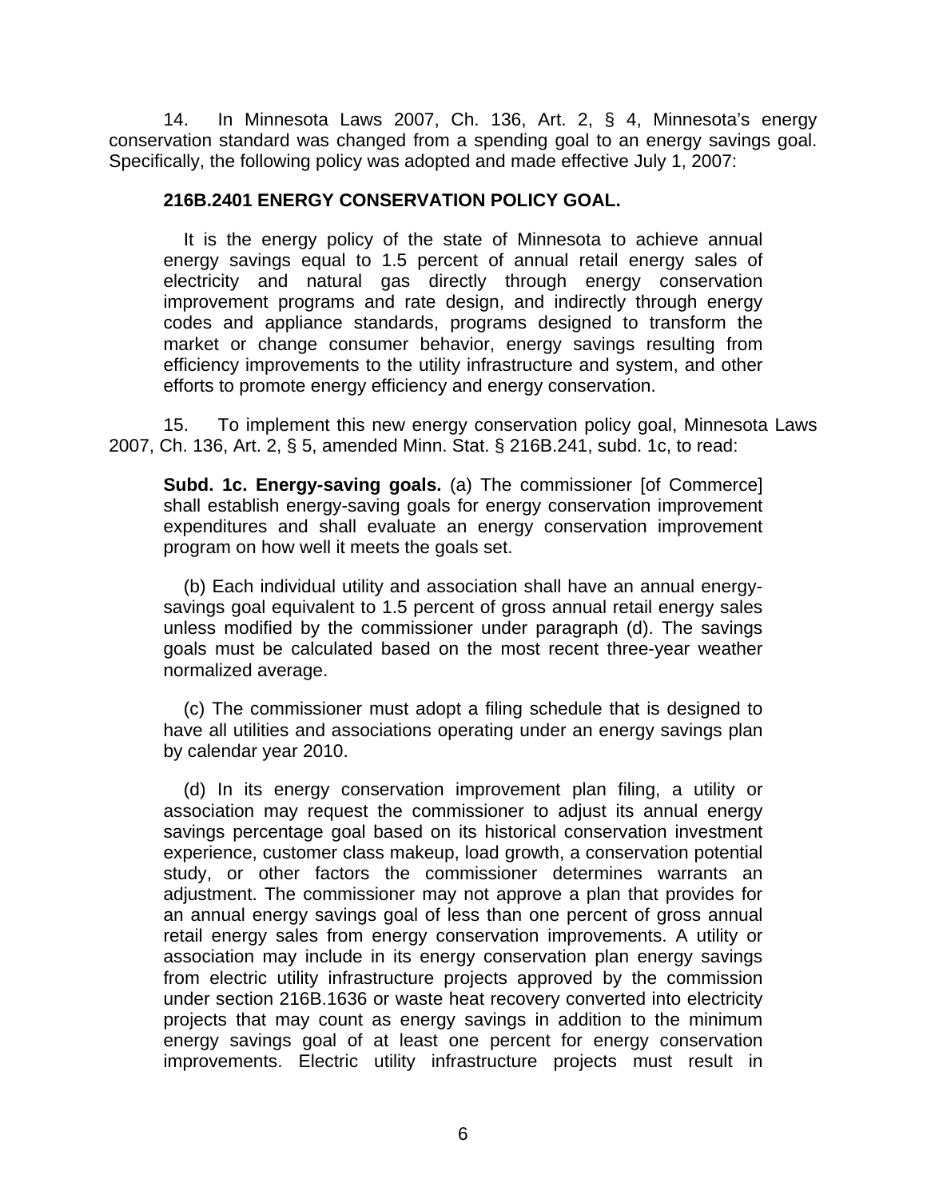14. In Minnesota Laws 2007, Ch. 136, Art. 2, § 4, Minnesota's energy conservation standard was changed from a spending goal to an energy savings goal. Specifically, the following policy was adopted and made effective July 1, 2007:

> **216B.2401 ENERGY CONSERVATION POLICY GOAL.**
>
> It is the energy policy of the state of Minnesota to achieve annual energy savings equal to 1.5 percent of annual retail energy sales of electricity and natural gas directly through energy conservation improvement programs and rate design, and indirectly through energy codes and appliance standards, programs designed to transform the market or change consumer behavior, energy savings resulting from efficiency improvements to the utility infrastructure and system, and other efforts to promote energy efficiency and energy conservation.

15. To implement this new energy conservation policy goal, Minnesota Laws 2007, Ch. 136, Art. 2, § 5, amended Minn. Stat. § 216B.241, subd. 1c, to read:

> **Subd. 1c. Energy-saving goals.** (a) The commissioner [of Commerce] shall establish energy-saving goals for energy conservation improvement expenditures and shall evaluate an energy conservation improvement program on how well it meets the goals set.
>
> (b) Each individual utility and association shall have an annual energy-savings goal equivalent to 1.5 percent of gross annual retail energy sales unless modified by the commissioner under paragraph (d). The savings goals must be calculated based on the most recent three-year weather normalized average.
>
> (c) The commissioner must adopt a filing schedule that is designed to have all utilities and associations operating under an energy savings plan by calendar year 2010.
>
> (d) In its energy conservation improvement plan filing, a utility or association may request the commissioner to adjust its annual energy savings percentage goal based on its historical conservation investment experience, customer class makeup, load growth, a conservation potential study, or other factors the commissioner determines warrants an adjustment. The commissioner may not approve a plan that provides for an annual energy savings goal of less than one percent of gross annual retail energy sales from energy conservation improvements. A utility or association may include in its energy conservation plan energy savings from electric utility infrastructure projects approved by the commission under section 216B.1636 or waste heat recovery converted into electricity projects that may count as energy savings in addition to the minimum energy savings goal of at least one percent for energy conservation improvements. Electric utility infrastructure projects must result in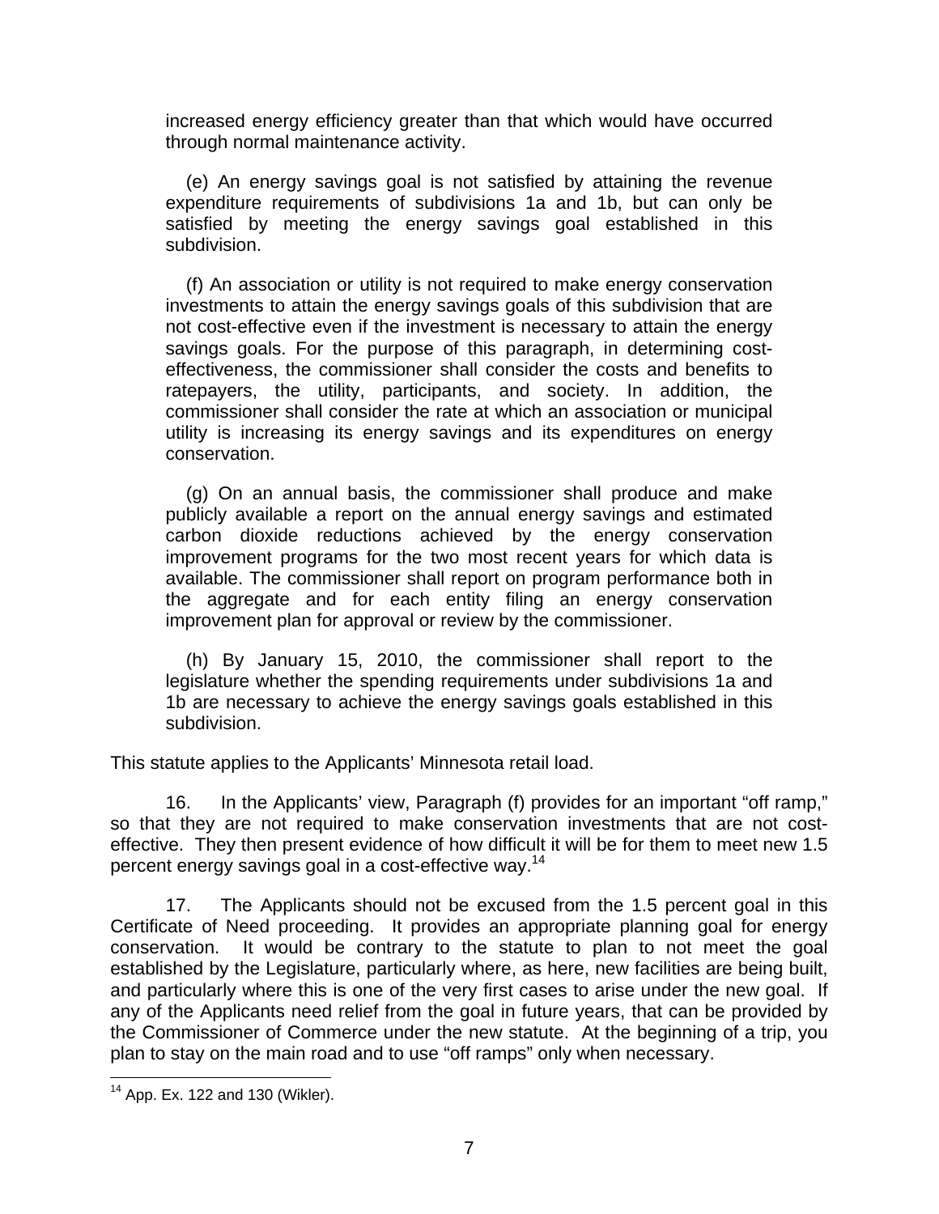increased energy efficiency greater than that which would have occurred through normal maintenance activity.

> (e) An energy savings goal is not satisfied by attaining the revenue expenditure requirements of subdivisions 1a and 1b, but can only be satisfied by meeting the energy savings goal established in this subdivision.
>
> (f) An association or utility is not required to make energy conservation investments to attain the energy savings goals of this subdivision that are not cost-effective even if the investment is necessary to attain the energy savings goals. For the purpose of this paragraph, in determining cost-effectiveness, the commissioner shall consider the costs and benefits to ratepayers, the utility, participants, and society. In addition, the commissioner shall consider the rate at which an association or municipal utility is increasing its energy savings and its expenditures on energy conservation.
>
> (g) On an annual basis, the commissioner shall produce and make publicly available a report on the annual energy savings and estimated carbon dioxide reductions achieved by the energy conservation improvement programs for the two most recent years for which data is available. The commissioner shall report on program performance both in the aggregate and for each entity filing an energy conservation improvement plan for approval or review by the commissioner.
>
> (h) By January 15, 2010, the commissioner shall report to the legislature whether the spending requirements under subdivisions 1a and 1b are necessary to achieve the energy savings goals established in this subdivision.

This statute applies to the Applicants' Minnesota retail load.

16. In the Applicants' view, Paragraph (f) provides for an important "off ramp," so that they are not required to make conservation investments that are not cost-effective. They then present evidence of how difficult it will be for them to meet new 1.5 percent energy savings goal in a cost-effective way.[14]

17. The Applicants should not be excused from the 1.5 percent goal in this Certificate of Need proceeding. It provides an appropriate planning goal for energy conservation. It would be contrary to the statute to plan to not meet the goal established by the Legislature, particularly where, as here, new facilities are being built, and particularly where this is one of the very first cases to arise under the new goal. If any of the Applicants need relief from the goal in future years, that can be provided by the Commissioner of Commerce under the new statute. At the beginning of a trip, you plan to stay on the main road and to use "off ramps" only when necessary.

[14] App. Ex. 122 and 130 (Wikler).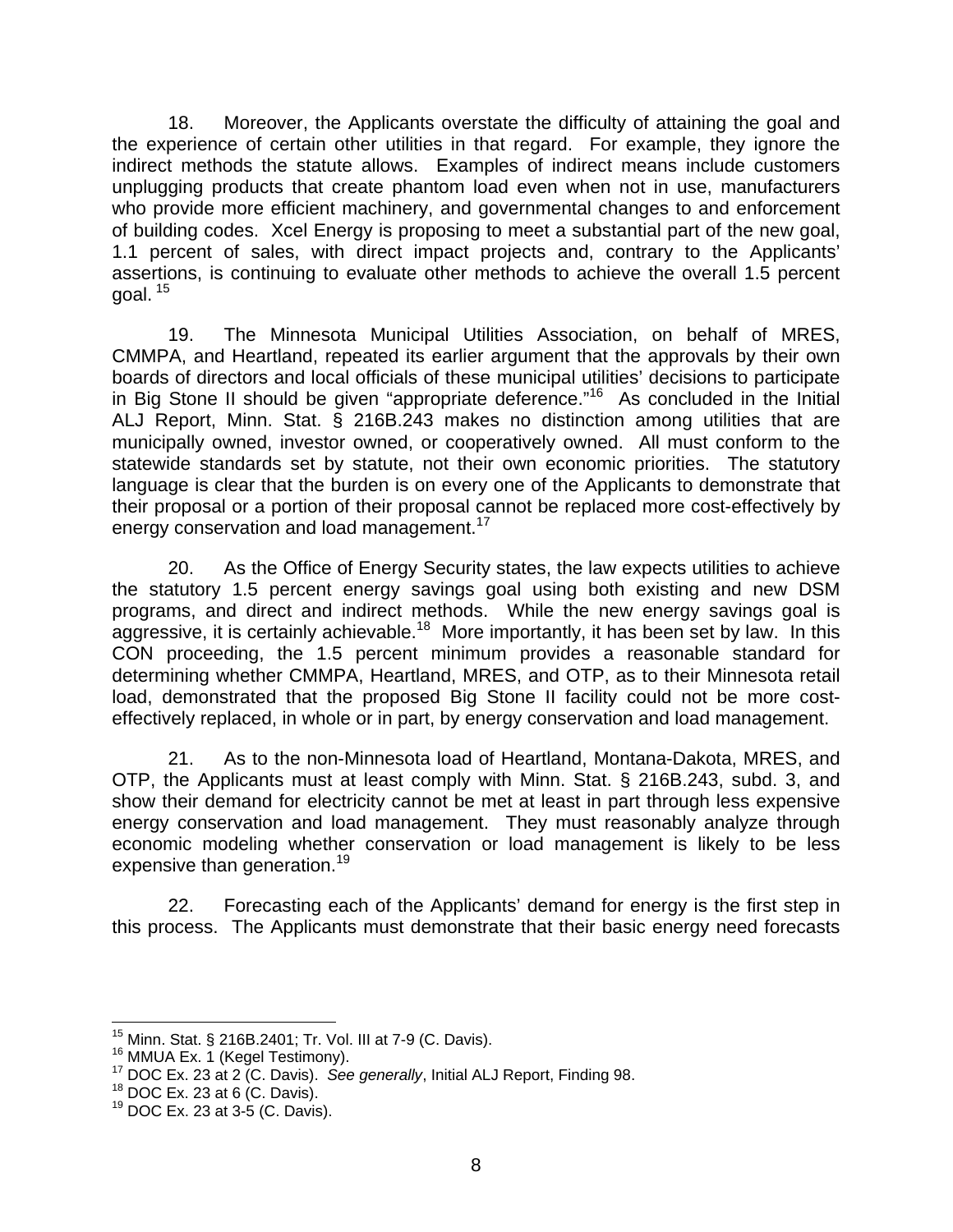18. Moreover, the Applicants overstate the difficulty of attaining the goal and the experience of certain other utilities in that regard. For example, they ignore the indirect methods the statute allows. Examples of indirect means include customers unplugging products that create phantom load even when not in use, manufacturers who provide more efficient machinery, and governmental changes to and enforcement of building codes. Xcel Energy is proposing to meet a substantial part of the new goal, 1.1 percent of sales, with direct impact projects and, contrary to the Applicants' assertions, is continuing to evaluate other methods to achieve the overall 1.5 percent goal.[15]

19. The Minnesota Municipal Utilities Association, on behalf of MRES, CMMPA, and Heartland, repeated its earlier argument that the approvals by their own boards of directors and local officials of these municipal utilities' decisions to participate in Big Stone II should be given "appropriate deference."[16] As concluded in the Initial ALJ Report, Minn. Stat. § 216B.243 makes no distinction among utilities that are municipally owned, investor owned, or cooperatively owned. All must conform to the statewide standards set by statute, not their own economic priorities. The statutory language is clear that the burden is on every one of the Applicants to demonstrate that their proposal or a portion of their proposal cannot be replaced more cost-effectively by energy conservation and load management.[17]

20. As the Office of Energy Security states, the law expects utilities to achieve the statutory 1.5 percent energy savings goal using both existing and new DSM programs, and direct and indirect methods. While the new energy savings goal is aggressive, it is certainly achievable.[18] More importantly, it has been set by law. In this CON proceeding, the 1.5 percent minimum provides a reasonable standard for determining whether CMMPA, Heartland, MRES, and OTP, as to their Minnesota retail load, demonstrated that the proposed Big Stone II facility could not be more cost-effectively replaced, in whole or in part, by energy conservation and load management.

21. As to the non-Minnesota load of Heartland, Montana-Dakota, MRES, and OTP, the Applicants must at least comply with Minn. Stat. § 216B.243, subd. 3, and show their demand for electricity cannot be met at least in part through less expensive energy conservation and load management. They must reasonably analyze through economic modeling whether conservation or load management is likely to be less expensive than generation.[19]

22. Forecasting each of the Applicants' demand for energy is the first step in this process. The Applicants must demonstrate that their basic energy need forecasts

---

[15] Minn. Stat. § 216B.2401; Tr. Vol. III at 7-9 (C. Davis).

[16] MMUA Ex. 1 (Kegel Testimony).

[17] DOC Ex. 23 at 2 (C. Davis). *See generally*, Initial ALJ Report, Finding 98.

[18] DOC Ex. 23 at 6 (C. Davis).

[19] DOC Ex. 23 at 3-5 (C. Davis).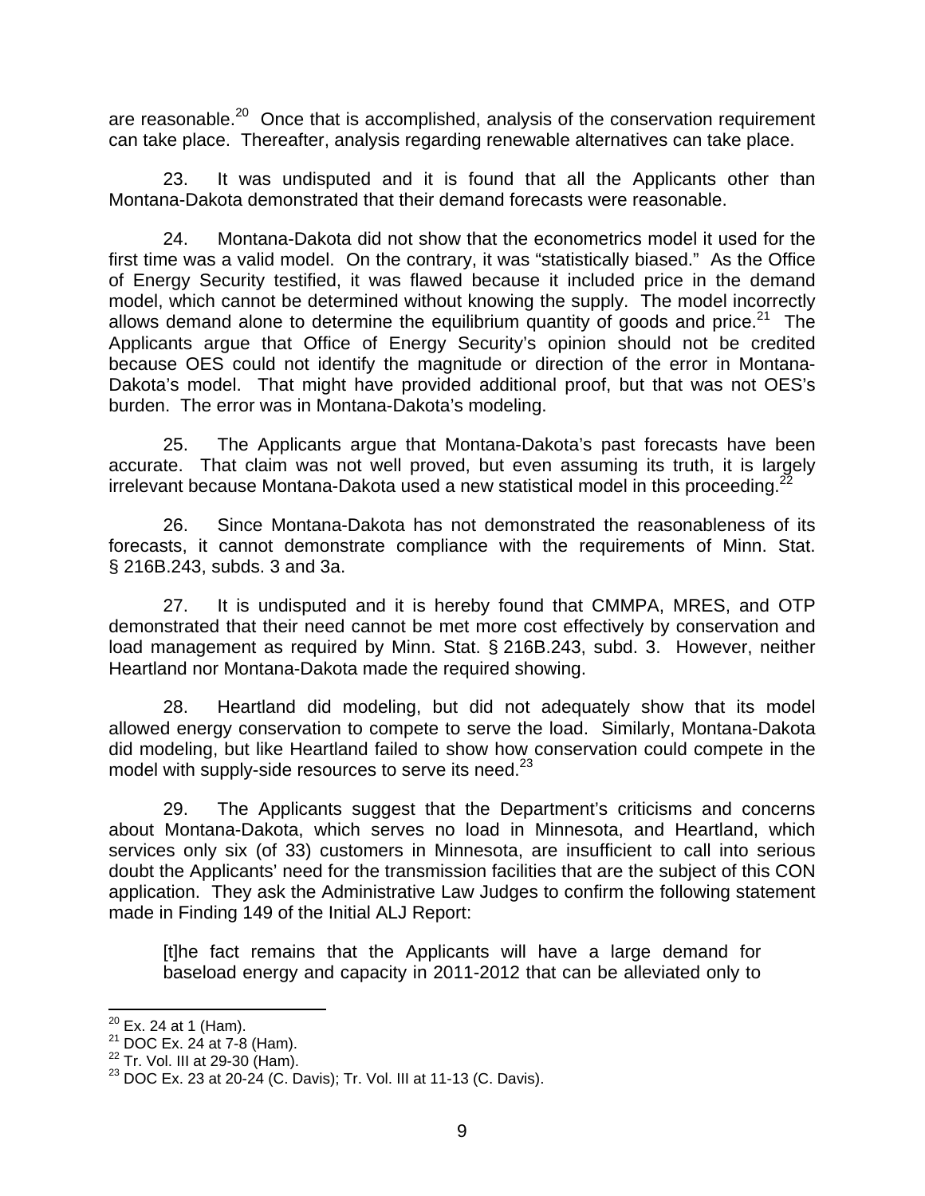are reasonable.[20] Once that is accomplished, analysis of the conservation requirement can take place. Thereafter, analysis regarding renewable alternatives can take place.

23. It was undisputed and it is found that all the Applicants other than Montana-Dakota demonstrated that their demand forecasts were reasonable.

24. Montana-Dakota did not show that the econometrics model it used for the first time was a valid model. On the contrary, it was "statistically biased." As the Office of Energy Security testified, it was flawed because it included price in the demand model, which cannot be determined without knowing the supply. The model incorrectly allows demand alone to determine the equilibrium quantity of goods and price.[21] The Applicants argue that Office of Energy Security's opinion should not be credited because OES could not identify the magnitude or direction of the error in Montana-Dakota's model. That might have provided additional proof, but that was not OES's burden. The error was in Montana-Dakota's modeling.

25. The Applicants argue that Montana-Dakota's past forecasts have been accurate. That claim was not well proved, but even assuming its truth, it is largely irrelevant because Montana-Dakota used a new statistical model in this proceeding.[22]

26. Since Montana-Dakota has not demonstrated the reasonableness of its forecasts, it cannot demonstrate compliance with the requirements of Minn. Stat. § 216B.243, subds. 3 and 3a.

27. It is undisputed and it is hereby found that CMMPA, MRES, and OTP demonstrated that their need cannot be met more cost effectively by conservation and load management as required by Minn. Stat. § 216B.243, subd. 3. However, neither Heartland nor Montana-Dakota made the required showing.

28. Heartland did modeling, but did not adequately show that its model allowed energy conservation to compete to serve the load. Similarly, Montana-Dakota did modeling, but like Heartland failed to show how conservation could compete in the model with supply-side resources to serve its need.[23]

29. The Applicants suggest that the Department's criticisms and concerns about Montana-Dakota, which serves no load in Minnesota, and Heartland, which services only six (of 33) customers in Minnesota, are insufficient to call into serious doubt the Applicants' need for the transmission facilities that are the subject of this CON application. They ask the Administrative Law Judges to confirm the following statement made in Finding 149 of the Initial ALJ Report:

> [t]he fact remains that the Applicants will have a large demand for baseload energy and capacity in 2011-2012 that can be alleviated only to

---

[20] Ex. 24 at 1 (Ham).

[21] DOC Ex. 24 at 7-8 (Ham).

[22] Tr. Vol. III at 29-30 (Ham).

[23] DOC Ex. 23 at 20-24 (C. Davis); Tr. Vol. III at 11-13 (C. Davis).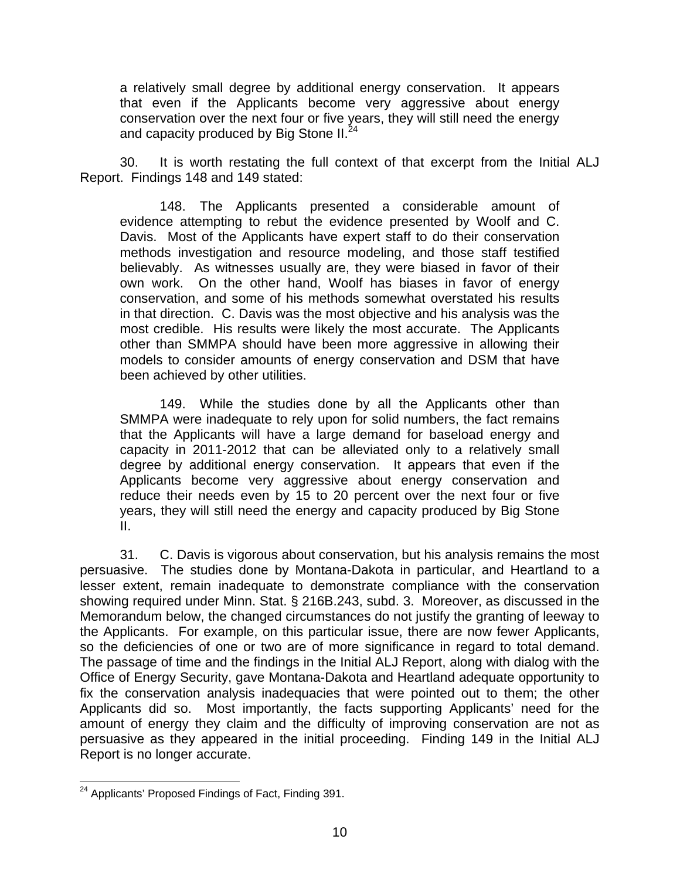> a relatively small degree by additional energy conservation. It appears that even if the Applicants become very aggressive about energy conservation over the next four or five years, they will still need the energy and capacity produced by Big Stone II.[24]

30. It is worth restating the full context of that excerpt from the Initial ALJ Report. Findings 148 and 149 stated:

> 148. The Applicants presented a considerable amount of evidence attempting to rebut the evidence presented by Woolf and C. Davis. Most of the Applicants have expert staff to do their conservation methods investigation and resource modeling, and those staff testified believably. As witnesses usually are, they were biased in favor of their own work. On the other hand, Woolf has biases in favor of energy conservation, and some of his methods somewhat overstated his results in that direction. C. Davis was the most objective and his analysis was the most credible. His results were likely the most accurate. The Applicants other than SMMPA should have been more aggressive in allowing their models to consider amounts of energy conservation and DSM that have been achieved by other utilities.
>
> 149. While the studies done by all the Applicants other than SMMPA were inadequate to rely upon for solid numbers, the fact remains that the Applicants will have a large demand for baseload energy and capacity in 2011-2012 that can be alleviated only to a relatively small degree by additional energy conservation. It appears that even if the Applicants become very aggressive about energy conservation and reduce their needs even by 15 to 20 percent over the next four or five years, they will still need the energy and capacity produced by Big Stone II.

31. C. Davis is vigorous about conservation, but his analysis remains the most persuasive. The studies done by Montana-Dakota in particular, and Heartland to a lesser extent, remain inadequate to demonstrate compliance with the conservation showing required under Minn. Stat. § 216B.243, subd. 3. Moreover, as discussed in the Memorandum below, the changed circumstances do not justify the granting of leeway to the Applicants. For example, on this particular issue, there are now fewer Applicants, so the deficiencies of one or two are of more significance in regard to total demand. The passage of time and the findings in the Initial ALJ Report, along with dialog with the Office of Energy Security, gave Montana-Dakota and Heartland adequate opportunity to fix the conservation analysis inadequacies that were pointed out to them; the other Applicants did so. Most importantly, the facts supporting Applicants' need for the amount of energy they claim and the difficulty of improving conservation are not as persuasive as they appeared in the initial proceeding. Finding 149 in the Initial ALJ Report is no longer accurate.

[24] Applicants' Proposed Findings of Fact, Finding 391.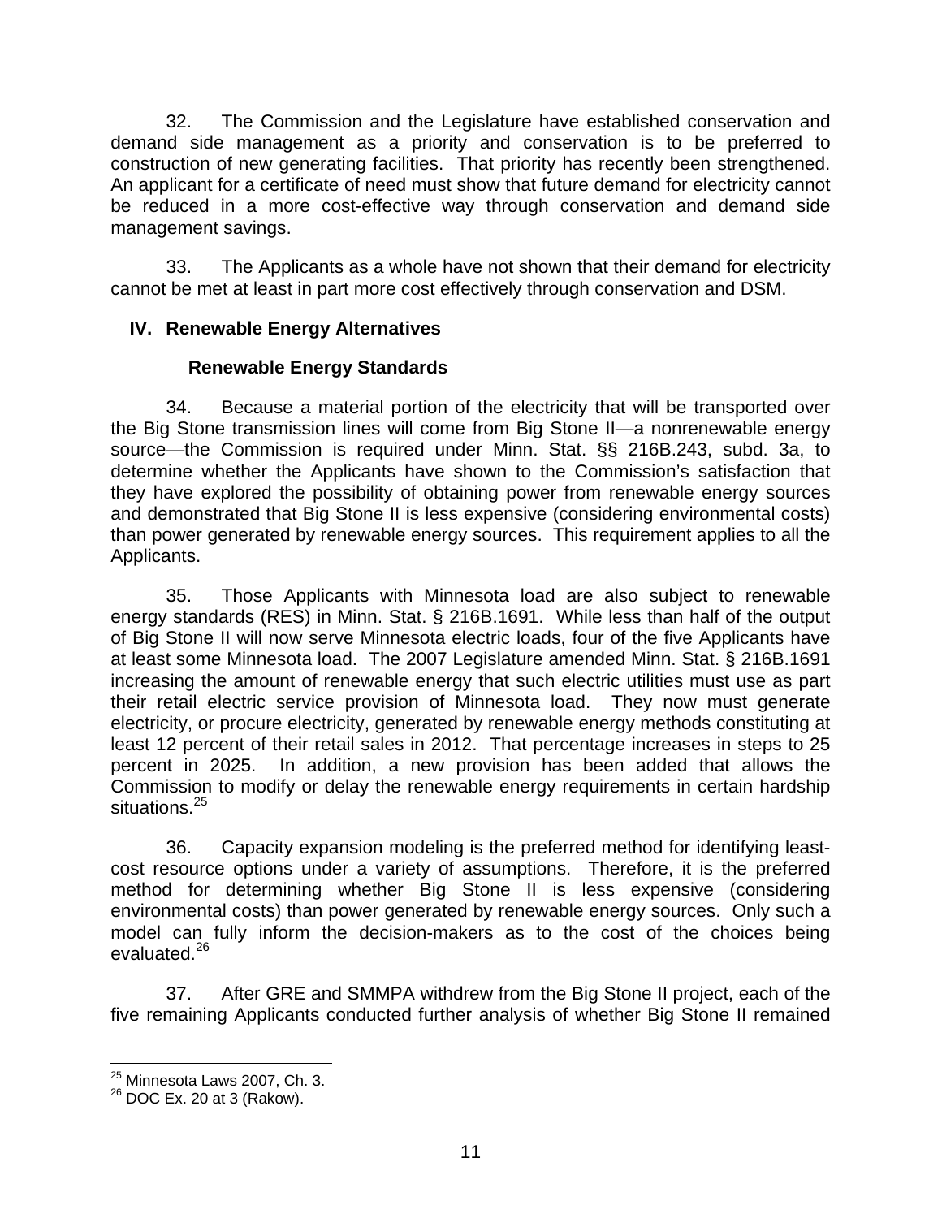32. The Commission and the Legislature have established conservation and demand side management as a priority and conservation is to be preferred to construction of new generating facilities. That priority has recently been strengthened. An applicant for a certificate of need must show that future demand for electricity cannot be reduced in a more cost-effective way through conservation and demand side management savings.

33. The Applicants as a whole have not shown that their demand for electricity cannot be met at least in part more cost effectively through conservation and DSM.

## IV. Renewable Energy Alternatives

### Renewable Energy Standards

34. Because a material portion of the electricity that will be transported over the Big Stone transmission lines will come from Big Stone II—a nonrenewable energy source—the Commission is required under Minn. Stat. §§ 216B.243, subd. 3a, to determine whether the Applicants have shown to the Commission's satisfaction that they have explored the possibility of obtaining power from renewable energy sources and demonstrated that Big Stone II is less expensive (considering environmental costs) than power generated by renewable energy sources. This requirement applies to all the Applicants.

35. Those Applicants with Minnesota load are also subject to renewable energy standards (RES) in Minn. Stat. § 216B.1691. While less than half of the output of Big Stone II will now serve Minnesota electric loads, four of the five Applicants have at least some Minnesota load. The 2007 Legislature amended Minn. Stat. § 216B.1691 increasing the amount of renewable energy that such electric utilities must use as part their retail electric service provision of Minnesota load. They now must generate electricity, or procure electricity, generated by renewable energy methods constituting at least 12 percent of their retail sales in 2012. That percentage increases in steps to 25 percent in 2025. In addition, a new provision has been added that allows the Commission to modify or delay the renewable energy requirements in certain hardship situations.[25]

36. Capacity expansion modeling is the preferred method for identifying least-cost resource options under a variety of assumptions. Therefore, it is the preferred method for determining whether Big Stone II is less expensive (considering environmental costs) than power generated by renewable energy sources. Only such a model can fully inform the decision-makers as to the cost of the choices being evaluated.[26]

37. After GRE and SMMPA withdrew from the Big Stone II project, each of the five remaining Applicants conducted further analysis of whether Big Stone II remained

[25] Minnesota Laws 2007, Ch. 3.
[26] DOC Ex. 20 at 3 (Rakow).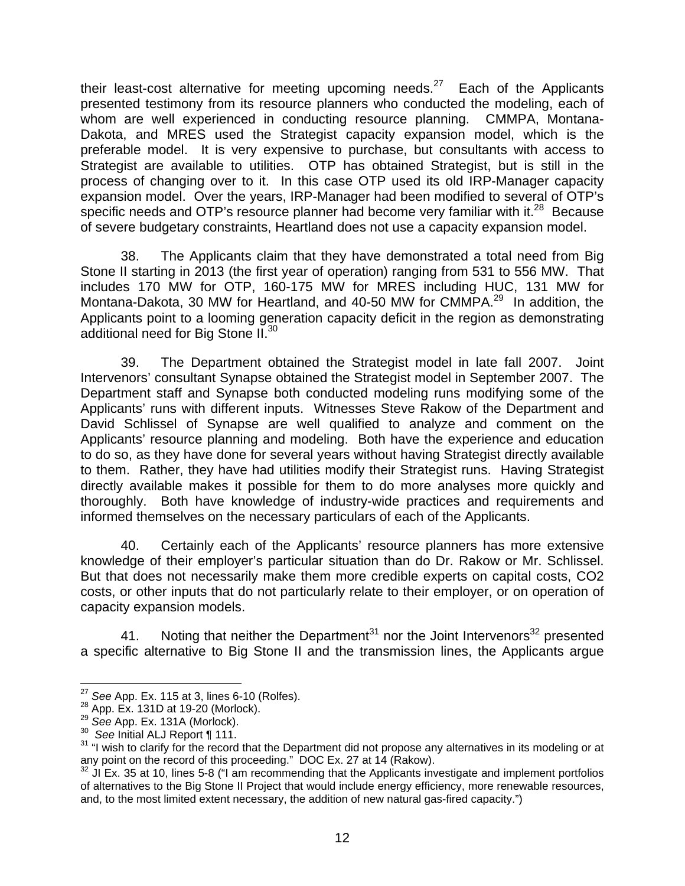their least-cost alternative for meeting upcoming needs.[27] Each of the Applicants presented testimony from its resource planners who conducted the modeling, each of whom are well experienced in conducting resource planning. CMMPA, Montana-Dakota, and MRES used the Strategist capacity expansion model, which is the preferable model. It is very expensive to purchase, but consultants with access to Strategist are available to utilities. OTP has obtained Strategist, but is still in the process of changing over to it. In this case OTP used its old IRP-Manager capacity expansion model. Over the years, IRP-Manager had been modified to several of OTP's specific needs and OTP's resource planner had become very familiar with it.[28] Because of severe budgetary constraints, Heartland does not use a capacity expansion model.

38. The Applicants claim that they have demonstrated a total need from Big Stone II starting in 2013 (the first year of operation) ranging from 531 to 556 MW. That includes 170 MW for OTP, 160-175 MW for MRES including HUC, 131 MW for Montana-Dakota, 30 MW for Heartland, and 40-50 MW for CMMPA.[29] In addition, the Applicants point to a looming generation capacity deficit in the region as demonstrating additional need for Big Stone II.[30]

39. The Department obtained the Strategist model in late fall 2007. Joint Intervenors' consultant Synapse obtained the Strategist model in September 2007. The Department staff and Synapse both conducted modeling runs modifying some of the Applicants' runs with different inputs. Witnesses Steve Rakow of the Department and David Schlissel of Synapse are well qualified to analyze and comment on the Applicants' resource planning and modeling. Both have the experience and education to do so, as they have done for several years without having Strategist directly available to them. Rather, they have had utilities modify their Strategist runs. Having Strategist directly available makes it possible for them to do more analyses more quickly and thoroughly. Both have knowledge of industry-wide practices and requirements and informed themselves on the necessary particulars of each of the Applicants.

40. Certainly each of the Applicants' resource planners has more extensive knowledge of their employer's particular situation than do Dr. Rakow or Mr. Schlissel. But that does not necessarily make them more credible experts on capital costs, $CO_2$ costs, or other inputs that do not particularly relate to their employer, or on operation of capacity expansion models.

41. Noting that neither the Department[31] nor the Joint Intervenors[32] presented a specific alternative to Big Stone II and the transmission lines, the Applicants argue

---

[27] *See* App. Ex. 115 at 3, lines 6-10 (Rolfes).

[28] App. Ex. 131D at 19-20 (Morlock).

[29] *See* App. Ex. 131A (Morlock).

[30] *See* Initial ALJ Report ¶ 111.

[31] "I wish to clarify for the record that the Department did not propose any alternatives in its modeling or at any point on the record of this proceeding." DOC Ex. 27 at 14 (Rakow).

[32] JI Ex. 35 at 10, lines 5-8 ("I am recommending that the Applicants investigate and implement portfolios of alternatives to the Big Stone II Project that would include energy efficiency, more renewable resources, and, to the most limited extent necessary, the addition of new natural gas-fired capacity.")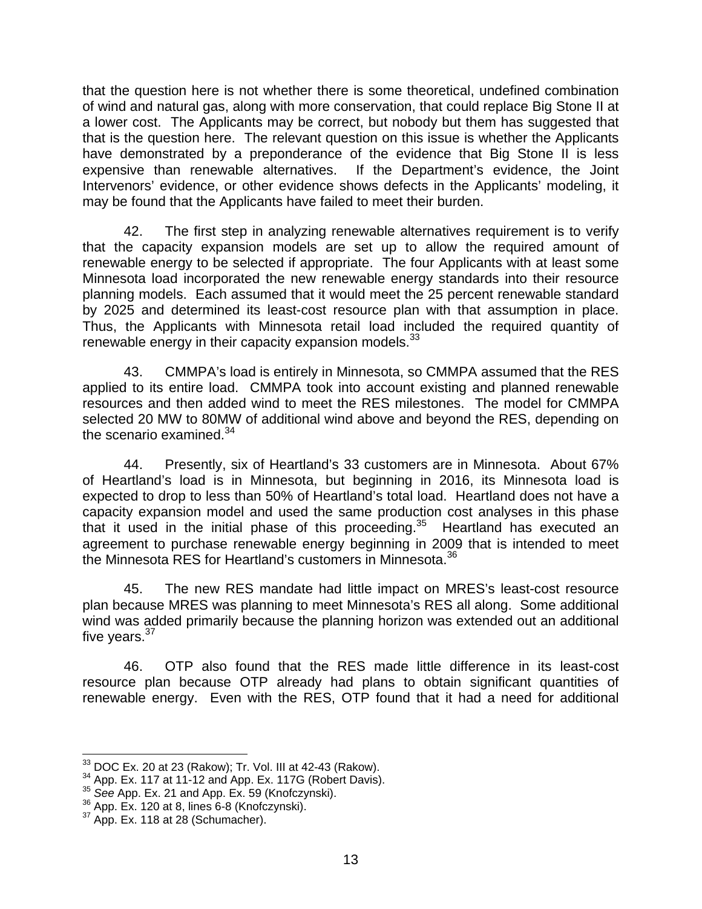that the question here is not whether there is some theoretical, undefined combination of wind and natural gas, along with more conservation, that could replace Big Stone II at a lower cost. The Applicants may be correct, but nobody but them has suggested that that is the question here. The relevant question on this issue is whether the Applicants have demonstrated by a preponderance of the evidence that Big Stone II is less expensive than renewable alternatives. If the Department's evidence, the Joint Intervenors' evidence, or other evidence shows defects in the Applicants' modeling, it may be found that the Applicants have failed to meet their burden.

42. The first step in analyzing renewable alternatives requirement is to verify that the capacity expansion models are set up to allow the required amount of renewable energy to be selected if appropriate. The four Applicants with at least some Minnesota load incorporated the new renewable energy standards into their resource planning models. Each assumed that it would meet the 25 percent renewable standard by 2025 and determined its least-cost resource plan with that assumption in place. Thus, the Applicants with Minnesota retail load included the required quantity of renewable energy in their capacity expansion models.[33]

43. CMMPA's load is entirely in Minnesota, so CMMPA assumed that the RES applied to its entire load. CMMPA took into account existing and planned renewable resources and then added wind to meet the RES milestones. The model for CMMPA selected 20 MW to 80MW of additional wind above and beyond the RES, depending on the scenario examined.[34]

44. Presently, six of Heartland's 33 customers are in Minnesota. About 67% of Heartland's load is in Minnesota, but beginning in 2016, its Minnesota load is expected to drop to less than 50% of Heartland's total load. Heartland does not have a capacity expansion model and used the same production cost analyses in this phase that it used in the initial phase of this proceeding.[35] Heartland has executed an agreement to purchase renewable energy beginning in 2009 that is intended to meet the Minnesota RES for Heartland's customers in Minnesota.[36]

45. The new RES mandate had little impact on MRES's least-cost resource plan because MRES was planning to meet Minnesota's RES all along. Some additional wind was added primarily because the planning horizon was extended out an additional five years.[37]

46. OTP also found that the RES made little difference in its least-cost resource plan because OTP already had plans to obtain significant quantities of renewable energy. Even with the RES, OTP found that it had a need for additional

---

[33] DOC Ex. 20 at 23 (Rakow); Tr. Vol. III at 42-43 (Rakow).
[34] App. Ex. 117 at 11-12 and App. Ex. 117G (Robert Davis).
[35] *See* App. Ex. 21 and App. Ex. 59 (Knofczynski).
[36] App. Ex. 120 at 8, lines 6-8 (Knofczynski).
[37] App. Ex. 118 at 28 (Schumacher).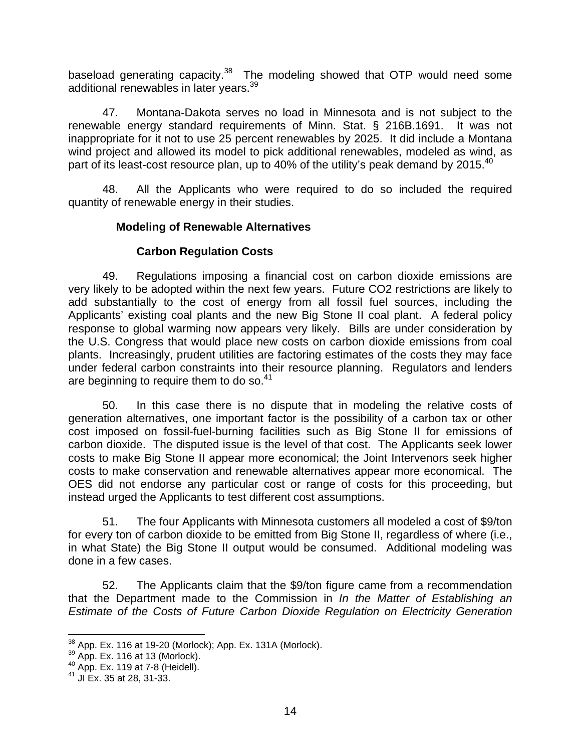baseload generating capacity.[38] The modeling showed that OTP would need some additional renewables in later years.[39]

47. Montana-Dakota serves no load in Minnesota and is not subject to the renewable energy standard requirements of Minn. Stat. § 216B.1691. It was not inappropriate for it not to use 25 percent renewables by 2025. It did include a Montana wind project and allowed its model to pick additional renewables, modeled as wind, as part of its least-cost resource plan, up to 40% of the utility's peak demand by 2015.[40]

48. All the Applicants who were required to do so included the required quantity of renewable energy in their studies.

### Modeling of Renewable Alternatives

#### Carbon Regulation Costs

49. Regulations imposing a financial cost on carbon dioxide emissions are very likely to be adopted within the next few years. Future CO2 restrictions are likely to add substantially to the cost of energy from all fossil fuel sources, including the Applicants' existing coal plants and the new Big Stone II coal plant. A federal policy response to global warming now appears very likely. Bills are under consideration by the U.S. Congress that would place new costs on carbon dioxide emissions from coal plants. Increasingly, prudent utilities are factoring estimates of the costs they may face under federal carbon constraints into their resource planning. Regulators and lenders are beginning to require them to do so.[41]

50. In this case there is no dispute that in modeling the relative costs of generation alternatives, one important factor is the possibility of a carbon tax or other cost imposed on fossil-fuel-burning facilities such as Big Stone II for emissions of carbon dioxide. The disputed issue is the level of that cost. The Applicants seek lower costs to make Big Stone II appear more economical; the Joint Intervenors seek higher costs to make conservation and renewable alternatives appear more economical. The OES did not endorse any particular cost or range of costs for this proceeding, but instead urged the Applicants to test different cost assumptions.

51. The four Applicants with Minnesota customers all modeled a cost of $9/ton for every ton of carbon dioxide to be emitted from Big Stone II, regardless of where (i.e., in what State) the Big Stone II output would be consumed. Additional modeling was done in a few cases.

52. The Applicants claim that the $9/ton figure came from a recommendation that the Department made to the Commission in *In the Matter of Establishing an Estimate of the Costs of Future Carbon Dioxide Regulation on Electricity Generation*

---

[38] App. Ex. 116 at 19-20 (Morlock); App. Ex. 131A (Morlock).

[39] App. Ex. 116 at 13 (Morlock).

[40] App. Ex. 119 at 7-8 (Heidell).

[41] JI Ex. 35 at 28, 31-33.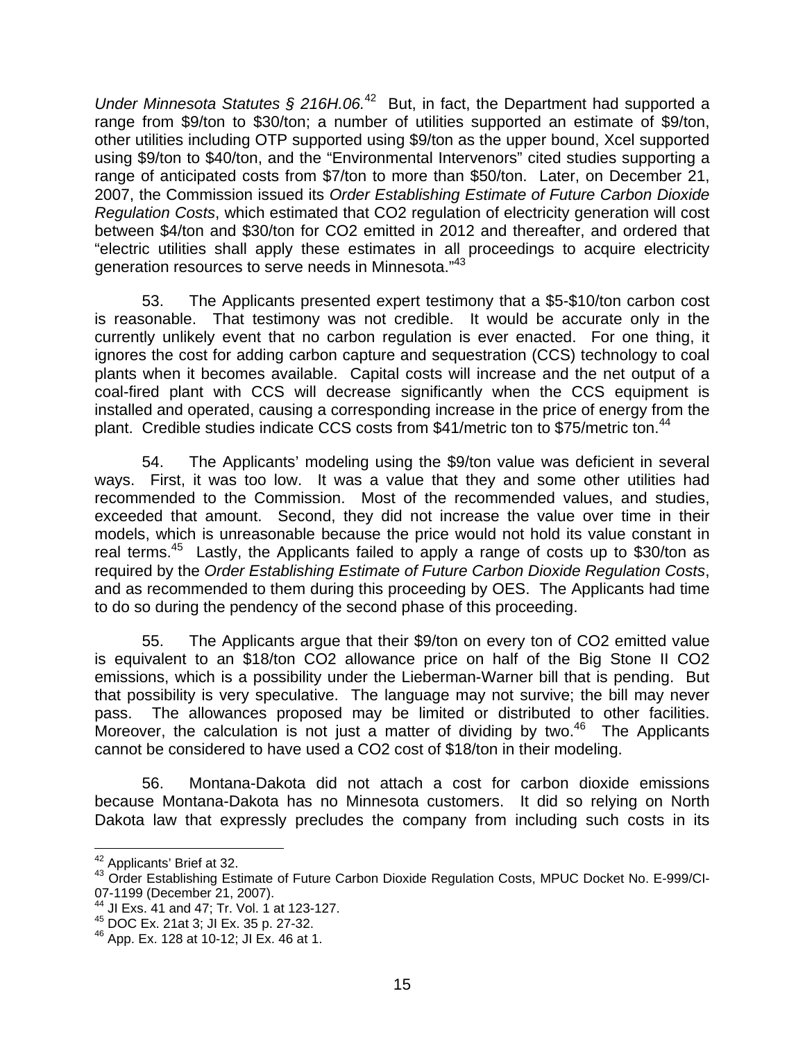*Under Minnesota Statutes § 216H.06.*[42] But, in fact, the Department had supported a range from \$9/ton to \$30/ton; a number of utilities supported an estimate of \$9/ton, other utilities including OTP supported using \$9/ton as the upper bound, Xcel supported using \$9/ton to \$40/ton, and the "Environmental Intervenors" cited studies supporting a range of anticipated costs from \$7/ton to more than \$50/ton. Later, on December 21, 2007, the Commission issued its *Order Establishing Estimate of Future Carbon Dioxide Regulation Costs*, which estimated that CO2 regulation of electricity generation will cost between \$4/ton and \$30/ton for CO2 emitted in 2012 and thereafter, and ordered that "electric utilities shall apply these estimates in all proceedings to acquire electricity generation resources to serve needs in Minnesota."[43]

53. The Applicants presented expert testimony that a \$5-\$10/ton carbon cost is reasonable. That testimony was not credible. It would be accurate only in the currently unlikely event that no carbon regulation is ever enacted. For one thing, it ignores the cost for adding carbon capture and sequestration (CCS) technology to coal plants when it becomes available. Capital costs will increase and the net output of a coal-fired plant with CCS will decrease significantly when the CCS equipment is installed and operated, causing a corresponding increase in the price of energy from the plant. Credible studies indicate CCS costs from \$41/metric ton to \$75/metric ton.[44]

54. The Applicants' modeling using the \$9/ton value was deficient in several ways. First, it was too low. It was a value that they and some other utilities had recommended to the Commission. Most of the recommended values, and studies, exceeded that amount. Second, they did not increase the value over time in their models, which is unreasonable because the price would not hold its value constant in real terms.[45] Lastly, the Applicants failed to apply a range of costs up to \$30/ton as required by the *Order Establishing Estimate of Future Carbon Dioxide Regulation Costs*, and as recommended to them during this proceeding by OES. The Applicants had time to do so during the pendency of the second phase of this proceeding.

55. The Applicants argue that their \$9/ton on every ton of CO2 emitted value is equivalent to an \$18/ton CO2 allowance price on half of the Big Stone II CO2 emissions, which is a possibility under the Lieberman-Warner bill that is pending. But that possibility is very speculative. The language may not survive; the bill may never pass. The allowances proposed may be limited or distributed to other facilities. Moreover, the calculation is not just a matter of dividing by two.[46] The Applicants cannot be considered to have used a CO2 cost of \$18/ton in their modeling.

56. Montana-Dakota did not attach a cost for carbon dioxide emissions because Montana-Dakota has no Minnesota customers. It did so relying on North Dakota law that expressly precludes the company from including such costs in its

---

[42] Applicants' Brief at 32.

[43] Order Establishing Estimate of Future Carbon Dioxide Regulation Costs, MPUC Docket No. E-999/CI-07-1199 (December 21, 2007).

[44] JI Exs. 41 and 47; Tr. Vol. 1 at 123-127.

[45] DOC Ex. 21at 3; JI Ex. 35 p. 27-32.

[46] App. Ex. 128 at 10-12; JI Ex. 46 at 1.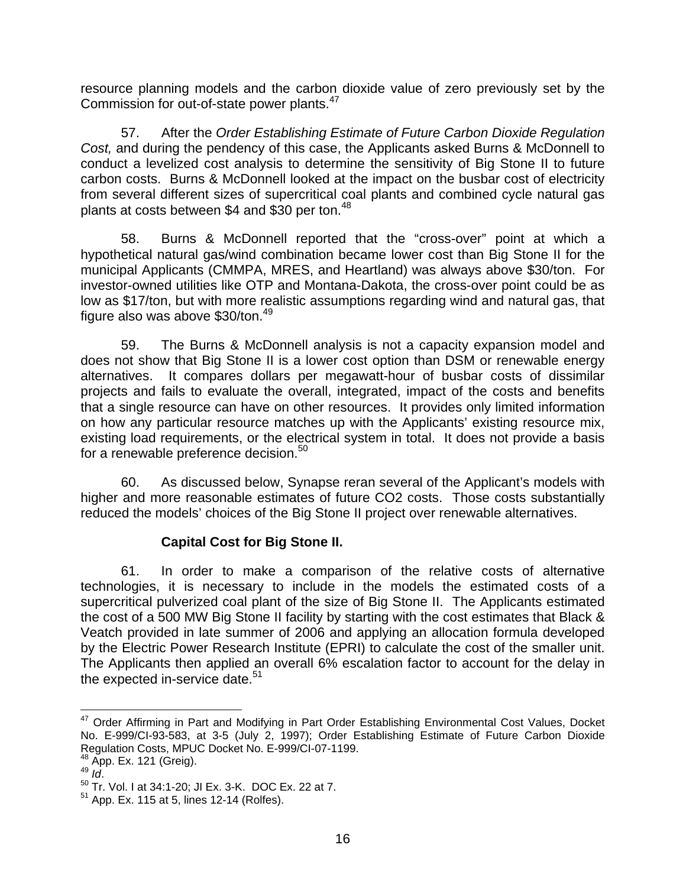resource planning models and the carbon dioxide value of zero previously set by the Commission for out-of-state power plants.[47]

57. After the *Order Establishing Estimate of Future Carbon Dioxide Regulation Cost,* and during the pendency of this case, the Applicants asked Burns & McDonnell to conduct a levelized cost analysis to determine the sensitivity of Big Stone II to future carbon costs. Burns & McDonnell looked at the impact on the busbar cost of electricity from several different sizes of supercritical coal plants and combined cycle natural gas plants at costs between \$4 and \$30 per ton.[48]

58. Burns & McDonnell reported that the "cross-over" point at which a hypothetical natural gas/wind combination became lower cost than Big Stone II for the municipal Applicants (CMMPA, MRES, and Heartland) was always above \$30/ton. For investor-owned utilities like OTP and Montana-Dakota, the cross-over point could be as low as \$17/ton, but with more realistic assumptions regarding wind and natural gas, that figure also was above \$30/ton.[49]

59. The Burns & McDonnell analysis is not a capacity expansion model and does not show that Big Stone II is a lower cost option than DSM or renewable energy alternatives. It compares dollars per megawatt-hour of busbar costs of dissimilar projects and fails to evaluate the overall, integrated, impact of the costs and benefits that a single resource can have on other resources. It provides only limited information on how any particular resource matches up with the Applicants' existing resource mix, existing load requirements, or the electrical system in total. It does not provide a basis for a renewable preference decision.[50]

60. As discussed below, Synapse reran several of the Applicant's models with higher and more reasonable estimates of future CO2 costs. Those costs substantially reduced the models' choices of the Big Stone II project over renewable alternatives.

**Capital Cost for Big Stone II.**

61. In order to make a comparison of the relative costs of alternative technologies, it is necessary to include in the models the estimated costs of a supercritical pulverized coal plant of the size of Big Stone II. The Applicants estimated the cost of a 500 MW Big Stone II facility by starting with the cost estimates that Black & Veatch provided in late summer of 2006 and applying an allocation formula developed by the Electric Power Research Institute (EPRI) to calculate the cost of the smaller unit. The Applicants then applied an overall 6% escalation factor to account for the delay in the expected in-service date.[51]

---

[47] Order Affirming in Part and Modifying in Part Order Establishing Environmental Cost Values, Docket No. E-999/CI-93-583, at 3-5 (July 2, 1997); Order Establishing Estimate of Future Carbon Dioxide Regulation Costs, MPUC Docket No. E-999/CI-07-1199.

[48] App. Ex. 121 (Greig).

[49] *Id*.

[50] Tr. Vol. I at 34:1-20; JI Ex. 3-K. DOC Ex. 22 at 7.

[51] App. Ex. 115 at 5, lines 12-14 (Rolfes).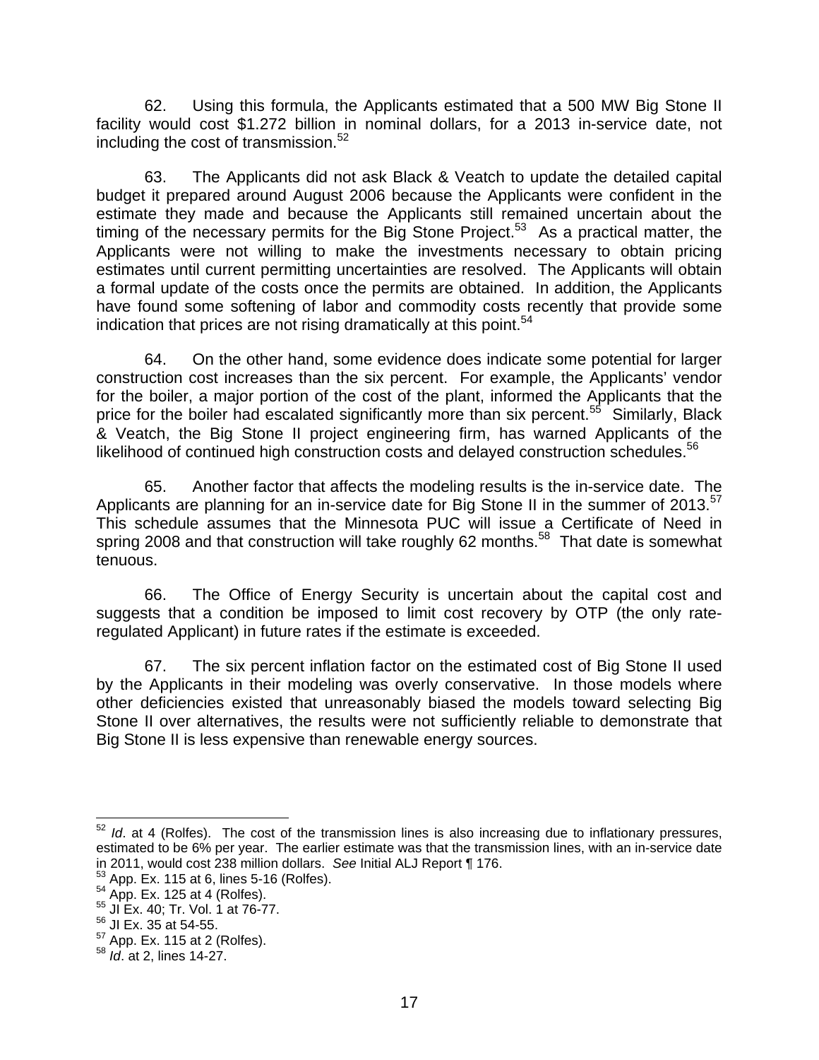62. Using this formula, the Applicants estimated that a 500 MW Big Stone II facility would cost $1.272 billion in nominal dollars, for a 2013 in-service date, not including the cost of transmission.[52]

63. The Applicants did not ask Black & Veatch to update the detailed capital budget it prepared around August 2006 because the Applicants were confident in the estimate they made and because the Applicants still remained uncertain about the timing of the necessary permits for the Big Stone Project.[53] As a practical matter, the Applicants were not willing to make the investments necessary to obtain pricing estimates until current permitting uncertainties are resolved. The Applicants will obtain a formal update of the costs once the permits are obtained. In addition, the Applicants have found some softening of labor and commodity costs recently that provide some indication that prices are not rising dramatically at this point.[54]

64. On the other hand, some evidence does indicate some potential for larger construction cost increases than the six percent. For example, the Applicants' vendor for the boiler, a major portion of the cost of the plant, informed the Applicants that the price for the boiler had escalated significantly more than six percent.[55] Similarly, Black & Veatch, the Big Stone II project engineering firm, has warned Applicants of the likelihood of continued high construction costs and delayed construction schedules.[56]

65. Another factor that affects the modeling results is the in-service date. The Applicants are planning for an in-service date for Big Stone II in the summer of 2013.[57] This schedule assumes that the Minnesota PUC will issue a Certificate of Need in spring 2008 and that construction will take roughly 62 months.[58] That date is somewhat tenuous.

66. The Office of Energy Security is uncertain about the capital cost and suggests that a condition be imposed to limit cost recovery by OTP (the only rate-regulated Applicant) in future rates if the estimate is exceeded.

67. The six percent inflation factor on the estimated cost of Big Stone II used by the Applicants in their modeling was overly conservative. In those models where other deficiencies existed that unreasonably biased the models toward selecting Big Stone II over alternatives, the results were not sufficiently reliable to demonstrate that Big Stone II is less expensive than renewable energy sources.

---

[52] *Id*. at 4 (Rolfes). The cost of the transmission lines is also increasing due to inflationary pressures, estimated to be 6% per year. The earlier estimate was that the transmission lines, with an in-service date in 2011, would cost 238 million dollars. *See* Initial ALJ Report ¶ 176.

[53] App. Ex. 115 at 6, lines 5-16 (Rolfes).

[54] App. Ex. 125 at 4 (Rolfes).

[55] JI Ex. 40; Tr. Vol. 1 at 76-77.

[56] JI Ex. 35 at 54-55.

[57] App. Ex. 115 at 2 (Rolfes).

[58] *Id*. at 2, lines 14-27.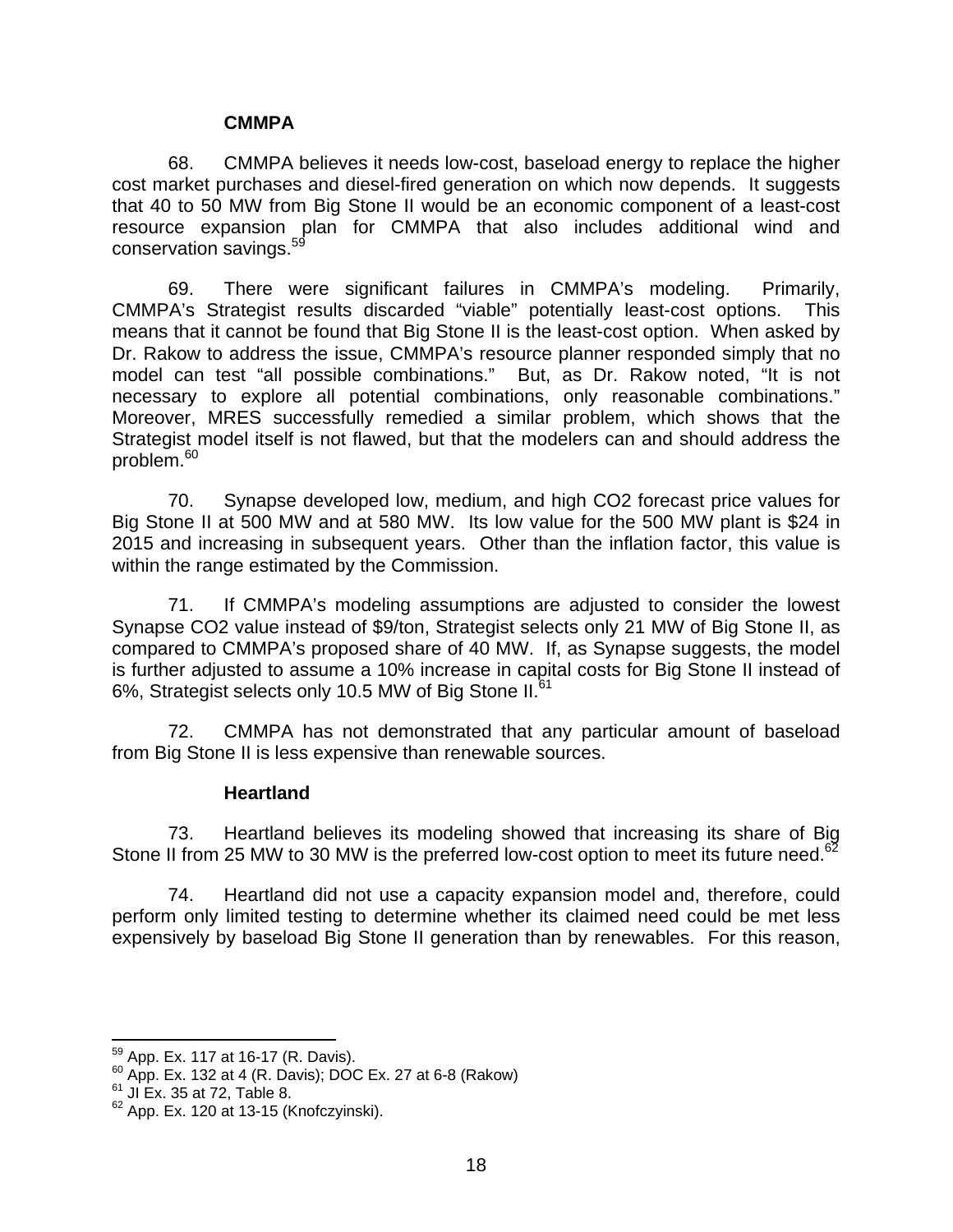### CMMPA

68. CMMPA believes it needs low-cost, baseload energy to replace the higher cost market purchases and diesel-fired generation on which now depends. It suggests that 40 to 50 MW from Big Stone II would be an economic component of a least-cost resource expansion plan for CMMPA that also includes additional wind and conservation savings.[59]

69. There were significant failures in CMMPA's modeling. Primarily, CMMPA's Strategist results discarded "viable" potentially least-cost options. This means that it cannot be found that Big Stone II is the least-cost option. When asked by Dr. Rakow to address the issue, CMMPA's resource planner responded simply that no model can test "all possible combinations." But, as Dr. Rakow noted, "It is not necessary to explore all potential combinations, only reasonable combinations." Moreover, MRES successfully remedied a similar problem, which shows that the Strategist model itself is not flawed, but that the modelers can and should address the problem.[60]

70. Synapse developed low, medium, and high CO2 forecast price values for Big Stone II at 500 MW and at 580 MW. Its low value for the 500 MW plant is $24 in 2015 and increasing in subsequent years. Other than the inflation factor, this value is within the range estimated by the Commission.

71. If CMMPA's modeling assumptions are adjusted to consider the lowest Synapse CO2 value instead of $9/ton, Strategist selects only 21 MW of Big Stone II, as compared to CMMPA's proposed share of 40 MW. If, as Synapse suggests, the model is further adjusted to assume a 10% increase in capital costs for Big Stone II instead of 6%, Strategist selects only 10.5 MW of Big Stone II.[61]

72. CMMPA has not demonstrated that any particular amount of baseload from Big Stone II is less expensive than renewable sources.

### Heartland

73. Heartland believes its modeling showed that increasing its share of Big Stone II from 25 MW to 30 MW is the preferred low-cost option to meet its future need.[62]

74. Heartland did not use a capacity expansion model and, therefore, could perform only limited testing to determine whether its claimed need could be met less expensively by baseload Big Stone II generation than by renewables. For this reason,

---

[59] App. Ex. 117 at 16-17 (R. Davis).

[60] App. Ex. 132 at 4 (R. Davis); DOC Ex. 27 at 6-8 (Rakow)

[61] JI Ex. 35 at 72, Table 8.

[62] App. Ex. 120 at 13-15 (Knofczyinski).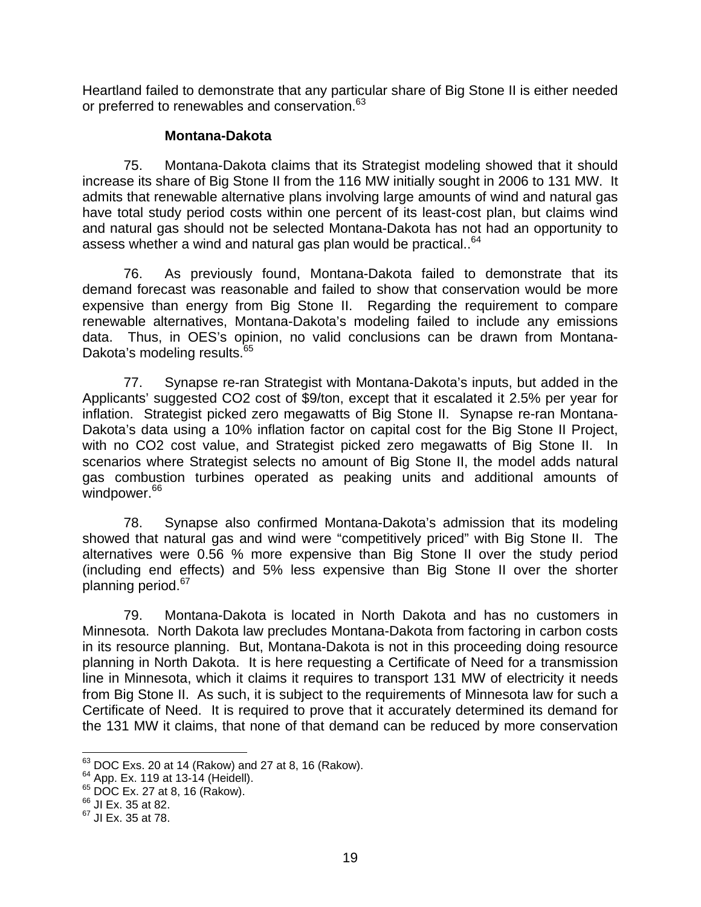Heartland failed to demonstrate that any particular share of Big Stone II is either needed or preferred to renewables and conservation.[63]

**Montana-Dakota**

75. Montana-Dakota claims that its Strategist modeling showed that it should increase its share of Big Stone II from the 116 MW initially sought in 2006 to 131 MW. It admits that renewable alternative plans involving large amounts of wind and natural gas have total study period costs within one percent of its least-cost plan, but claims wind and natural gas should not be selected Montana-Dakota has not had an opportunity to assess whether a wind and natural gas plan would be practical..[64]

76. As previously found, Montana-Dakota failed to demonstrate that its demand forecast was reasonable and failed to show that conservation would be more expensive than energy from Big Stone II. Regarding the requirement to compare renewable alternatives, Montana-Dakota's modeling failed to include any emissions data. Thus, in OES's opinion, no valid conclusions can be drawn from Montana-Dakota's modeling results.[65]

77. Synapse re-ran Strategist with Montana-Dakota's inputs, but added in the Applicants' suggested CO2 cost of $9/ton, except that it escalated it 2.5% per year for inflation. Strategist picked zero megawatts of Big Stone II. Synapse re-ran Montana-Dakota's data using a 10% inflation factor on capital cost for the Big Stone II Project, with no CO2 cost value, and Strategist picked zero megawatts of Big Stone II. In scenarios where Strategist selects no amount of Big Stone II, the model adds natural gas combustion turbines operated as peaking units and additional amounts of windpower.[66]

78. Synapse also confirmed Montana-Dakota's admission that its modeling showed that natural gas and wind were "competitively priced" with Big Stone II. The alternatives were 0.56 % more expensive than Big Stone II over the study period (including end effects) and 5% less expensive than Big Stone II over the shorter planning period.[67]

79. Montana-Dakota is located in North Dakota and has no customers in Minnesota. North Dakota law precludes Montana-Dakota from factoring in carbon costs in its resource planning. But, Montana-Dakota is not in this proceeding doing resource planning in North Dakota. It is here requesting a Certificate of Need for a transmission line in Minnesota, which it claims it requires to transport 131 MW of electricity it needs from Big Stone II. As such, it is subject to the requirements of Minnesota law for such a Certificate of Need. It is required to prove that it accurately determined its demand for the 131 MW it claims, that none of that demand can be reduced by more conservation

---

[63] DOC Exs. 20 at 14 (Rakow) and 27 at 8, 16 (Rakow).

[64] App. Ex. 119 at 13-14 (Heidell).

[65] DOC Ex. 27 at 8, 16 (Rakow).

[66] JI Ex. 35 at 82.

[67] JI Ex. 35 at 78.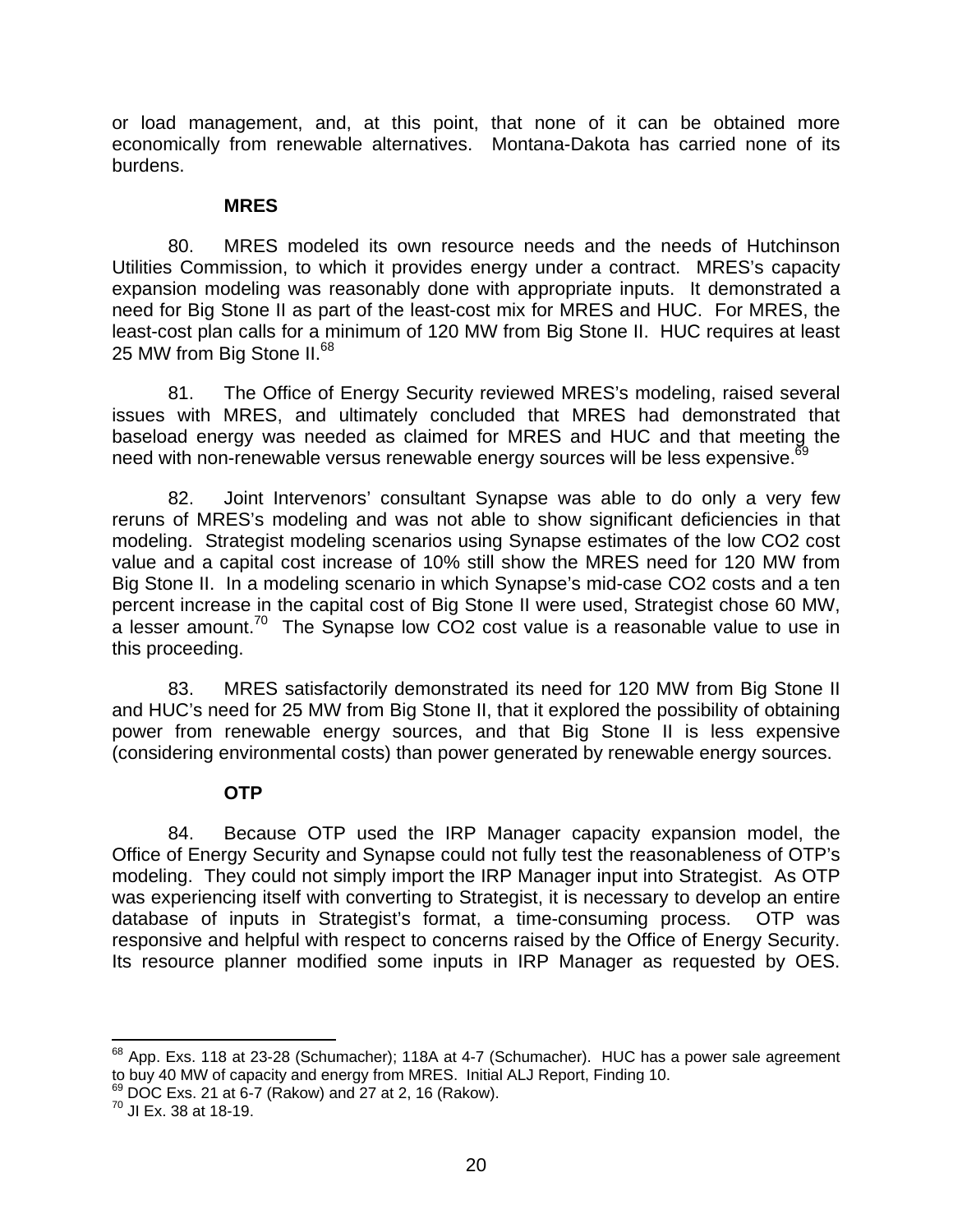or load management, and, at this point, that none of it can be obtained more economically from renewable alternatives. Montana-Dakota has carried none of its burdens.

**MRES**

80. MRES modeled its own resource needs and the needs of Hutchinson Utilities Commission, to which it provides energy under a contract. MRES's capacity expansion modeling was reasonably done with appropriate inputs. It demonstrated a need for Big Stone II as part of the least-cost mix for MRES and HUC. For MRES, the least-cost plan calls for a minimum of 120 MW from Big Stone II. HUC requires at least 25 MW from Big Stone II.[68]

81. The Office of Energy Security reviewed MRES's modeling, raised several issues with MRES, and ultimately concluded that MRES had demonstrated that baseload energy was needed as claimed for MRES and HUC and that meeting the need with non-renewable versus renewable energy sources will be less expensive.[69]

82. Joint Intervenors' consultant Synapse was able to do only a very few reruns of MRES's modeling and was not able to show significant deficiencies in that modeling. Strategist modeling scenarios using Synapse estimates of the low CO2 cost value and a capital cost increase of 10% still show the MRES need for 120 MW from Big Stone II. In a modeling scenario in which Synapse's mid-case CO2 costs and a ten percent increase in the capital cost of Big Stone II were used, Strategist chose 60 MW, a lesser amount.[70] The Synapse low CO2 cost value is a reasonable value to use in this proceeding.

83. MRES satisfactorily demonstrated its need for 120 MW from Big Stone II and HUC's need for 25 MW from Big Stone II, that it explored the possibility of obtaining power from renewable energy sources, and that Big Stone II is less expensive (considering environmental costs) than power generated by renewable energy sources.

**OTP**

84. Because OTP used the IRP Manager capacity expansion model, the Office of Energy Security and Synapse could not fully test the reasonableness of OTP's modeling. They could not simply import the IRP Manager input into Strategist. As OTP was experiencing itself with converting to Strategist, it is necessary to develop an entire database of inputs in Strategist's format, a time-consuming process. OTP was responsive and helpful with respect to concerns raised by the Office of Energy Security. Its resource planner modified some inputs in IRP Manager as requested by OES.

---

[68] App. Exs. 118 at 23-28 (Schumacher); 118A at 4-7 (Schumacher). HUC has a power sale agreement to buy 40 MW of capacity and energy from MRES. Initial ALJ Report, Finding 10.

[69] DOC Exs. 21 at 6-7 (Rakow) and 27 at 2, 16 (Rakow).

[70] JI Ex. 38 at 18-19.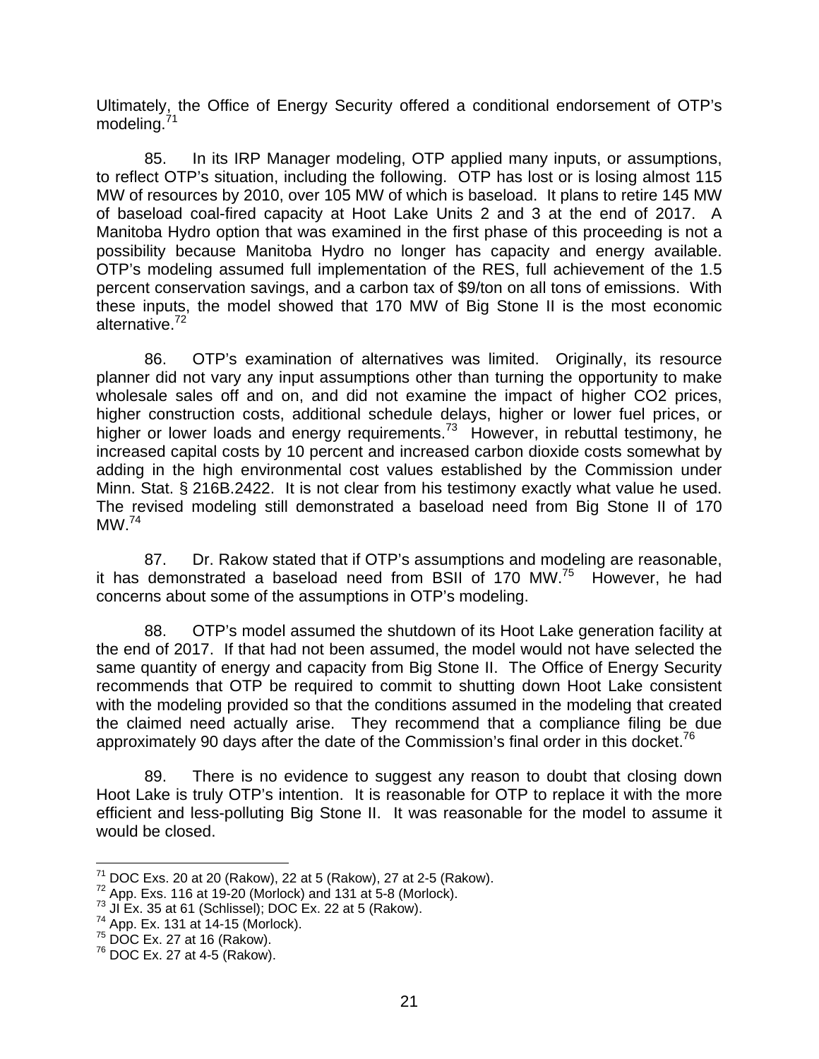Ultimately, the Office of Energy Security offered a conditional endorsement of OTP's modeling.[71]

85. In its IRP Manager modeling, OTP applied many inputs, or assumptions, to reflect OTP's situation, including the following. OTP has lost or is losing almost 115 MW of resources by 2010, over 105 MW of which is baseload. It plans to retire 145 MW of baseload coal-fired capacity at Hoot Lake Units 2 and 3 at the end of 2017. A Manitoba Hydro option that was examined in the first phase of this proceeding is not a possibility because Manitoba Hydro no longer has capacity and energy available. OTP's modeling assumed full implementation of the RES, full achievement of the 1.5 percent conservation savings, and a carbon tax of $9/ton on all tons of emissions. With these inputs, the model showed that 170 MW of Big Stone II is the most economic alternative.[72]

86. OTP's examination of alternatives was limited. Originally, its resource planner did not vary any input assumptions other than turning the opportunity to make wholesale sales off and on, and did not examine the impact of higher CO2 prices, higher construction costs, additional schedule delays, higher or lower fuel prices, or higher or lower loads and energy requirements.[73] However, in rebuttal testimony, he increased capital costs by 10 percent and increased carbon dioxide costs somewhat by adding in the high environmental cost values established by the Commission under Minn. Stat. § 216B.2422. It is not clear from his testimony exactly what value he used. The revised modeling still demonstrated a baseload need from Big Stone II of 170 MW.[74]

87. Dr. Rakow stated that if OTP's assumptions and modeling are reasonable, it has demonstrated a baseload need from BSII of 170 MW.[75] However, he had concerns about some of the assumptions in OTP's modeling.

88. OTP's model assumed the shutdown of its Hoot Lake generation facility at the end of 2017. If that had not been assumed, the model would not have selected the same quantity of energy and capacity from Big Stone II. The Office of Energy Security recommends that OTP be required to commit to shutting down Hoot Lake consistent with the modeling provided so that the conditions assumed in the modeling that created the claimed need actually arise. They recommend that a compliance filing be due approximately 90 days after the date of the Commission's final order in this docket.[76]

89. There is no evidence to suggest any reason to doubt that closing down Hoot Lake is truly OTP's intention. It is reasonable for OTP to replace it with the more efficient and less-polluting Big Stone II. It was reasonable for the model to assume it would be closed.

---

[71] DOC Exs. 20 at 20 (Rakow), 22 at 5 (Rakow), 27 at 2-5 (Rakow).
[72] App. Exs. 116 at 19-20 (Morlock) and 131 at 5-8 (Morlock).
[73] JI Ex. 35 at 61 (Schlissel); DOC Ex. 22 at 5 (Rakow).
[74] App. Ex. 131 at 14-15 (Morlock).
[75] DOC Ex. 27 at 16 (Rakow).
[76] DOC Ex. 27 at 4-5 (Rakow).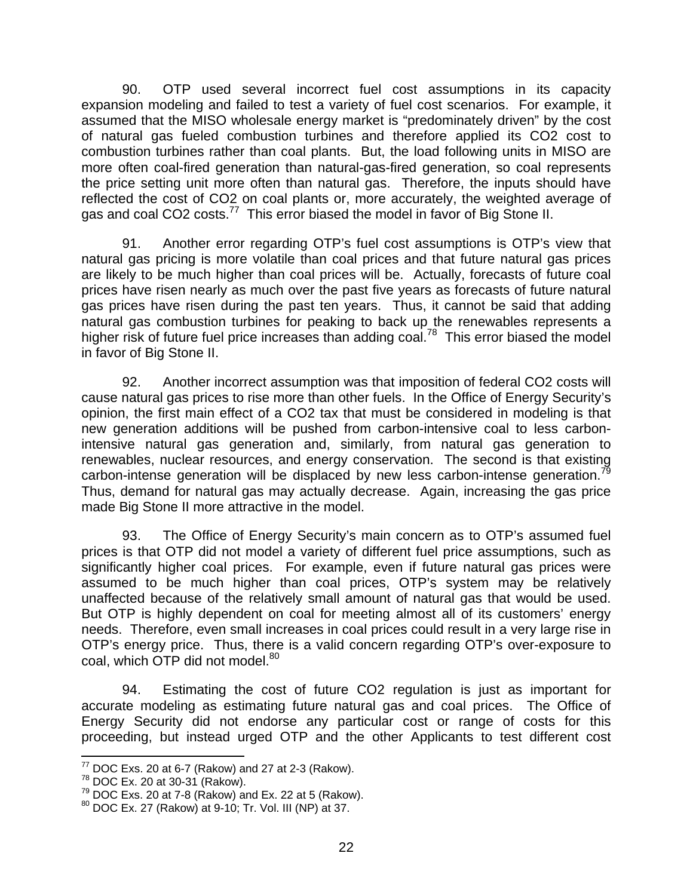90. OTP used several incorrect fuel cost assumptions in its capacity expansion modeling and failed to test a variety of fuel cost scenarios. For example, it assumed that the MISO wholesale energy market is "predominately driven" by the cost of natural gas fueled combustion turbines and therefore applied its $CO_2$ cost to combustion turbines rather than coal plants. But, the load following units in MISO are more often coal-fired generation than natural-gas-fired generation, so coal represents the price setting unit more often than natural gas. Therefore, the inputs should have reflected the cost of $CO_2$ on coal plants or, more accurately, the weighted average of gas and coal $CO_2$ costs.[77] This error biased the model in favor of Big Stone II.

91. Another error regarding OTP's fuel cost assumptions is OTP's view that natural gas pricing is more volatile than coal prices and that future natural gas prices are likely to be much higher than coal prices will be. Actually, forecasts of future coal prices have risen nearly as much over the past five years as forecasts of future natural gas prices have risen during the past ten years. Thus, it cannot be said that adding natural gas combustion turbines for peaking to back up the renewables represents a higher risk of future fuel price increases than adding coal.[78] This error biased the model in favor of Big Stone II.

92. Another incorrect assumption was that imposition of federal $CO_2$ costs will cause natural gas prices to rise more than other fuels. In the Office of Energy Security's opinion, the first main effect of a $CO_2$ tax that must be considered in modeling is that new generation additions will be pushed from carbon-intensive coal to less carbon-intensive natural gas generation and, similarly, from natural gas generation to renewables, nuclear resources, and energy conservation. The second is that existing carbon-intense generation will be displaced by new less carbon-intense generation.[79] Thus, demand for natural gas may actually decrease. Again, increasing the gas price made Big Stone II more attractive in the model.

93. The Office of Energy Security's main concern as to OTP's assumed fuel prices is that OTP did not model a variety of different fuel price assumptions, such as significantly higher coal prices. For example, even if future natural gas prices were assumed to be much higher than coal prices, OTP's system may be relatively unaffected because of the relatively small amount of natural gas that would be used. But OTP is highly dependent on coal for meeting almost all of its customers' energy needs. Therefore, even small increases in coal prices could result in a very large rise in OTP's energy price. Thus, there is a valid concern regarding OTP's over-exposure to coal, which OTP did not model.[80]

94. Estimating the cost of future $CO_2$ regulation is just as important for accurate modeling as estimating future natural gas and coal prices. The Office of Energy Security did not endorse any particular cost or range of costs for this proceeding, but instead urged OTP and the other Applicants to test different cost

---

[77] DOC Exs. 20 at 6-7 (Rakow) and 27 at 2-3 (Rakow).
[78] DOC Ex. 20 at 30-31 (Rakow).
[79] DOC Exs. 20 at 7-8 (Rakow) and Ex. 22 at 5 (Rakow).
[80] DOC Ex. 27 (Rakow) at 9-10; Tr. Vol. III (NP) at 37.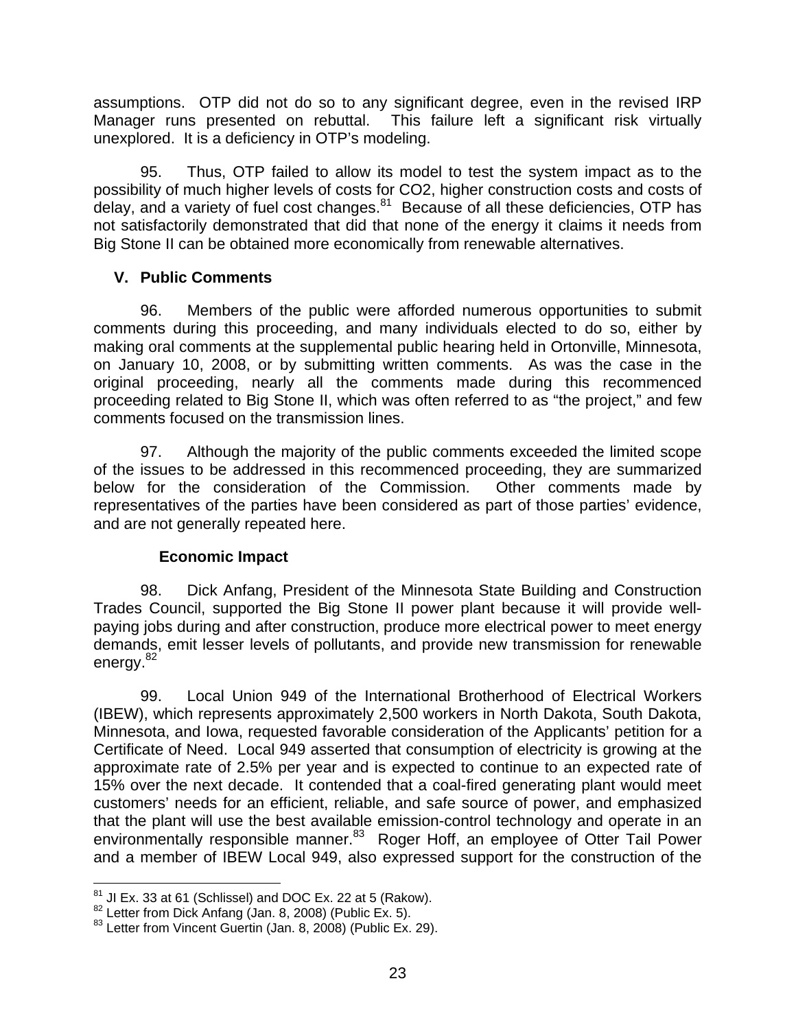assumptions. OTP did not do so to any significant degree, even in the revised IRP Manager runs presented on rebuttal. This failure left a significant risk virtually unexplored. It is a deficiency in OTP's modeling.

95. Thus, OTP failed to allow its model to test the system impact as to the possibility of much higher levels of costs for CO2, higher construction costs and costs of delay, and a variety of fuel cost changes.[81] Because of all these deficiencies, OTP has not satisfactorily demonstrated that did that none of the energy it claims it needs from Big Stone II can be obtained more economically from renewable alternatives.

## V. Public Comments

96. Members of the public were afforded numerous opportunities to submit comments during this proceeding, and many individuals elected to do so, either by making oral comments at the supplemental public hearing held in Ortonville, Minnesota, on January 10, 2008, or by submitting written comments. As was the case in the original proceeding, nearly all the comments made during this recommenced proceeding related to Big Stone II, which was often referred to as "the project," and few comments focused on the transmission lines.

97. Although the majority of the public comments exceeded the limited scope of the issues to be addressed in this recommenced proceeding, they are summarized below for the consideration of the Commission. Other comments made by representatives of the parties have been considered as part of those parties' evidence, and are not generally repeated here.

### Economic Impact

98. Dick Anfang, President of the Minnesota State Building and Construction Trades Council, supported the Big Stone II power plant because it will provide well-paying jobs during and after construction, produce more electrical power to meet energy demands, emit lesser levels of pollutants, and provide new transmission for renewable energy.[82]

99. Local Union 949 of the International Brotherhood of Electrical Workers (IBEW), which represents approximately 2,500 workers in North Dakota, South Dakota, Minnesota, and Iowa, requested favorable consideration of the Applicants' petition for a Certificate of Need. Local 949 asserted that consumption of electricity is growing at the approximate rate of 2.5% per year and is expected to continue to an expected rate of 15% over the next decade. It contended that a coal-fired generating plant would meet customers' needs for an efficient, reliable, and safe source of power, and emphasized that the plant will use the best available emission-control technology and operate in an environmentally responsible manner.[83] Roger Hoff, an employee of Otter Tail Power and a member of IBEW Local 949, also expressed support for the construction of the

---

[81] JI Ex. 33 at 61 (Schlissel) and DOC Ex. 22 at 5 (Rakow).

[82] Letter from Dick Anfang (Jan. 8, 2008) (Public Ex. 5).

[83] Letter from Vincent Guertin (Jan. 8, 2008) (Public Ex. 29).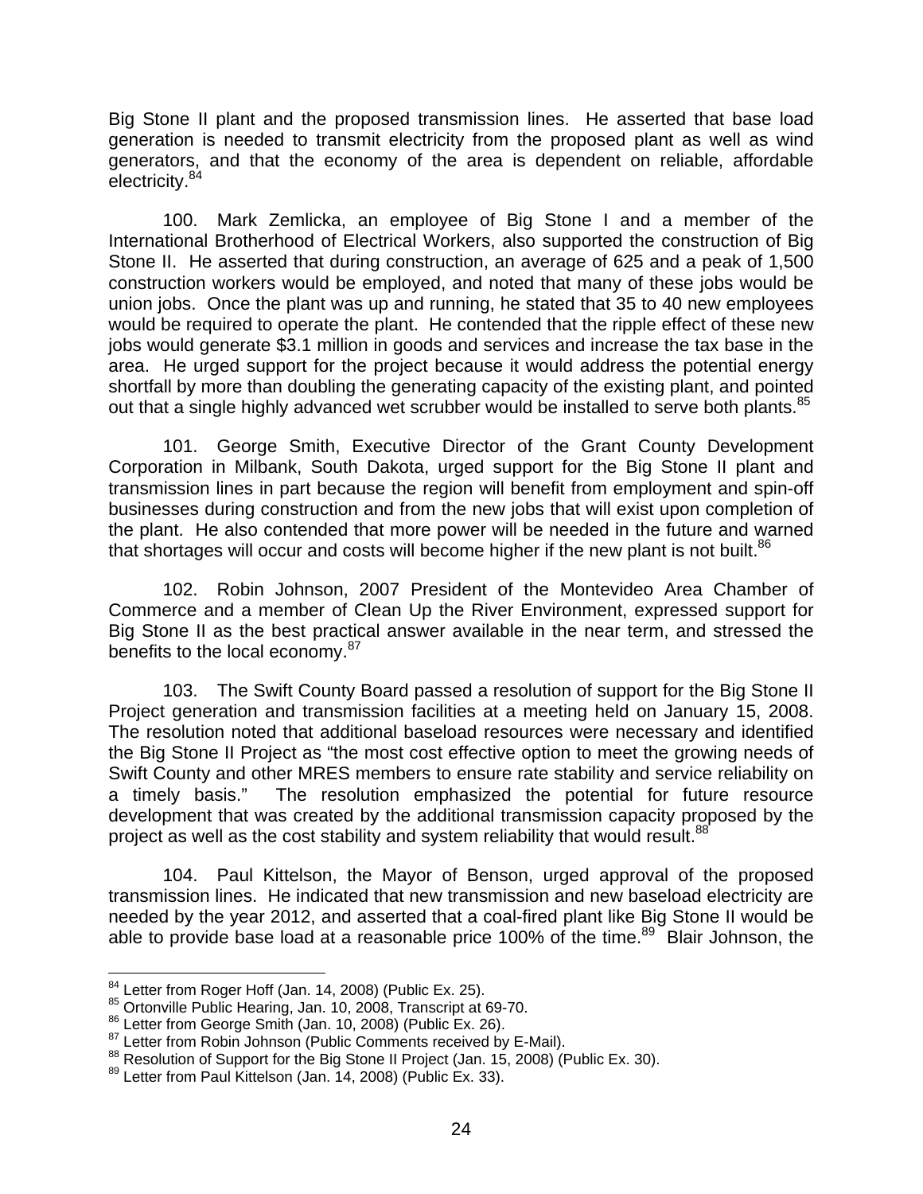Big Stone II plant and the proposed transmission lines. He asserted that base load generation is needed to transmit electricity from the proposed plant as well as wind generators, and that the economy of the area is dependent on reliable, affordable electricity.[84]

100. Mark Zemlicka, an employee of Big Stone I and a member of the International Brotherhood of Electrical Workers, also supported the construction of Big Stone II. He asserted that during construction, an average of 625 and a peak of 1,500 construction workers would be employed, and noted that many of these jobs would be union jobs. Once the plant was up and running, he stated that 35 to 40 new employees would be required to operate the plant. He contended that the ripple effect of these new jobs would generate $3.1 million in goods and services and increase the tax base in the area. He urged support for the project because it would address the potential energy shortfall by more than doubling the generating capacity of the existing plant, and pointed out that a single highly advanced wet scrubber would be installed to serve both plants.[85]

101. George Smith, Executive Director of the Grant County Development Corporation in Milbank, South Dakota, urged support for the Big Stone II plant and transmission lines in part because the region will benefit from employment and spin-off businesses during construction and from the new jobs that will exist upon completion of the plant. He also contended that more power will be needed in the future and warned that shortages will occur and costs will become higher if the new plant is not built.[86]

102. Robin Johnson, 2007 President of the Montevideo Area Chamber of Commerce and a member of Clean Up the River Environment, expressed support for Big Stone II as the best practical answer available in the near term, and stressed the benefits to the local economy.[87]

103. The Swift County Board passed a resolution of support for the Big Stone II Project generation and transmission facilities at a meeting held on January 15, 2008. The resolution noted that additional baseload resources were necessary and identified the Big Stone II Project as "the most cost effective option to meet the growing needs of Swift County and other MRES members to ensure rate stability and service reliability on a timely basis." The resolution emphasized the potential for future resource development that was created by the additional transmission capacity proposed by the project as well as the cost stability and system reliability that would result.[88]

104. Paul Kittelson, the Mayor of Benson, urged approval of the proposed transmission lines. He indicated that new transmission and new baseload electricity are needed by the year 2012, and asserted that a coal-fired plant like Big Stone II would be able to provide base load at a reasonable price 100% of the time.[89] Blair Johnson, the

---

[84] Letter from Roger Hoff (Jan. 14, 2008) (Public Ex. 25).
[85] Ortonville Public Hearing, Jan. 10, 2008, Transcript at 69-70.
[86] Letter from George Smith (Jan. 10, 2008) (Public Ex. 26).
[87] Letter from Robin Johnson (Public Comments received by E-Mail).
[88] Resolution of Support for the Big Stone II Project (Jan. 15, 2008) (Public Ex. 30).
[89] Letter from Paul Kittelson (Jan. 14, 2008) (Public Ex. 33).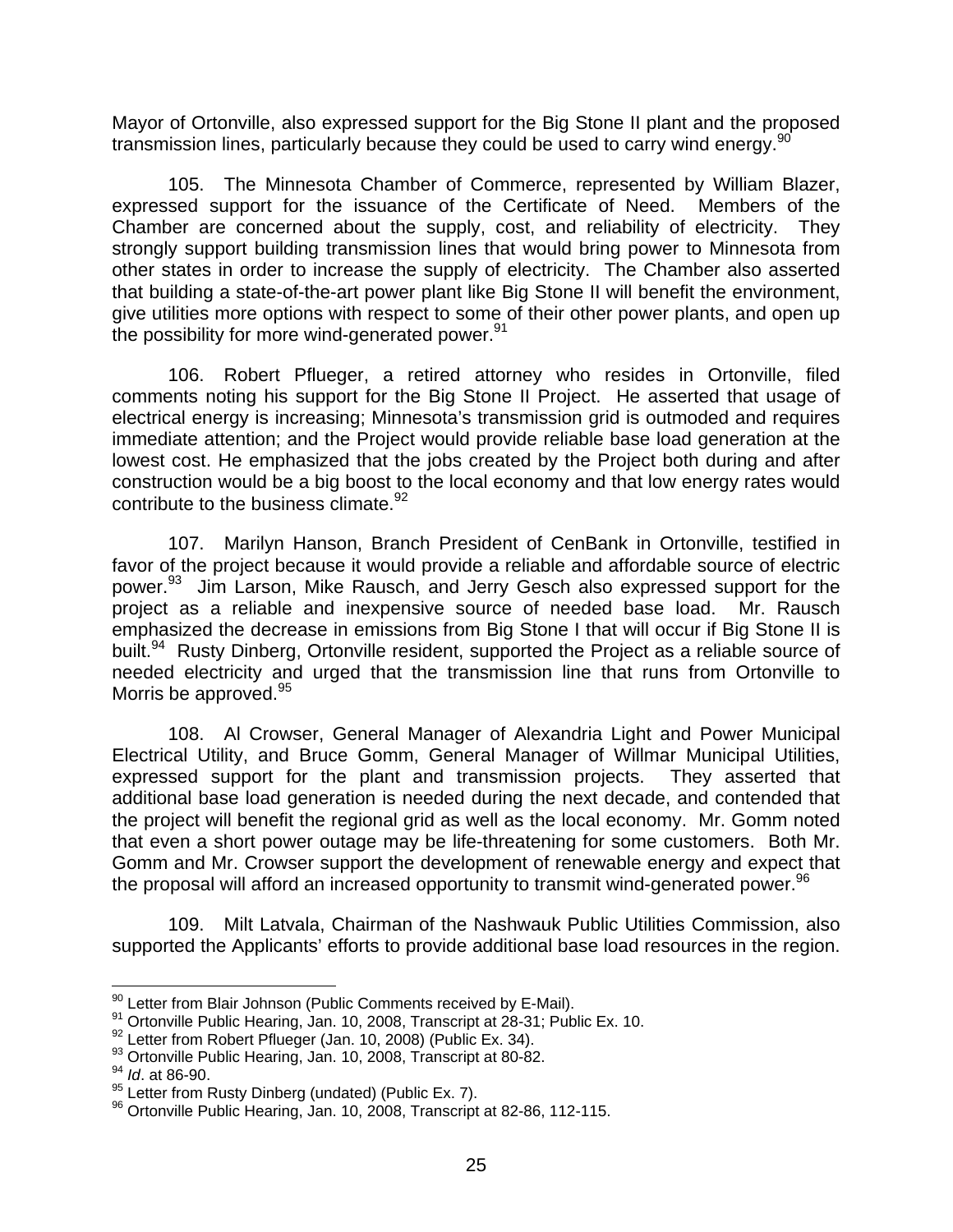Mayor of Ortonville, also expressed support for the Big Stone II plant and the proposed transmission lines, particularly because they could be used to carry wind energy.[90]

105. The Minnesota Chamber of Commerce, represented by William Blazer, expressed support for the issuance of the Certificate of Need. Members of the Chamber are concerned about the supply, cost, and reliability of electricity. They strongly support building transmission lines that would bring power to Minnesota from other states in order to increase the supply of electricity. The Chamber also asserted that building a state-of-the-art power plant like Big Stone II will benefit the environment, give utilities more options with respect to some of their other power plants, and open up the possibility for more wind-generated power.[91]

106. Robert Pflueger, a retired attorney who resides in Ortonville, filed comments noting his support for the Big Stone II Project. He asserted that usage of electrical energy is increasing; Minnesota's transmission grid is outmoded and requires immediate attention; and the Project would provide reliable base load generation at the lowest cost. He emphasized that the jobs created by the Project both during and after construction would be a big boost to the local economy and that low energy rates would contribute to the business climate.[92]

107. Marilyn Hanson, Branch President of CenBank in Ortonville, testified in favor of the project because it would provide a reliable and affordable source of electric power.[93] Jim Larson, Mike Rausch, and Jerry Gesch also expressed support for the project as a reliable and inexpensive source of needed base load. Mr. Rausch emphasized the decrease in emissions from Big Stone I that will occur if Big Stone II is built.[94] Rusty Dinberg, Ortonville resident, supported the Project as a reliable source of needed electricity and urged that the transmission line that runs from Ortonville to Morris be approved.[95]

108. Al Crowser, General Manager of Alexandria Light and Power Municipal Electrical Utility, and Bruce Gomm, General Manager of Willmar Municipal Utilities, expressed support for the plant and transmission projects. They asserted that additional base load generation is needed during the next decade, and contended that the project will benefit the regional grid as well as the local economy. Mr. Gomm noted that even a short power outage may be life-threatening for some customers. Both Mr. Gomm and Mr. Crowser support the development of renewable energy and expect that the proposal will afford an increased opportunity to transmit wind-generated power.[96]

109. Milt Latvala, Chairman of the Nashwauk Public Utilities Commission, also supported the Applicants' efforts to provide additional base load resources in the region.

---

[90] Letter from Blair Johnson (Public Comments received by E-Mail).

[91] Ortonville Public Hearing, Jan. 10, 2008, Transcript at 28-31; Public Ex. 10.

[92] Letter from Robert Pflueger (Jan. 10, 2008) (Public Ex. 34).

[93] Ortonville Public Hearing, Jan. 10, 2008, Transcript at 80-82.

[94] *Id*. at 86-90.

[95] Letter from Rusty Dinberg (undated) (Public Ex. 7).

[96] Ortonville Public Hearing, Jan. 10, 2008, Transcript at 82-86, 112-115.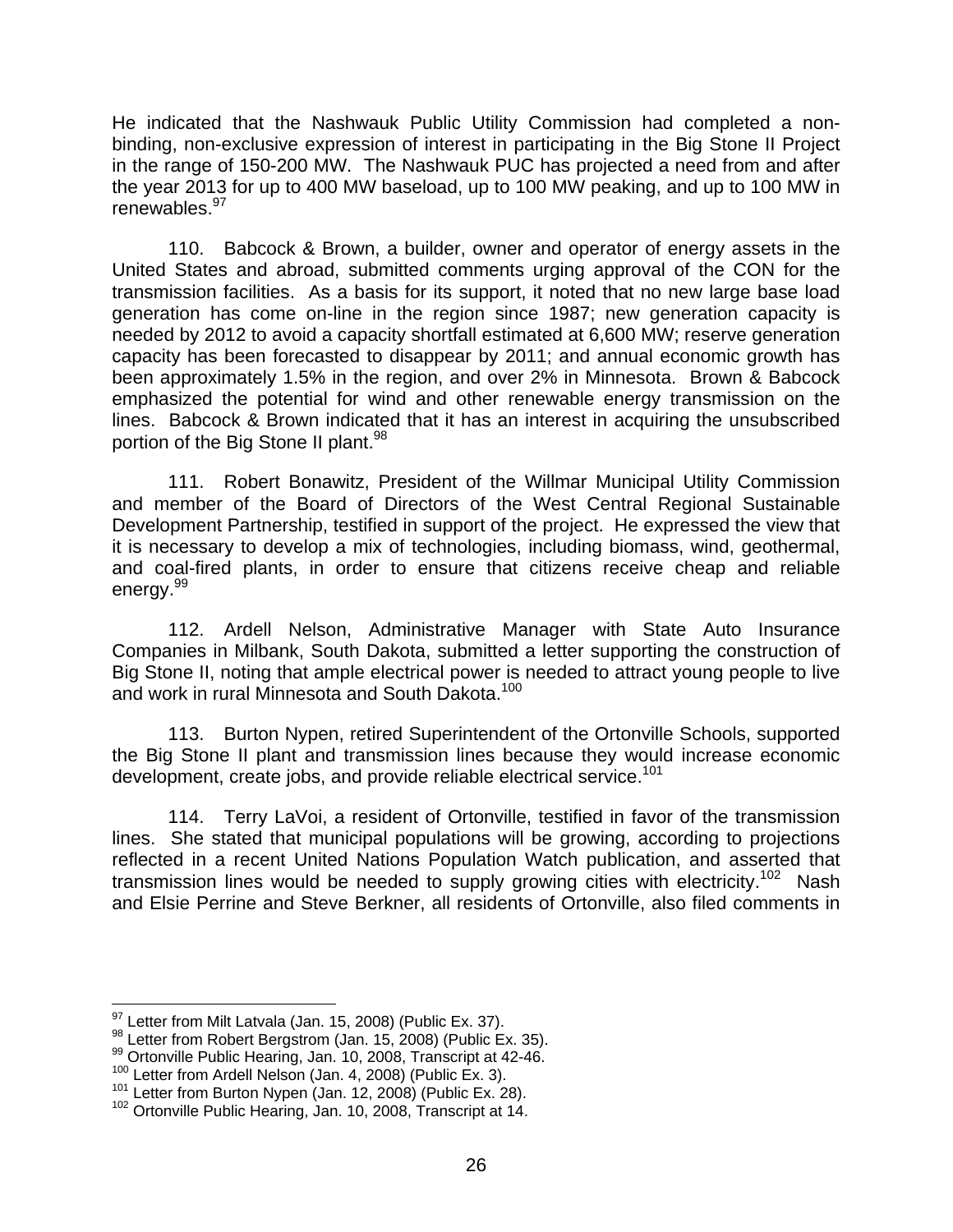He indicated that the Nashwauk Public Utility Commission had completed a non-binding, non-exclusive expression of interest in participating in the Big Stone II Project in the range of 150-200 MW. The Nashwauk PUC has projected a need from and after the year 2013 for up to 400 MW baseload, up to 100 MW peaking, and up to 100 MW in renewables.[97]

110. Babcock & Brown, a builder, owner and operator of energy assets in the United States and abroad, submitted comments urging approval of the CON for the transmission facilities. As a basis for its support, it noted that no new large base load generation has come on-line in the region since 1987; new generation capacity is needed by 2012 to avoid a capacity shortfall estimated at 6,600 MW; reserve generation capacity has been forecasted to disappear by 2011; and annual economic growth has been approximately 1.5% in the region, and over 2% in Minnesota. Brown & Babcock emphasized the potential for wind and other renewable energy transmission on the lines. Babcock & Brown indicated that it has an interest in acquiring the unsubscribed portion of the Big Stone II plant.[98]

111. Robert Bonawitz, President of the Willmar Municipal Utility Commission and member of the Board of Directors of the West Central Regional Sustainable Development Partnership, testified in support of the project. He expressed the view that it is necessary to develop a mix of technologies, including biomass, wind, geothermal, and coal-fired plants, in order to ensure that citizens receive cheap and reliable energy.[99]

112. Ardell Nelson, Administrative Manager with State Auto Insurance Companies in Milbank, South Dakota, submitted a letter supporting the construction of Big Stone II, noting that ample electrical power is needed to attract young people to live and work in rural Minnesota and South Dakota.[100]

113. Burton Nypen, retired Superintendent of the Ortonville Schools, supported the Big Stone II plant and transmission lines because they would increase economic development, create jobs, and provide reliable electrical service.[101]

114. Terry LaVoi, a resident of Ortonville, testified in favor of the transmission lines. She stated that municipal populations will be growing, according to projections reflected in a recent United Nations Population Watch publication, and asserted that transmission lines would be needed to supply growing cities with electricity.[102] Nash and Elsie Perrine and Steve Berkner, all residents of Ortonville, also filed comments in

---

[97] Letter from Milt Latvala (Jan. 15, 2008) (Public Ex. 37).
[98] Letter from Robert Bergstrom (Jan. 15, 2008) (Public Ex. 35).
[99] Ortonville Public Hearing, Jan. 10, 2008, Transcript at 42-46.
[100] Letter from Ardell Nelson (Jan. 4, 2008) (Public Ex. 3).
[101] Letter from Burton Nypen (Jan. 12, 2008) (Public Ex. 28).
[102] Ortonville Public Hearing, Jan. 10, 2008, Transcript at 14.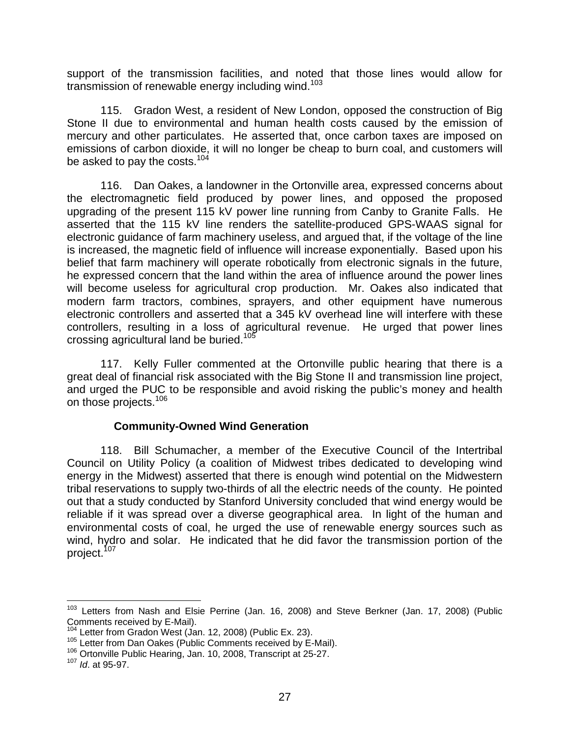support of the transmission facilities, and noted that those lines would allow for transmission of renewable energy including wind.[103]

115. Gradon West, a resident of New London, opposed the construction of Big Stone II due to environmental and human health costs caused by the emission of mercury and other particulates. He asserted that, once carbon taxes are imposed on emissions of carbon dioxide, it will no longer be cheap to burn coal, and customers will be asked to pay the costs.[104]

116. Dan Oakes, a landowner in the Ortonville area, expressed concerns about the electromagnetic field produced by power lines, and opposed the proposed upgrading of the present 115 kV power line running from Canby to Granite Falls. He asserted that the 115 kV line renders the satellite-produced GPS-WAAS signal for electronic guidance of farm machinery useless, and argued that, if the voltage of the line is increased, the magnetic field of influence will increase exponentially. Based upon his belief that farm machinery will operate robotically from electronic signals in the future, he expressed concern that the land within the area of influence around the power lines will become useless for agricultural crop production. Mr. Oakes also indicated that modern farm tractors, combines, sprayers, and other equipment have numerous electronic controllers and asserted that a 345 kV overhead line will interfere with these controllers, resulting in a loss of agricultural revenue. He urged that power lines crossing agricultural land be buried.[105]

117. Kelly Fuller commented at the Ortonville public hearing that there is a great deal of financial risk associated with the Big Stone II and transmission line project, and urged the PUC to be responsible and avoid risking the public's money and health on those projects.[106]

**Community-Owned Wind Generation**

118. Bill Schumacher, a member of the Executive Council of the Intertribal Council on Utility Policy (a coalition of Midwest tribes dedicated to developing wind energy in the Midwest) asserted that there is enough wind potential on the Midwestern tribal reservations to supply two-thirds of all the electric needs of the county. He pointed out that a study conducted by Stanford University concluded that wind energy would be reliable if it was spread over a diverse geographical area. In light of the human and environmental costs of coal, he urged the use of renewable energy sources such as wind, hydro and solar. He indicated that he did favor the transmission portion of the project.[107]

---

[103] Letters from Nash and Elsie Perrine (Jan. 16, 2008) and Steve Berkner (Jan. 17, 2008) (Public Comments received by E-Mail).

[104] Letter from Gradon West (Jan. 12, 2008) (Public Ex. 23).

[105] Letter from Dan Oakes (Public Comments received by E-Mail).

[106] Ortonville Public Hearing, Jan. 10, 2008, Transcript at 25-27.

[107] *Id*. at 95-97.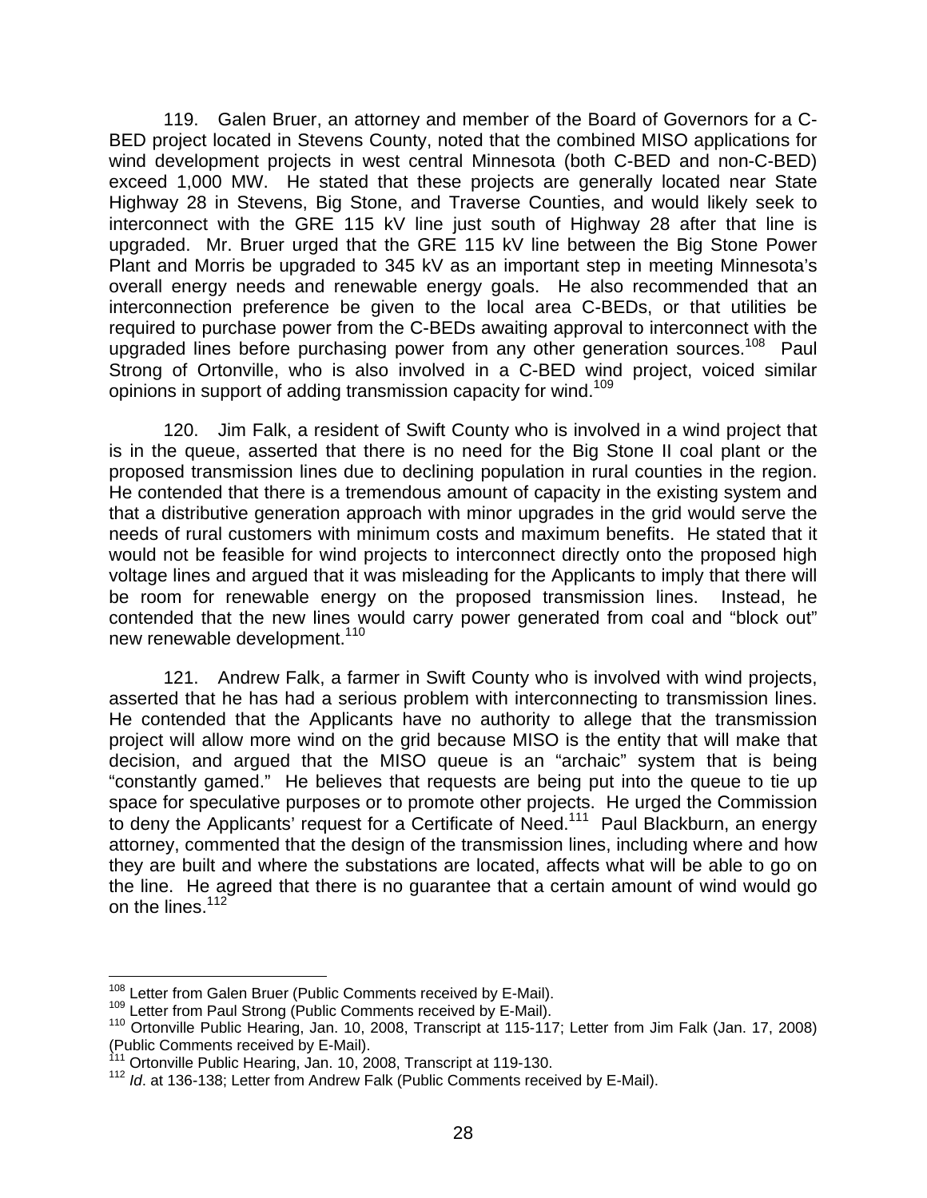119. Galen Bruer, an attorney and member of the Board of Governors for a C-BED project located in Stevens County, noted that the combined MISO applications for wind development projects in west central Minnesota (both C-BED and non-C-BED) exceed 1,000 MW. He stated that these projects are generally located near State Highway 28 in Stevens, Big Stone, and Traverse Counties, and would likely seek to interconnect with the GRE 115 kV line just south of Highway 28 after that line is upgraded. Mr. Bruer urged that the GRE 115 kV line between the Big Stone Power Plant and Morris be upgraded to 345 kV as an important step in meeting Minnesota's overall energy needs and renewable energy goals. He also recommended that an interconnection preference be given to the local area C-BEDs, or that utilities be required to purchase power from the C-BEDs awaiting approval to interconnect with the upgraded lines before purchasing power from any other generation sources.[108] Paul Strong of Ortonville, who is also involved in a C-BED wind project, voiced similar opinions in support of adding transmission capacity for wind.[109]

120. Jim Falk, a resident of Swift County who is involved in a wind project that is in the queue, asserted that there is no need for the Big Stone II coal plant or the proposed transmission lines due to declining population in rural counties in the region. He contended that there is a tremendous amount of capacity in the existing system and that a distributive generation approach with minor upgrades in the grid would serve the needs of rural customers with minimum costs and maximum benefits. He stated that it would not be feasible for wind projects to interconnect directly onto the proposed high voltage lines and argued that it was misleading for the Applicants to imply that there will be room for renewable energy on the proposed transmission lines. Instead, he contended that the new lines would carry power generated from coal and "block out" new renewable development.[110]

121. Andrew Falk, a farmer in Swift County who is involved with wind projects, asserted that he has had a serious problem with interconnecting to transmission lines. He contended that the Applicants have no authority to allege that the transmission project will allow more wind on the grid because MISO is the entity that will make that decision, and argued that the MISO queue is an "archaic" system that is being "constantly gamed." He believes that requests are being put into the queue to tie up space for speculative purposes or to promote other projects. He urged the Commission to deny the Applicants' request for a Certificate of Need.[111] Paul Blackburn, an energy attorney, commented that the design of the transmission lines, including where and how they are built and where the substations are located, affects what will be able to go on the line. He agreed that there is no guarantee that a certain amount of wind would go on the lines.[112]

---

[108] Letter from Galen Bruer (Public Comments received by E-Mail).

[109] Letter from Paul Strong (Public Comments received by E-Mail).

[110] Ortonville Public Hearing, Jan. 10, 2008, Transcript at 115-117; Letter from Jim Falk (Jan. 17, 2008) (Public Comments received by E-Mail).

[111] Ortonville Public Hearing, Jan. 10, 2008, Transcript at 119-130.

[112] *Id*. at 136-138; Letter from Andrew Falk (Public Comments received by E-Mail).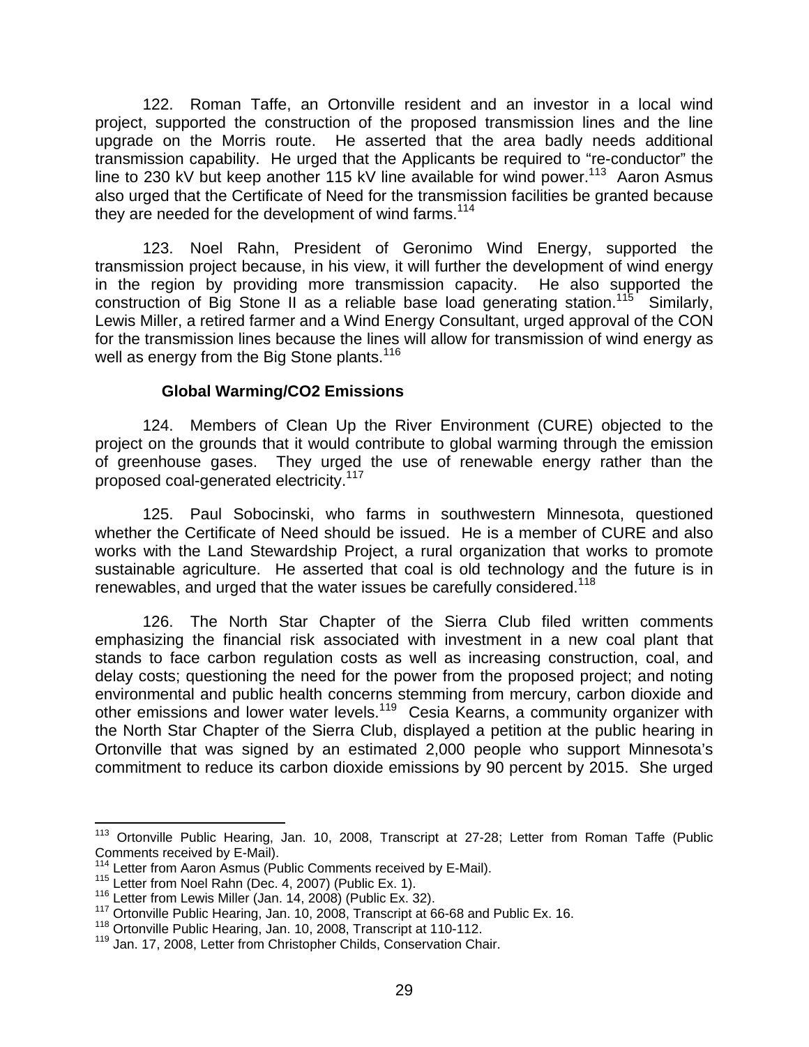122. Roman Taffe, an Ortonville resident and an investor in a local wind project, supported the construction of the proposed transmission lines and the line upgrade on the Morris route. He asserted that the area badly needs additional transmission capability. He urged that the Applicants be required to "re-conductor" the line to 230 kV but keep another 115 kV line available for wind power.[113] Aaron Asmus also urged that the Certificate of Need for the transmission facilities be granted because they are needed for the development of wind farms.[114]

123. Noel Rahn, President of Geronimo Wind Energy, supported the transmission project because, in his view, it will further the development of wind energy in the region by providing more transmission capacity. He also supported the construction of Big Stone II as a reliable base load generating station.[115] Similarly, Lewis Miller, a retired farmer and a Wind Energy Consultant, urged approval of the CON for the transmission lines because the lines will allow for transmission of wind energy as well as energy from the Big Stone plants.[116]

### Global Warming/CO2 Emissions

124. Members of Clean Up the River Environment (CURE) objected to the project on the grounds that it would contribute to global warming through the emission of greenhouse gases. They urged the use of renewable energy rather than the proposed coal-generated electricity.[117]

125. Paul Sobocinski, who farms in southwestern Minnesota, questioned whether the Certificate of Need should be issued. He is a member of CURE and also works with the Land Stewardship Project, a rural organization that works to promote sustainable agriculture. He asserted that coal is old technology and the future is in renewables, and urged that the water issues be carefully considered.[118]

126. The North Star Chapter of the Sierra Club filed written comments emphasizing the financial risk associated with investment in a new coal plant that stands to face carbon regulation costs as well as increasing construction, coal, and delay costs; questioning the need for the power from the proposed project; and noting environmental and public health concerns stemming from mercury, carbon dioxide and other emissions and lower water levels.[119] Cesia Kearns, a community organizer with the North Star Chapter of the Sierra Club, displayed a petition at the public hearing in Ortonville that was signed by an estimated 2,000 people who support Minnesota's commitment to reduce its carbon dioxide emissions by 90 percent by 2015. She urged

---

[113] Ortonville Public Hearing, Jan. 10, 2008, Transcript at 27-28; Letter from Roman Taffe (Public Comments received by E-Mail).

[114] Letter from Aaron Asmus (Public Comments received by E-Mail).

[115] Letter from Noel Rahn (Dec. 4, 2007) (Public Ex. 1).

[116] Letter from Lewis Miller (Jan. 14, 2008) (Public Ex. 32).

[117] Ortonville Public Hearing, Jan. 10, 2008, Transcript at 66-68 and Public Ex. 16.

[118] Ortonville Public Hearing, Jan. 10, 2008, Transcript at 110-112.

[119] Jan. 17, 2008, Letter from Christopher Childs, Conservation Chair.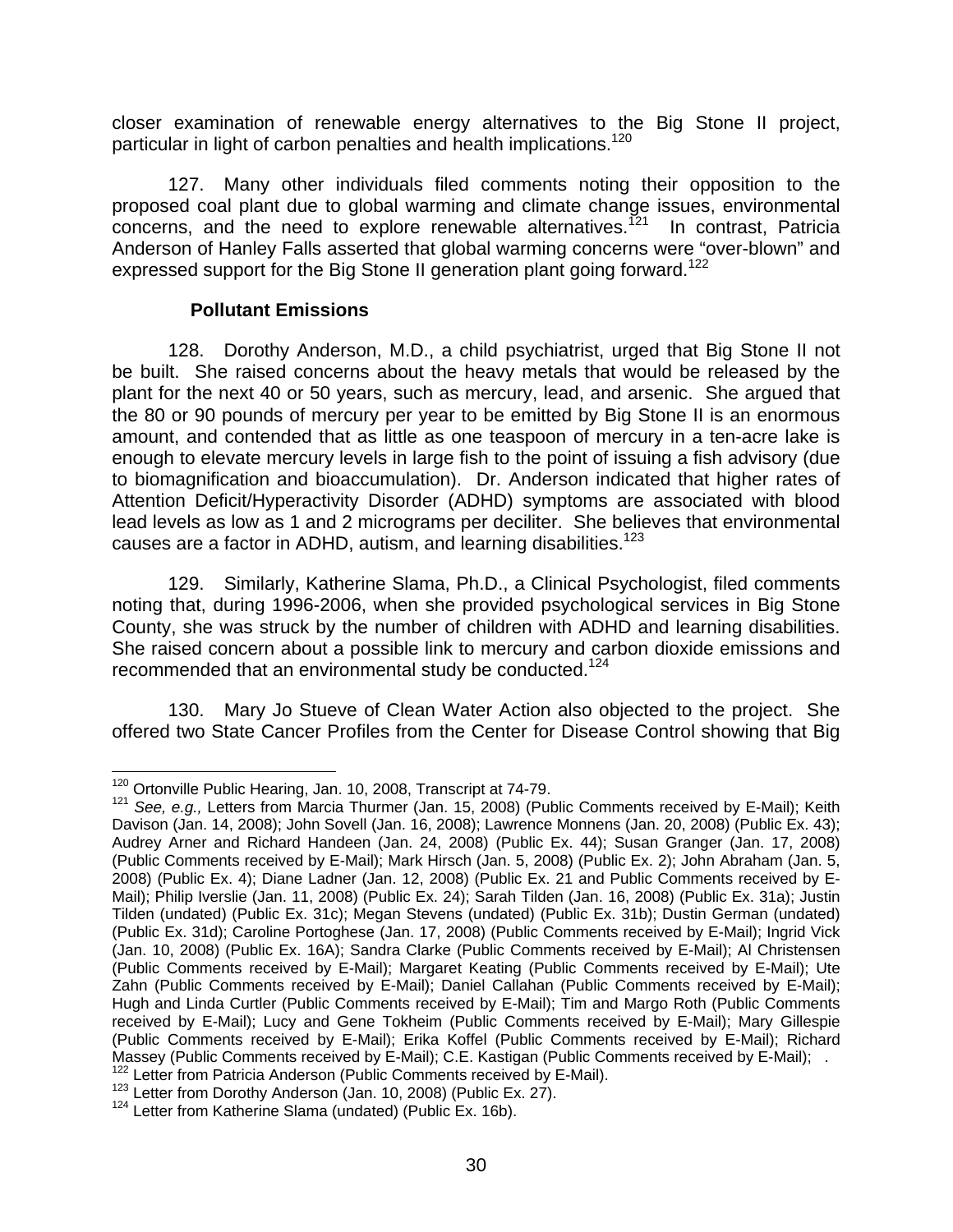closer examination of renewable energy alternatives to the Big Stone II project, particular in light of carbon penalties and health implications.[120]

127. Many other individuals filed comments noting their opposition to the proposed coal plant due to global warming and climate change issues, environmental concerns, and the need to explore renewable alternatives.[121] In contrast, Patricia Anderson of Hanley Falls asserted that global warming concerns were "over-blown" and expressed support for the Big Stone II generation plant going forward.[122]

**Pollutant Emissions**

128. Dorothy Anderson, M.D., a child psychiatrist, urged that Big Stone II not be built. She raised concerns about the heavy metals that would be released by the plant for the next 40 or 50 years, such as mercury, lead, and arsenic. She argued that the 80 or 90 pounds of mercury per year to be emitted by Big Stone II is an enormous amount, and contended that as little as one teaspoon of mercury in a ten-acre lake is enough to elevate mercury levels in large fish to the point of issuing a fish advisory (due to biomagnification and bioaccumulation). Dr. Anderson indicated that higher rates of Attention Deficit/Hyperactivity Disorder (ADHD) symptoms are associated with blood lead levels as low as 1 and 2 micrograms per deciliter. She believes that environmental causes are a factor in ADHD, autism, and learning disabilities.[123]

129. Similarly, Katherine Slama, Ph.D., a Clinical Psychologist, filed comments noting that, during 1996-2006, when she provided psychological services in Big Stone County, she was struck by the number of children with ADHD and learning disabilities. She raised concern about a possible link to mercury and carbon dioxide emissions and recommended that an environmental study be conducted.[124]

130. Mary Jo Stueve of Clean Water Action also objected to the project. She offered two State Cancer Profiles from the Center for Disease Control showing that Big

---

[120] Ortonville Public Hearing, Jan. 10, 2008, Transcript at 74-79.

[121] *See, e.g.,* Letters from Marcia Thurmer (Jan. 15, 2008) (Public Comments received by E-Mail); Keith Davison (Jan. 14, 2008); John Sovell (Jan. 16, 2008); Lawrence Monnens (Jan. 20, 2008) (Public Ex. 43); Audrey Arner and Richard Handeen (Jan. 24, 2008) (Public Ex. 44); Susan Granger (Jan. 17, 2008) (Public Comments received by E-Mail); Mark Hirsch (Jan. 5, 2008) (Public Ex. 2); John Abraham (Jan. 5, 2008) (Public Ex. 4); Diane Ladner (Jan. 12, 2008) (Public Ex. 21 and Public Comments received by E-Mail); Philip Iverslie (Jan. 11, 2008) (Public Ex. 24); Sarah Tilden (Jan. 16, 2008) (Public Ex. 31a); Justin Tilden (undated) (Public Ex. 31c); Megan Stevens (undated) (Public Ex. 31b); Dustin German (undated) (Public Ex. 31d); Caroline Portoghese (Jan. 17, 2008) (Public Comments received by E-Mail); Ingrid Vick (Jan. 10, 2008) (Public Ex. 16A); Sandra Clarke (Public Comments received by E-Mail); Al Christensen (Public Comments received by E-Mail); Margaret Keating (Public Comments received by E-Mail); Ute Zahn (Public Comments received by E-Mail); Daniel Callahan (Public Comments received by E-Mail); Hugh and Linda Curtler (Public Comments received by E-Mail); Tim and Margo Roth (Public Comments received by E-Mail); Lucy and Gene Tokheim (Public Comments received by E-Mail); Mary Gillespie (Public Comments received by E-Mail); Erika Koffel (Public Comments received by E-Mail); Richard Massey (Public Comments received by E-Mail); C.E. Kastigan (Public Comments received by E-Mail); .

[122] Letter from Patricia Anderson (Public Comments received by E-Mail).

[123] Letter from Dorothy Anderson (Jan. 10, 2008) (Public Ex. 27).

[124] Letter from Katherine Slama (undated) (Public Ex. 16b).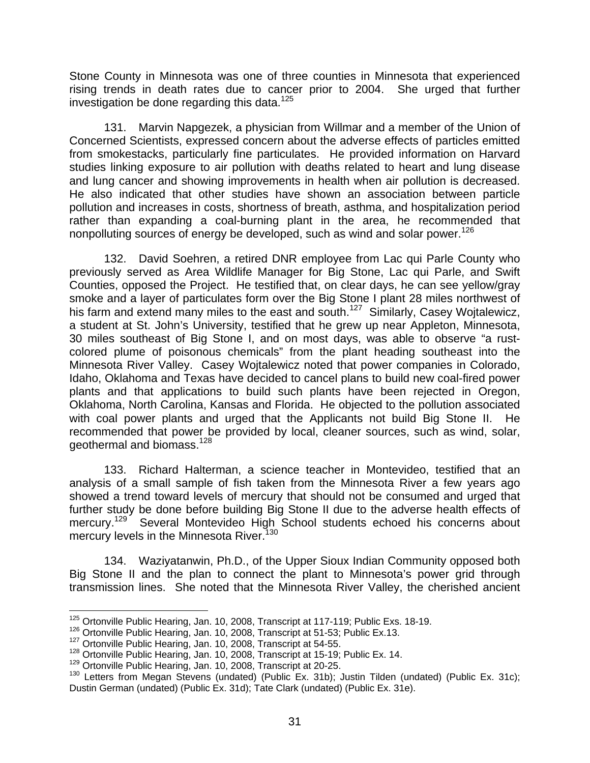Stone County in Minnesota was one of three counties in Minnesota that experienced rising trends in death rates due to cancer prior to 2004. She urged that further investigation be done regarding this data.[125]

131. Marvin Napgezek, a physician from Willmar and a member of the Union of Concerned Scientists, expressed concern about the adverse effects of particles emitted from smokestacks, particularly fine particulates. He provided information on Harvard studies linking exposure to air pollution with deaths related to heart and lung disease and lung cancer and showing improvements in health when air pollution is decreased. He also indicated that other studies have shown an association between particle pollution and increases in costs, shortness of breath, asthma, and hospitalization period rather than expanding a coal-burning plant in the area, he recommended that nonpolluting sources of energy be developed, such as wind and solar power.[126]

132. David Soehren, a retired DNR employee from Lac qui Parle County who previously served as Area Wildlife Manager for Big Stone, Lac qui Parle, and Swift Counties, opposed the Project. He testified that, on clear days, he can see yellow/gray smoke and a layer of particulates form over the Big Stone I plant 28 miles northwest of his farm and extend many miles to the east and south.[127] Similarly, Casey Wojtalewicz, a student at St. John's University, testified that he grew up near Appleton, Minnesota, 30 miles southeast of Big Stone I, and on most days, was able to observe "a rust-colored plume of poisonous chemicals" from the plant heading southeast into the Minnesota River Valley. Casey Wojtalewicz noted that power companies in Colorado, Idaho, Oklahoma and Texas have decided to cancel plans to build new coal-fired power plants and that applications to build such plants have been rejected in Oregon, Oklahoma, North Carolina, Kansas and Florida. He objected to the pollution associated with coal power plants and urged that the Applicants not build Big Stone II. He recommended that power be provided by local, cleaner sources, such as wind, solar, geothermal and biomass.[128]

133. Richard Halterman, a science teacher in Montevideo, testified that an analysis of a small sample of fish taken from the Minnesota River a few years ago showed a trend toward levels of mercury that should not be consumed and urged that further study be done before building Big Stone II due to the adverse health effects of mercury.[129] Several Montevideo High School students echoed his concerns about mercury levels in the Minnesota River.[130]

134. Waziyatanwin, Ph.D., of the Upper Sioux Indian Community opposed both Big Stone II and the plan to connect the plant to Minnesota's power grid through transmission lines. She noted that the Minnesota River Valley, the cherished ancient

---

[125] Ortonville Public Hearing, Jan. 10, 2008, Transcript at 117-119; Public Exs. 18-19.

[126] Ortonville Public Hearing, Jan. 10, 2008, Transcript at 51-53; Public Ex.13.

[127] Ortonville Public Hearing, Jan. 10, 2008, Transcript at 54-55.

[128] Ortonville Public Hearing, Jan. 10, 2008, Transcript at 15-19; Public Ex. 14.

[129] Ortonville Public Hearing, Jan. 10, 2008, Transcript at 20-25.

[130] Letters from Megan Stevens (undated) (Public Ex. 31b); Justin Tilden (undated) (Public Ex. 31c); Dustin German (undated) (Public Ex. 31d); Tate Clark (undated) (Public Ex. 31e).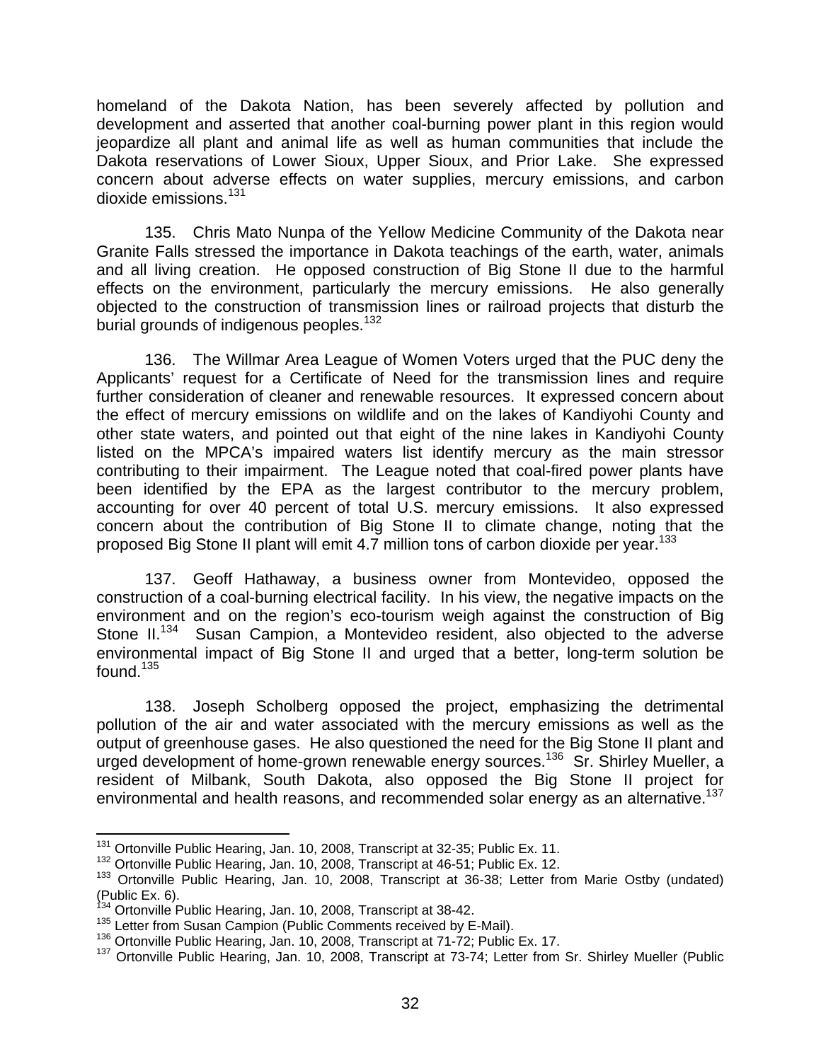homeland of the Dakota Nation, has been severely affected by pollution and development and asserted that another coal-burning power plant in this region would jeopardize all plant and animal life as well as human communities that include the Dakota reservations of Lower Sioux, Upper Sioux, and Prior Lake. She expressed concern about adverse effects on water supplies, mercury emissions, and carbon dioxide emissions.[131]

135. Chris Mato Nunpa of the Yellow Medicine Community of the Dakota near Granite Falls stressed the importance in Dakota teachings of the earth, water, animals and all living creation. He opposed construction of Big Stone II due to the harmful effects on the environment, particularly the mercury emissions. He also generally objected to the construction of transmission lines or railroad projects that disturb the burial grounds of indigenous peoples.[132]

136. The Willmar Area League of Women Voters urged that the PUC deny the Applicants' request for a Certificate of Need for the transmission lines and require further consideration of cleaner and renewable resources. It expressed concern about the effect of mercury emissions on wildlife and on the lakes of Kandiyohi County and other state waters, and pointed out that eight of the nine lakes in Kandiyohi County listed on the MPCA's impaired waters list identify mercury as the main stressor contributing to their impairment. The League noted that coal-fired power plants have been identified by the EPA as the largest contributor to the mercury problem, accounting for over 40 percent of total U.S. mercury emissions. It also expressed concern about the contribution of Big Stone II to climate change, noting that the proposed Big Stone II plant will emit 4.7 million tons of carbon dioxide per year.[133]

137. Geoff Hathaway, a business owner from Montevideo, opposed the construction of a coal-burning electrical facility. In his view, the negative impacts on the environment and on the region's eco-tourism weigh against the construction of Big Stone II.[134] Susan Campion, a Montevideo resident, also objected to the adverse environmental impact of Big Stone II and urged that a better, long-term solution be found.[135]

138. Joseph Scholberg opposed the project, emphasizing the detrimental pollution of the air and water associated with the mercury emissions as well as the output of greenhouse gases. He also questioned the need for the Big Stone II plant and urged development of home-grown renewable energy sources.[136] Sr. Shirley Mueller, a resident of Milbank, South Dakota, also opposed the Big Stone II project for environmental and health reasons, and recommended solar energy as an alternative.[137]

---

[131] Ortonville Public Hearing, Jan. 10, 2008, Transcript at 32-35; Public Ex. 11.
[132] Ortonville Public Hearing, Jan. 10, 2008, Transcript at 46-51; Public Ex. 12.
[133] Ortonville Public Hearing, Jan. 10, 2008, Transcript at 36-38; Letter from Marie Ostby (undated) (Public Ex. 6).
[134] Ortonville Public Hearing, Jan. 10, 2008, Transcript at 38-42.
[135] Letter from Susan Campion (Public Comments received by E-Mail).
[136] Ortonville Public Hearing, Jan. 10, 2008, Transcript at 71-72; Public Ex. 17.
[137] Ortonville Public Hearing, Jan. 10, 2008, Transcript at 73-74; Letter from Sr. Shirley Mueller (Public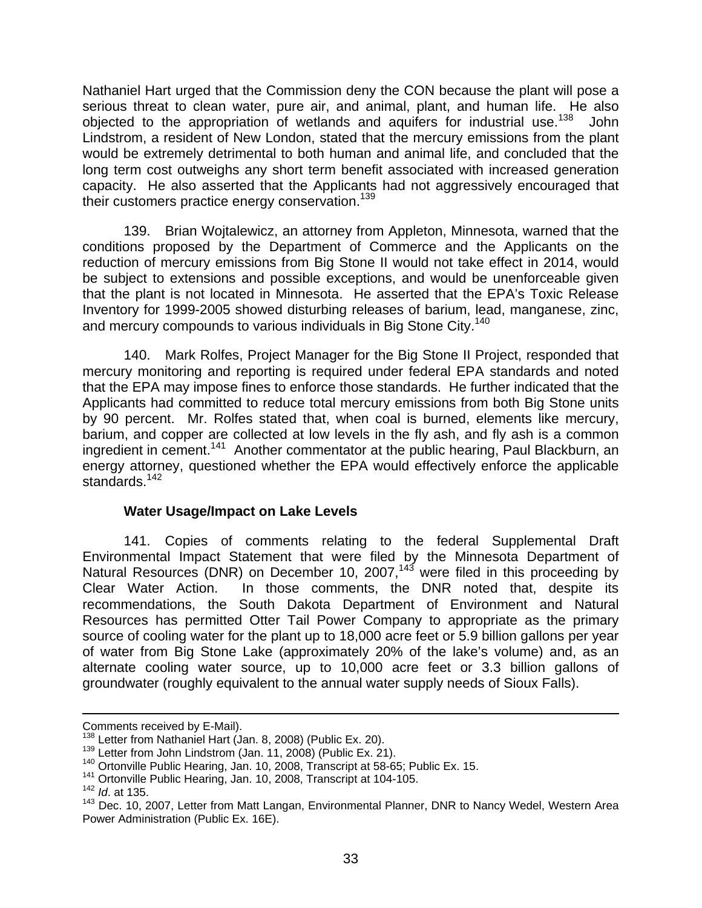Nathaniel Hart urged that the Commission deny the CON because the plant will pose a serious threat to clean water, pure air, and animal, plant, and human life. He also objected to the appropriation of wetlands and aquifers for industrial use.[138] John Lindstrom, a resident of New London, stated that the mercury emissions from the plant would be extremely detrimental to both human and animal life, and concluded that the long term cost outweighs any short term benefit associated with increased generation capacity. He also asserted that the Applicants had not aggressively encouraged that their customers practice energy conservation.[139]

139. Brian Wojtalewicz, an attorney from Appleton, Minnesota, warned that the conditions proposed by the Department of Commerce and the Applicants on the reduction of mercury emissions from Big Stone II would not take effect in 2014, would be subject to extensions and possible exceptions, and would be unenforceable given that the plant is not located in Minnesota. He asserted that the EPA's Toxic Release Inventory for 1999-2005 showed disturbing releases of barium, lead, manganese, zinc, and mercury compounds to various individuals in Big Stone City.[140]

140. Mark Rolfes, Project Manager for the Big Stone II Project, responded that mercury monitoring and reporting is required under federal EPA standards and noted that the EPA may impose fines to enforce those standards. He further indicated that the Applicants had committed to reduce total mercury emissions from both Big Stone units by 90 percent. Mr. Rolfes stated that, when coal is burned, elements like mercury, barium, and copper are collected at low levels in the fly ash, and fly ash is a common ingredient in cement.[141] Another commentator at the public hearing, Paul Blackburn, an energy attorney, questioned whether the EPA would effectively enforce the applicable standards.[142]

**Water Usage/Impact on Lake Levels**

141. Copies of comments relating to the federal Supplemental Draft Environmental Impact Statement that were filed by the Minnesota Department of Natural Resources (DNR) on December 10, 2007,[143] were filed in this proceeding by Clear Water Action. In those comments, the DNR noted that, despite its recommendations, the South Dakota Department of Environment and Natural Resources has permitted Otter Tail Power Company to appropriate as the primary source of cooling water for the plant up to 18,000 acre feet or 5.9 billion gallons per year of water from Big Stone Lake (approximately 20% of the lake's volume) and, as an alternate cooling water source, up to 10,000 acre feet or 3.3 billion gallons of groundwater (roughly equivalent to the annual water supply needs of Sioux Falls).

---

Comments received by E-Mail).

[138] Letter from Nathaniel Hart (Jan. 8, 2008) (Public Ex. 20).

[139] Letter from John Lindstrom (Jan. 11, 2008) (Public Ex. 21).

[140] Ortonville Public Hearing, Jan. 10, 2008, Transcript at 58-65; Public Ex. 15.

[141] Ortonville Public Hearing, Jan. 10, 2008, Transcript at 104-105.

[142] *Id*. at 135.

[143] Dec. 10, 2007, Letter from Matt Langan, Environmental Planner, DNR to Nancy Wedel, Western Area Power Administration (Public Ex. 16E).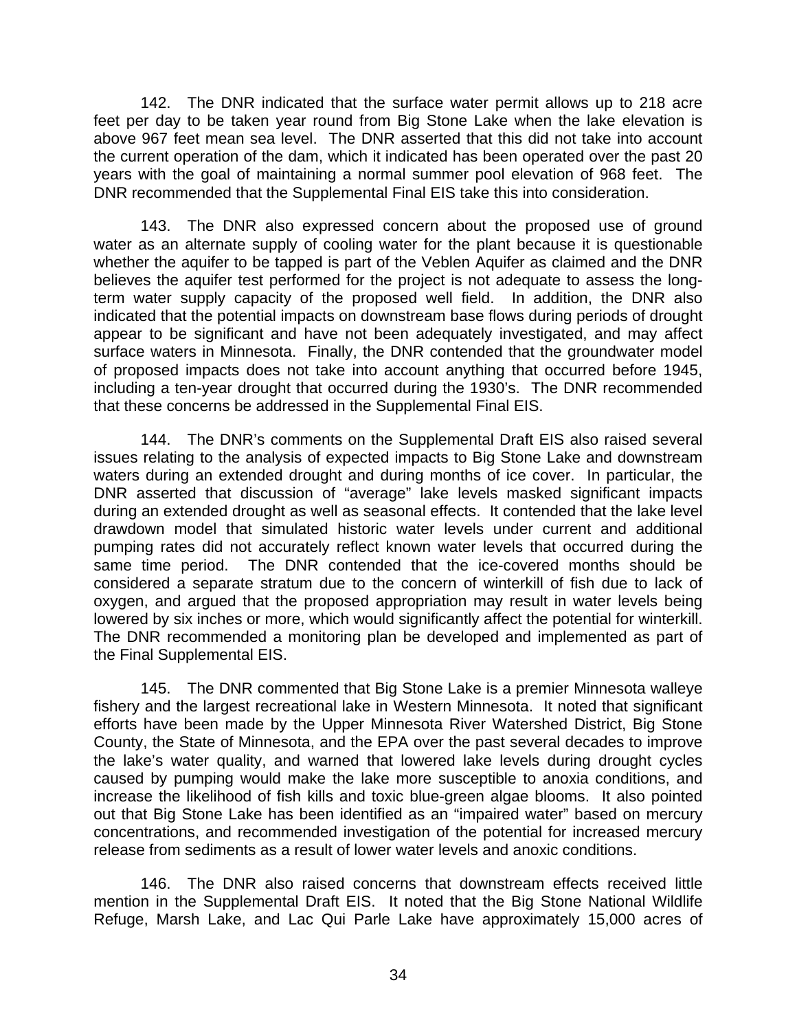142. The DNR indicated that the surface water permit allows up to 218 acre feet per day to be taken year round from Big Stone Lake when the lake elevation is above 967 feet mean sea level. The DNR asserted that this did not take into account the current operation of the dam, which it indicated has been operated over the past 20 years with the goal of maintaining a normal summer pool elevation of 968 feet. The DNR recommended that the Supplemental Final EIS take this into consideration.

143. The DNR also expressed concern about the proposed use of ground water as an alternate supply of cooling water for the plant because it is questionable whether the aquifer to be tapped is part of the Veblen Aquifer as claimed and the DNR believes the aquifer test performed for the project is not adequate to assess the long-term water supply capacity of the proposed well field. In addition, the DNR also indicated that the potential impacts on downstream base flows during periods of drought appear to be significant and have not been adequately investigated, and may affect surface waters in Minnesota. Finally, the DNR contended that the groundwater model of proposed impacts does not take into account anything that occurred before 1945, including a ten-year drought that occurred during the 1930's. The DNR recommended that these concerns be addressed in the Supplemental Final EIS.

144. The DNR's comments on the Supplemental Draft EIS also raised several issues relating to the analysis of expected impacts to Big Stone Lake and downstream waters during an extended drought and during months of ice cover. In particular, the DNR asserted that discussion of "average" lake levels masked significant impacts during an extended drought as well as seasonal effects. It contended that the lake level drawdown model that simulated historic water levels under current and additional pumping rates did not accurately reflect known water levels that occurred during the same time period. The DNR contended that the ice-covered months should be considered a separate stratum due to the concern of winterkill of fish due to lack of oxygen, and argued that the proposed appropriation may result in water levels being lowered by six inches or more, which would significantly affect the potential for winterkill. The DNR recommended a monitoring plan be developed and implemented as part of the Final Supplemental EIS.

145. The DNR commented that Big Stone Lake is a premier Minnesota walleye fishery and the largest recreational lake in Western Minnesota. It noted that significant efforts have been made by the Upper Minnesota River Watershed District, Big Stone County, the State of Minnesota, and the EPA over the past several decades to improve the lake's water quality, and warned that lowered lake levels during drought cycles caused by pumping would make the lake more susceptible to anoxia conditions, and increase the likelihood of fish kills and toxic blue-green algae blooms. It also pointed out that Big Stone Lake has been identified as an "impaired water" based on mercury concentrations, and recommended investigation of the potential for increased mercury release from sediments as a result of lower water levels and anoxic conditions.

146. The DNR also raised concerns that downstream effects received little mention in the Supplemental Draft EIS. It noted that the Big Stone National Wildlife Refuge, Marsh Lake, and Lac Qui Parle Lake have approximately 15,000 acres of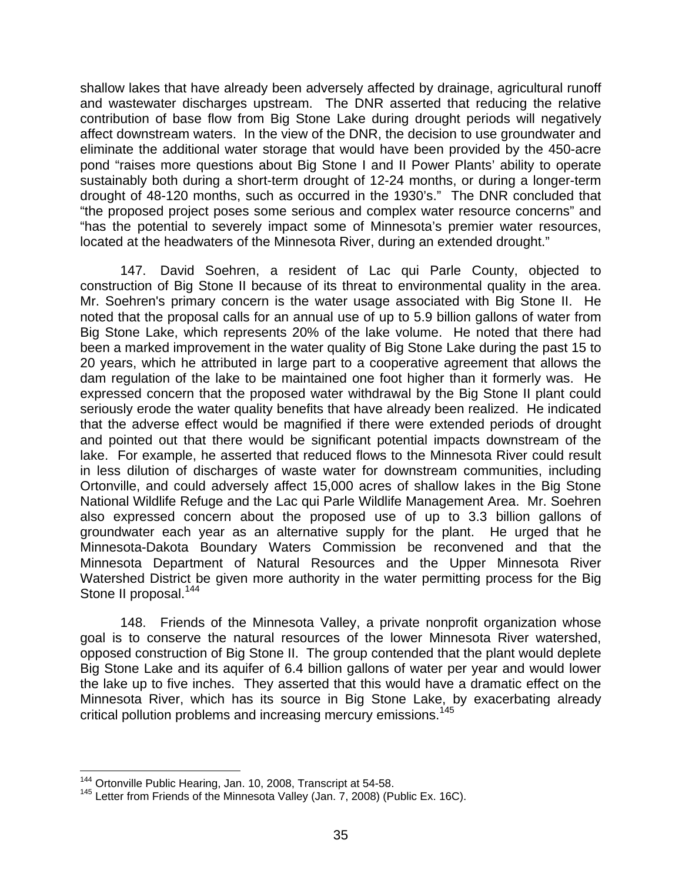shallow lakes that have already been adversely affected by drainage, agricultural runoff and wastewater discharges upstream. The DNR asserted that reducing the relative contribution of base flow from Big Stone Lake during drought periods will negatively affect downstream waters. In the view of the DNR, the decision to use groundwater and eliminate the additional water storage that would have been provided by the 450-acre pond "raises more questions about Big Stone I and II Power Plants' ability to operate sustainably both during a short-term drought of 12-24 months, or during a longer-term drought of 48-120 months, such as occurred in the 1930's." The DNR concluded that "the proposed project poses some serious and complex water resource concerns" and "has the potential to severely impact some of Minnesota's premier water resources, located at the headwaters of the Minnesota River, during an extended drought."

147. David Soehren, a resident of Lac qui Parle County, objected to construction of Big Stone II because of its threat to environmental quality in the area. Mr. Soehren's primary concern is the water usage associated with Big Stone II. He noted that the proposal calls for an annual use of up to 5.9 billion gallons of water from Big Stone Lake, which represents 20% of the lake volume. He noted that there had been a marked improvement in the water quality of Big Stone Lake during the past 15 to 20 years, which he attributed in large part to a cooperative agreement that allows the dam regulation of the lake to be maintained one foot higher than it formerly was. He expressed concern that the proposed water withdrawal by the Big Stone II plant could seriously erode the water quality benefits that have already been realized. He indicated that the adverse effect would be magnified if there were extended periods of drought and pointed out that there would be significant potential impacts downstream of the lake. For example, he asserted that reduced flows to the Minnesota River could result in less dilution of discharges of waste water for downstream communities, including Ortonville, and could adversely affect 15,000 acres of shallow lakes in the Big Stone National Wildlife Refuge and the Lac qui Parle Wildlife Management Area. Mr. Soehren also expressed concern about the proposed use of up to 3.3 billion gallons of groundwater each year as an alternative supply for the plant. He urged that he Minnesota-Dakota Boundary Waters Commission be reconvened and that the Minnesota Department of Natural Resources and the Upper Minnesota River Watershed District be given more authority in the water permitting process for the Big Stone II proposal.[144]

148. Friends of the Minnesota Valley, a private nonprofit organization whose goal is to conserve the natural resources of the lower Minnesota River watershed, opposed construction of Big Stone II. The group contended that the plant would deplete Big Stone Lake and its aquifer of 6.4 billion gallons of water per year and would lower the lake up to five inches. They asserted that this would have a dramatic effect on the Minnesota River, which has its source in Big Stone Lake, by exacerbating already critical pollution problems and increasing mercury emissions.[145]

---

[144] Ortonville Public Hearing, Jan. 10, 2008, Transcript at 54-58.

[145] Letter from Friends of the Minnesota Valley (Jan. 7, 2008) (Public Ex. 16C).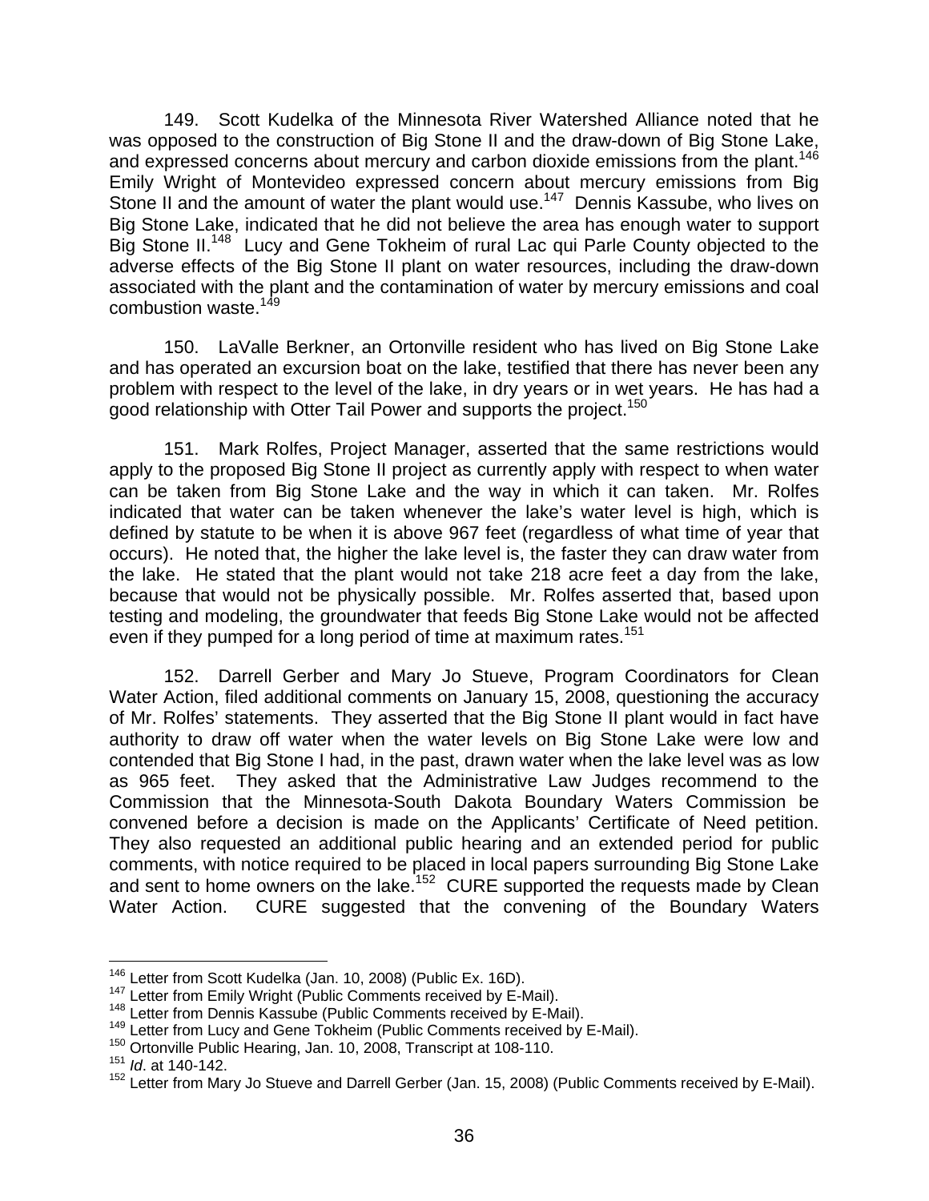149. Scott Kudelka of the Minnesota River Watershed Alliance noted that he was opposed to the construction of Big Stone II and the draw-down of Big Stone Lake, and expressed concerns about mercury and carbon dioxide emissions from the plant.[146] Emily Wright of Montevideo expressed concern about mercury emissions from Big Stone II and the amount of water the plant would use.[147] Dennis Kassube, who lives on Big Stone Lake, indicated that he did not believe the area has enough water to support Big Stone II.[148] Lucy and Gene Tokheim of rural Lac qui Parle County objected to the adverse effects of the Big Stone II plant on water resources, including the draw-down associated with the plant and the contamination of water by mercury emissions and coal combustion waste.[149]

150. LaValle Berkner, an Ortonville resident who has lived on Big Stone Lake and has operated an excursion boat on the lake, testified that there has never been any problem with respect to the level of the lake, in dry years or in wet years. He has had a good relationship with Otter Tail Power and supports the project.[150]

151. Mark Rolfes, Project Manager, asserted that the same restrictions would apply to the proposed Big Stone II project as currently apply with respect to when water can be taken from Big Stone Lake and the way in which it can taken. Mr. Rolfes indicated that water can be taken whenever the lake's water level is high, which is defined by statute to be when it is above 967 feet (regardless of what time of year that occurs). He noted that, the higher the lake level is, the faster they can draw water from the lake. He stated that the plant would not take 218 acre feet a day from the lake, because that would not be physically possible. Mr. Rolfes asserted that, based upon testing and modeling, the groundwater that feeds Big Stone Lake would not be affected even if they pumped for a long period of time at maximum rates.[151]

152. Darrell Gerber and Mary Jo Stueve, Program Coordinators for Clean Water Action, filed additional comments on January 15, 2008, questioning the accuracy of Mr. Rolfes' statements. They asserted that the Big Stone II plant would in fact have authority to draw off water when the water levels on Big Stone Lake were low and contended that Big Stone I had, in the past, drawn water when the lake level was as low as 965 feet. They asked that the Administrative Law Judges recommend to the Commission that the Minnesota-South Dakota Boundary Waters Commission be convened before a decision is made on the Applicants' Certificate of Need petition. They also requested an additional public hearing and an extended period for public comments, with notice required to be placed in local papers surrounding Big Stone Lake and sent to home owners on the lake.[152] CURE supported the requests made by Clean Water Action. CURE suggested that the convening of the Boundary Waters

---

[146] Letter from Scott Kudelka (Jan. 10, 2008) (Public Ex. 16D).

[147] Letter from Emily Wright (Public Comments received by E-Mail).

[148] Letter from Dennis Kassube (Public Comments received by E-Mail).

[149] Letter from Lucy and Gene Tokheim (Public Comments received by E-Mail).

[150] Ortonville Public Hearing, Jan. 10, 2008, Transcript at 108-110.

[151] *Id*. at 140-142.

[152] Letter from Mary Jo Stueve and Darrell Gerber (Jan. 15, 2008) (Public Comments received by E-Mail).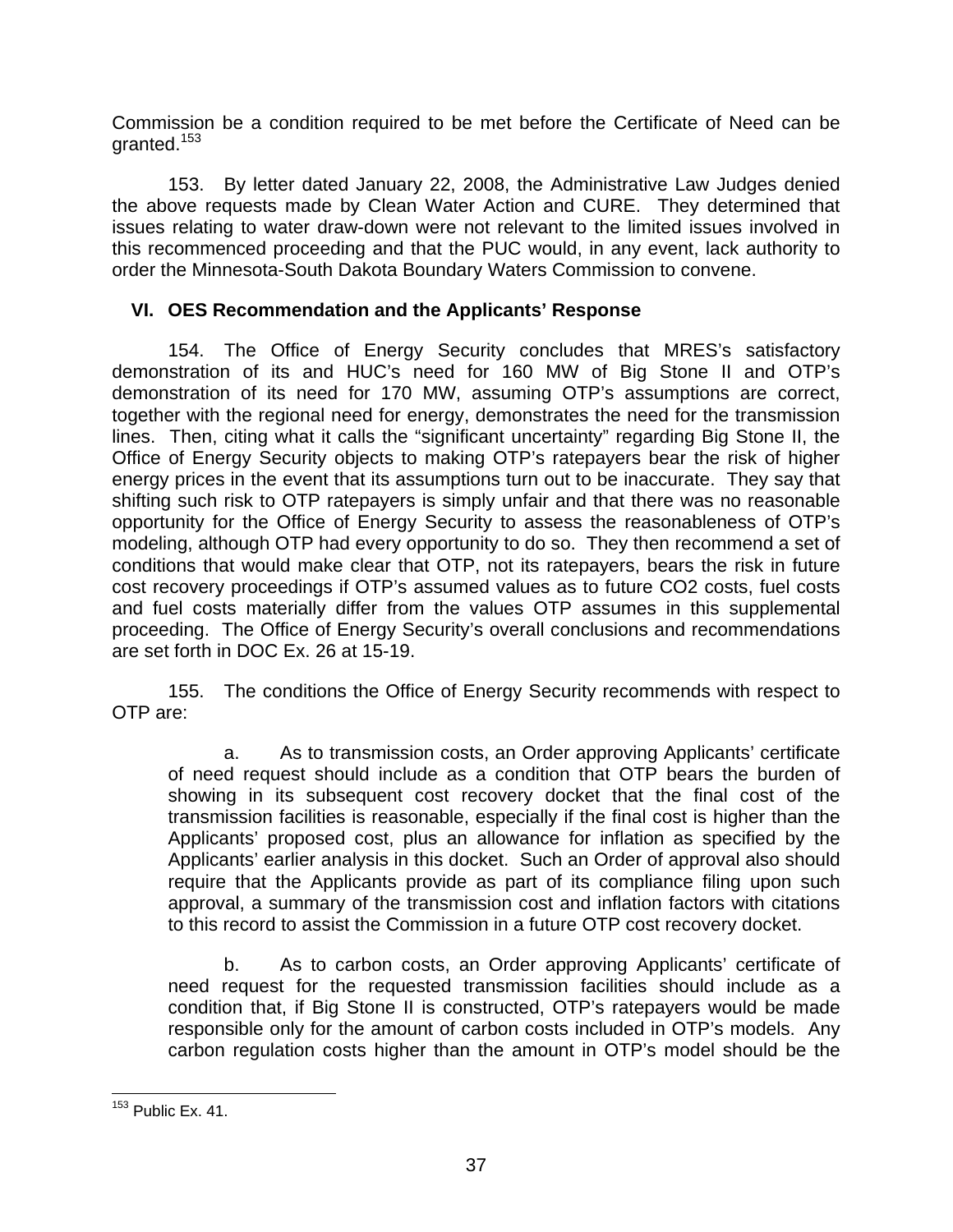Commission be a condition required to be met before the Certificate of Need can be granted.[153]

153. By letter dated January 22, 2008, the Administrative Law Judges denied the above requests made by Clean Water Action and CURE. They determined that issues relating to water draw-down were not relevant to the limited issues involved in this recommenced proceeding and that the PUC would, in any event, lack authority to order the Minnesota-South Dakota Boundary Waters Commission to convene.

## VI. OES Recommendation and the Applicants' Response

154. The Office of Energy Security concludes that MRES's satisfactory demonstration of its and HUC's need for 160 MW of Big Stone II and OTP's demonstration of its need for 170 MW, assuming OTP's assumptions are correct, together with the regional need for energy, demonstrates the need for the transmission lines. Then, citing what it calls the "significant uncertainty" regarding Big Stone II, the Office of Energy Security objects to making OTP's ratepayers bear the risk of higher energy prices in the event that its assumptions turn out to be inaccurate. They say that shifting such risk to OTP ratepayers is simply unfair and that there was no reasonable opportunity for the Office of Energy Security to assess the reasonableness of OTP's modeling, although OTP had every opportunity to do so. They then recommend a set of conditions that would make clear that OTP, not its ratepayers, bears the risk in future cost recovery proceedings if OTP's assumed values as to future CO2 costs, fuel costs and fuel costs materially differ from the values OTP assumes in this supplemental proceeding. The Office of Energy Security's overall conclusions and recommendations are set forth in DOC Ex. 26 at 15-19.

155. The conditions the Office of Energy Security recommends with respect to OTP are:

> a. As to transmission costs, an Order approving Applicants' certificate of need request should include as a condition that OTP bears the burden of showing in its subsequent cost recovery docket that the final cost of the transmission facilities is reasonable, especially if the final cost is higher than the Applicants' proposed cost, plus an allowance for inflation as specified by the Applicants' earlier analysis in this docket. Such an Order of approval also should require that the Applicants provide as part of its compliance filing upon such approval, a summary of the transmission cost and inflation factors with citations to this record to assist the Commission in a future OTP cost recovery docket.
>
> b. As to carbon costs, an Order approving Applicants' certificate of need request for the requested transmission facilities should include as a condition that, if Big Stone II is constructed, OTP's ratepayers would be made responsible only for the amount of carbon costs included in OTP's models. Any carbon regulation costs higher than the amount in OTP's model should be the

[153] Public Ex. 41.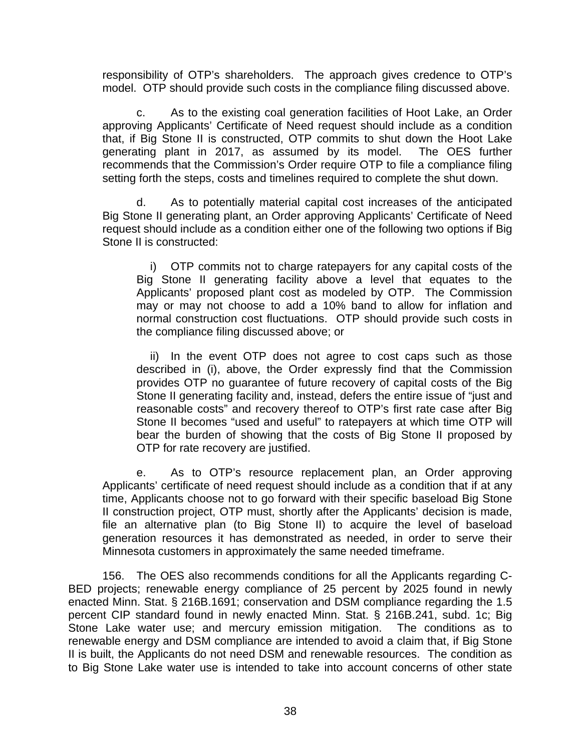responsibility of OTP's shareholders. The approach gives credence to OTP's model. OTP should provide such costs in the compliance filing discussed above.

c. As to the existing coal generation facilities of Hoot Lake, an Order approving Applicants' Certificate of Need request should include as a condition that, if Big Stone II is constructed, OTP commits to shut down the Hoot Lake generating plant in 2017, as assumed by its model. The OES further recommends that the Commission's Order require OTP to file a compliance filing setting forth the steps, costs and timelines required to complete the shut down.

d. As to potentially material capital cost increases of the anticipated Big Stone II generating plant, an Order approving Applicants' Certificate of Need request should include as a condition either one of the following two options if Big Stone II is constructed:

i) OTP commits not to charge ratepayers for any capital costs of the Big Stone II generating facility above a level that equates to the Applicants' proposed plant cost as modeled by OTP. The Commission may or may not choose to add a 10% band to allow for inflation and normal construction cost fluctuations. OTP should provide such costs in the compliance filing discussed above; or

ii) In the event OTP does not agree to cost caps such as those described in (i), above, the Order expressly find that the Commission provides OTP no guarantee of future recovery of capital costs of the Big Stone II generating facility and, instead, defers the entire issue of "just and reasonable costs" and recovery thereof to OTP's first rate case after Big Stone II becomes "used and useful" to ratepayers at which time OTP will bear the burden of showing that the costs of Big Stone II proposed by OTP for rate recovery are justified.

e. As to OTP's resource replacement plan, an Order approving Applicants' certificate of need request should include as a condition that if at any time, Applicants choose not to go forward with their specific baseload Big Stone II construction project, OTP must, shortly after the Applicants' decision is made, file an alternative plan (to Big Stone II) to acquire the level of baseload generation resources it has demonstrated as needed, in order to serve their Minnesota customers in approximately the same needed timeframe.

156. The OES also recommends conditions for all the Applicants regarding C-BED projects; renewable energy compliance of 25 percent by 2025 found in newly enacted Minn. Stat. § 216B.1691; conservation and DSM compliance regarding the 1.5 percent CIP standard found in newly enacted Minn. Stat. § 216B.241, subd. 1c; Big Stone Lake water use; and mercury emission mitigation. The conditions as to renewable energy and DSM compliance are intended to avoid a claim that, if Big Stone II is built, the Applicants do not need DSM and renewable resources. The condition as to Big Stone Lake water use is intended to take into account concerns of other state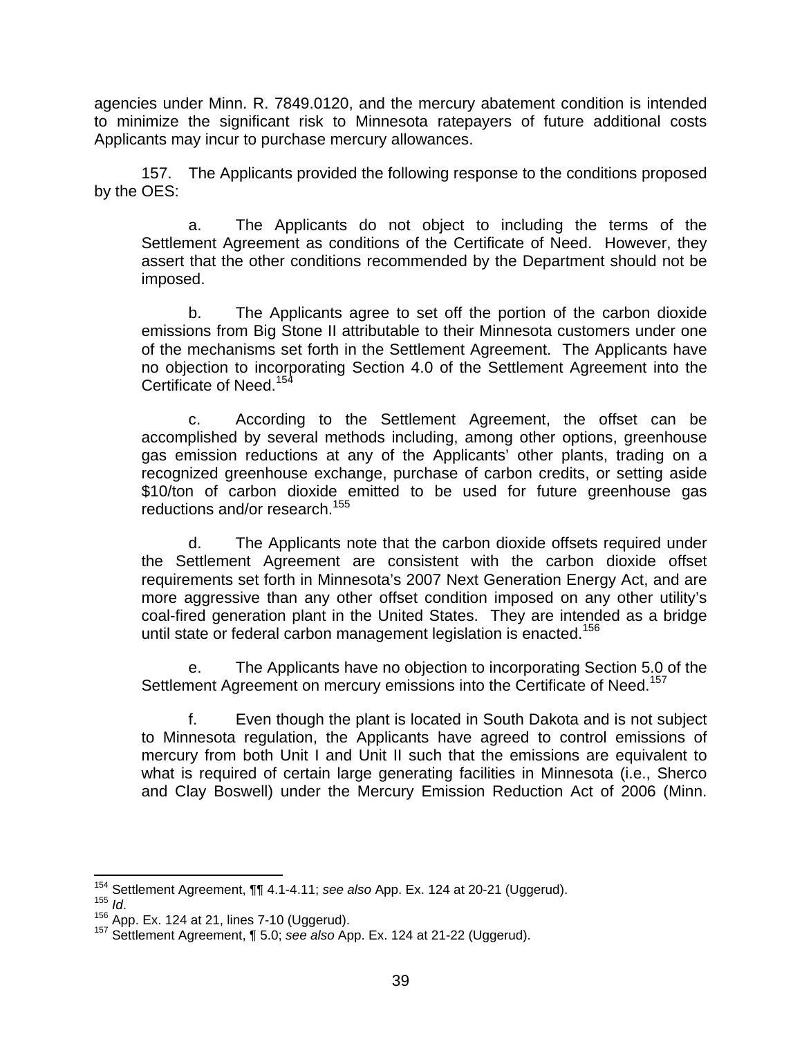agencies under Minn. R. 7849.0120, and the mercury abatement condition is intended to minimize the significant risk to Minnesota ratepayers of future additional costs Applicants may incur to purchase mercury allowances.

157. The Applicants provided the following response to the conditions proposed by the OES:

> a. The Applicants do not object to including the terms of the Settlement Agreement as conditions of the Certificate of Need. However, they assert that the other conditions recommended by the Department should not be imposed.
>
> b. The Applicants agree to set off the portion of the carbon dioxide emissions from Big Stone II attributable to their Minnesota customers under one of the mechanisms set forth in the Settlement Agreement. The Applicants have no objection to incorporating Section 4.0 of the Settlement Agreement into the Certificate of Need.[154]
>
> c. According to the Settlement Agreement, the offset can be accomplished by several methods including, among other options, greenhouse gas emission reductions at any of the Applicants' other plants, trading on a recognized greenhouse exchange, purchase of carbon credits, or setting aside $10/ton of carbon dioxide emitted to be used for future greenhouse gas reductions and/or research.[155]
>
> d. The Applicants note that the carbon dioxide offsets required under the Settlement Agreement are consistent with the carbon dioxide offset requirements set forth in Minnesota's 2007 Next Generation Energy Act, and are more aggressive than any other offset condition imposed on any other utility's coal-fired generation plant in the United States. They are intended as a bridge until state or federal carbon management legislation is enacted.[156]
>
> e. The Applicants have no objection to incorporating Section 5.0 of the Settlement Agreement on mercury emissions into the Certificate of Need.[157]
>
> f. Even though the plant is located in South Dakota and is not subject to Minnesota regulation, the Applicants have agreed to control emissions of mercury from both Unit I and Unit II such that the emissions are equivalent to what is required of certain large generating facilities in Minnesota (i.e., Sherco and Clay Boswell) under the Mercury Emission Reduction Act of 2006 (Minn.

---

[154] Settlement Agreement, ¶¶ 4.1-4.11; *see also* App. Ex. 124 at 20-21 (Uggerud).

[155] *Id*.

[156] App. Ex. 124 at 21, lines 7-10 (Uggerud).

[157] Settlement Agreement, ¶ 5.0; *see also* App. Ex. 124 at 21-22 (Uggerud).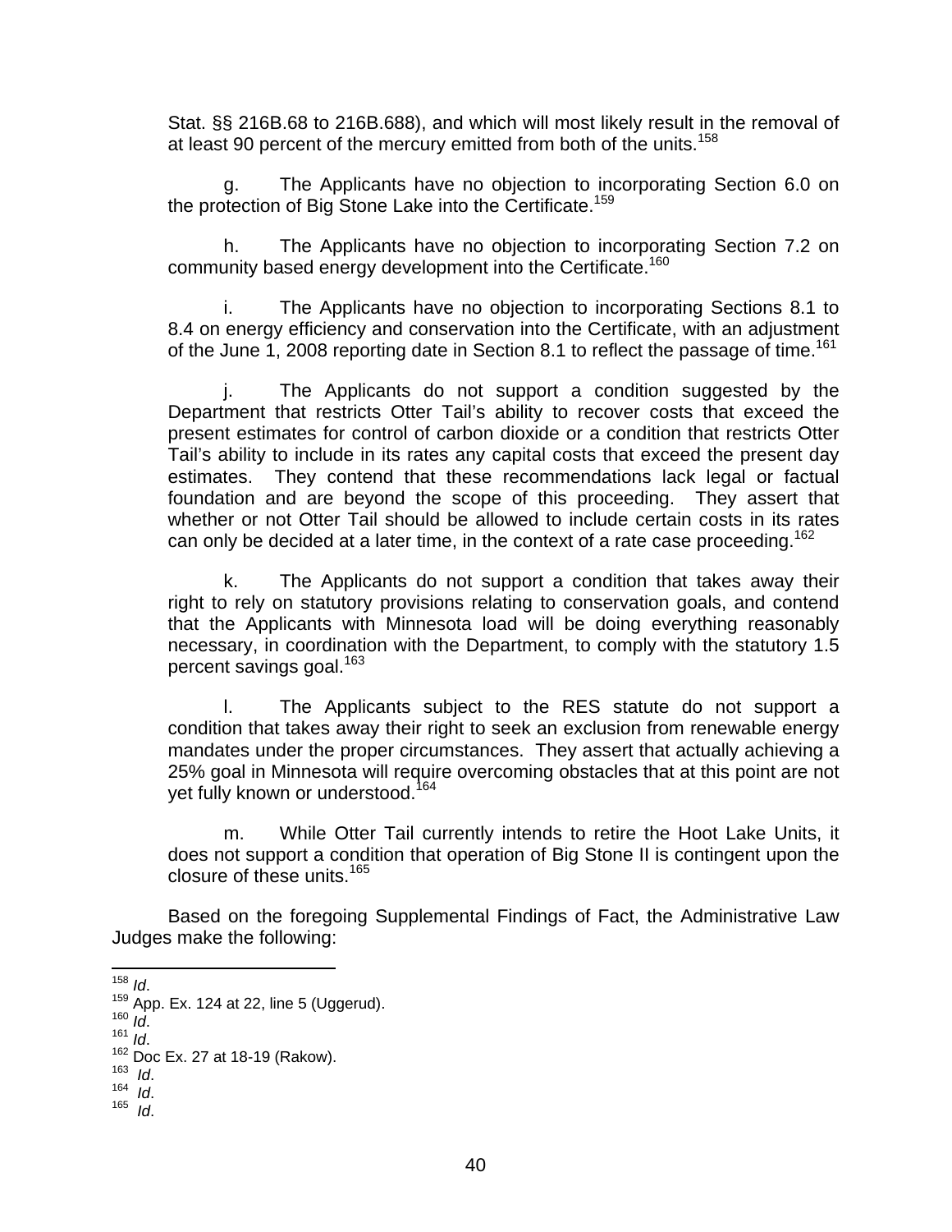Stat. §§ 216B.68 to 216B.688), and which will most likely result in the removal of at least 90 percent of the mercury emitted from both of the units.[158]

g. The Applicants have no objection to incorporating Section 6.0 on the protection of Big Stone Lake into the Certificate.[159]

h. The Applicants have no objection to incorporating Section 7.2 on community based energy development into the Certificate.[160]

i. The Applicants have no objection to incorporating Sections 8.1 to 8.4 on energy efficiency and conservation into the Certificate, with an adjustment of the June 1, 2008 reporting date in Section 8.1 to reflect the passage of time.[161]

j. The Applicants do not support a condition suggested by the Department that restricts Otter Tail's ability to recover costs that exceed the present estimates for control of carbon dioxide or a condition that restricts Otter Tail's ability to include in its rates any capital costs that exceed the present day estimates. They contend that these recommendations lack legal or factual foundation and are beyond the scope of this proceeding. They assert that whether or not Otter Tail should be allowed to include certain costs in its rates can only be decided at a later time, in the context of a rate case proceeding.[162]

k. The Applicants do not support a condition that takes away their right to rely on statutory provisions relating to conservation goals, and contend that the Applicants with Minnesota load will be doing everything reasonably necessary, in coordination with the Department, to comply with the statutory 1.5 percent savings goal.[163]

l. The Applicants subject to the RES statute do not support a condition that takes away their right to seek an exclusion from renewable energy mandates under the proper circumstances. They assert that actually achieving a 25% goal in Minnesota will require overcoming obstacles that at this point are not yet fully known or understood.[164]

m. While Otter Tail currently intends to retire the Hoot Lake Units, it does not support a condition that operation of Big Stone II is contingent upon the closure of these units.[165]

Based on the foregoing Supplemental Findings of Fact, the Administrative Law Judges make the following:

---

[158] *Id*.
[159] App. Ex. 124 at 22, line 5 (Uggerud).
[160] *Id*.
[161] *Id*.
[162] Doc Ex. 27 at 18-19 (Rakow).
[163] *Id*.
[164] *Id*.
[165] *Id*.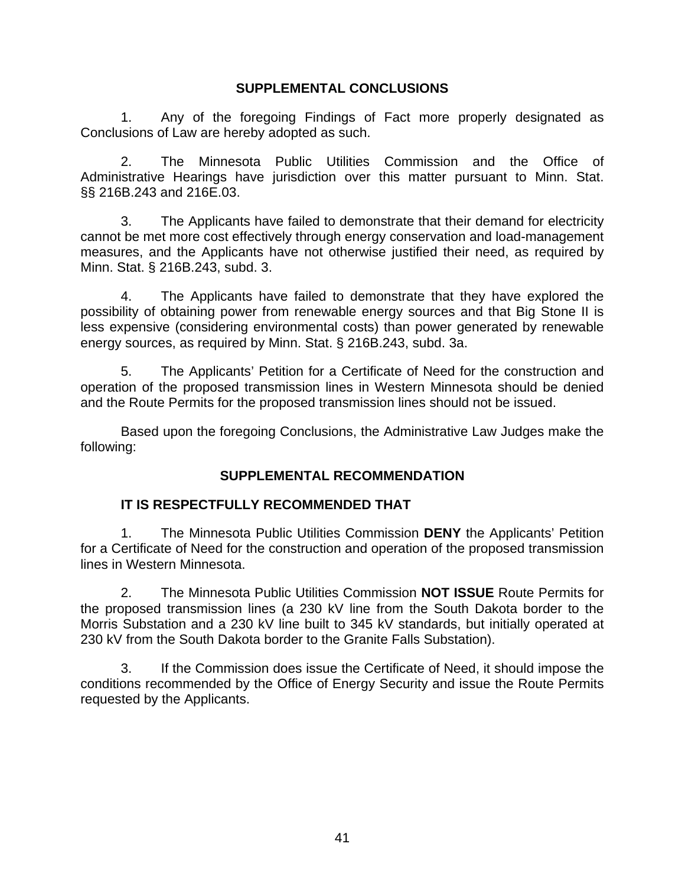## SUPPLEMENTAL CONCLUSIONS

1. Any of the foregoing Findings of Fact more properly designated as Conclusions of Law are hereby adopted as such.

2. The Minnesota Public Utilities Commission and the Office of Administrative Hearings have jurisdiction over this matter pursuant to Minn. Stat. §§ 216B.243 and 216E.03.

3. The Applicants have failed to demonstrate that their demand for electricity cannot be met more cost effectively through energy conservation and load-management measures, and the Applicants have not otherwise justified their need, as required by Minn. Stat. § 216B.243, subd. 3.

4. The Applicants have failed to demonstrate that they have explored the possibility of obtaining power from renewable energy sources and that Big Stone II is less expensive (considering environmental costs) than power generated by renewable energy sources, as required by Minn. Stat. § 216B.243, subd. 3a.

5. The Applicants' Petition for a Certificate of Need for the construction and operation of the proposed transmission lines in Western Minnesota should be denied and the Route Permits for the proposed transmission lines should not be issued.

Based upon the foregoing Conclusions, the Administrative Law Judges make the following:

## SUPPLEMENTAL RECOMMENDATION

**IT IS RESPECTFULLY RECOMMENDED THAT**

1. The Minnesota Public Utilities Commission **DENY** the Applicants' Petition for a Certificate of Need for the construction and operation of the proposed transmission lines in Western Minnesota.

2. The Minnesota Public Utilities Commission **NOT ISSUE** Route Permits for the proposed transmission lines (a 230 kV line from the South Dakota border to the Morris Substation and a 230 kV line built to 345 kV standards, but initially operated at 230 kV from the South Dakota border to the Granite Falls Substation).

3. If the Commission does issue the Certificate of Need, it should impose the conditions recommended by the Office of Energy Security and issue the Route Permits requested by the Applicants.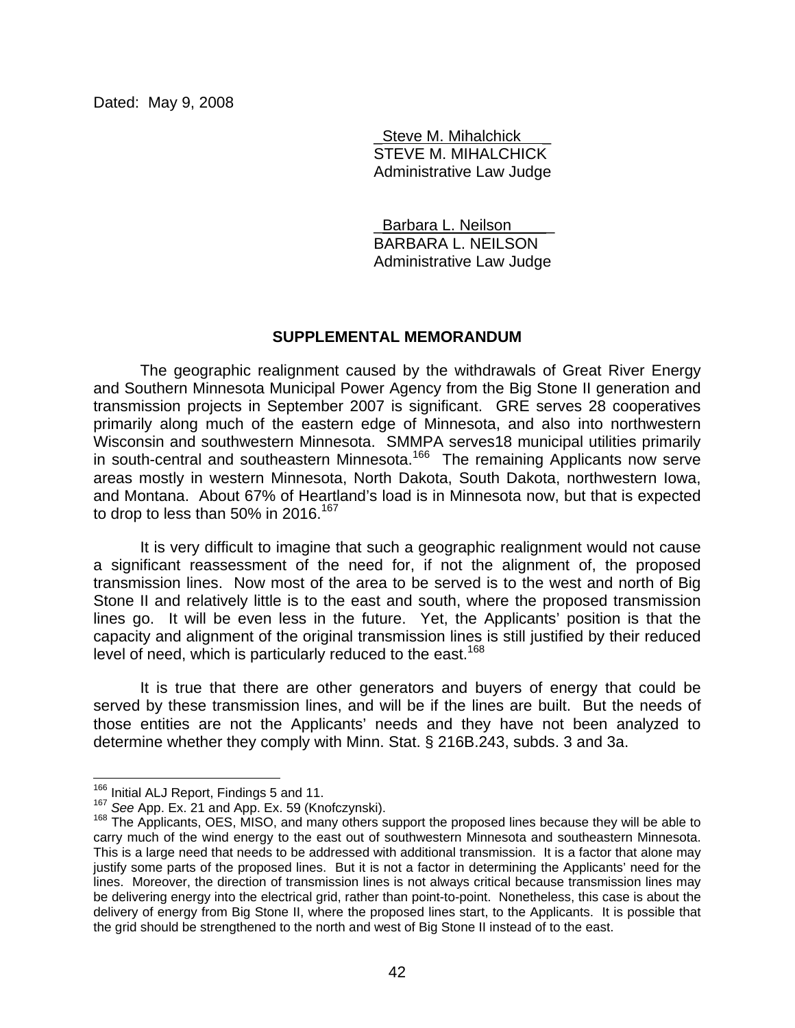Dated: May 9, 2008

Steve M. Mihalchick
STEVE M. MIHALCHICK
Administrative Law Judge

Barbara L. Neilson
BARBARA L. NEILSON
Administrative Law Judge

## SUPPLEMENTAL MEMORANDUM

The geographic realignment caused by the withdrawals of Great River Energy and Southern Minnesota Municipal Power Agency from the Big Stone II generation and transmission projects in September 2007 is significant. GRE serves 28 cooperatives primarily along much of the eastern edge of Minnesota, and also into northwestern Wisconsin and southwestern Minnesota. SMMPA serves18 municipal utilities primarily in south-central and southeastern Minnesota.[166] The remaining Applicants now serve areas mostly in western Minnesota, North Dakota, South Dakota, northwestern Iowa, and Montana. About 67% of Heartland's load is in Minnesota now, but that is expected to drop to less than 50% in 2016.[167]

It is very difficult to imagine that such a geographic realignment would not cause a significant reassessment of the need for, if not the alignment of, the proposed transmission lines. Now most of the area to be served is to the west and north of Big Stone II and relatively little is to the east and south, where the proposed transmission lines go. It will be even less in the future. Yet, the Applicants' position is that the capacity and alignment of the original transmission lines is still justified by their reduced level of need, which is particularly reduced to the east.[168]

It is true that there are other generators and buyers of energy that could be served by these transmission lines, and will be if the lines are built. But the needs of those entities are not the Applicants' needs and they have not been analyzed to determine whether they comply with Minn. Stat. § 216B.243, subds. 3 and 3a.

---

[166] Initial ALJ Report, Findings 5 and 11.

[167] *See* App. Ex. 21 and App. Ex. 59 (Knofczynski).

[168] The Applicants, OES, MISO, and many others support the proposed lines because they will be able to carry much of the wind energy to the east out of southwestern Minnesota and southeastern Minnesota. This is a large need that needs to be addressed with additional transmission. It is a factor that alone may justify some parts of the proposed lines. But it is not a factor in determining the Applicants' need for the lines. Moreover, the direction of transmission lines is not always critical because transmission lines may be delivering energy into the electrical grid, rather than point-to-point. Nonetheless, this case is about the delivery of energy from Big Stone II, where the proposed lines start, to the Applicants. It is possible that the grid should be strengthened to the north and west of Big Stone II instead of to the east.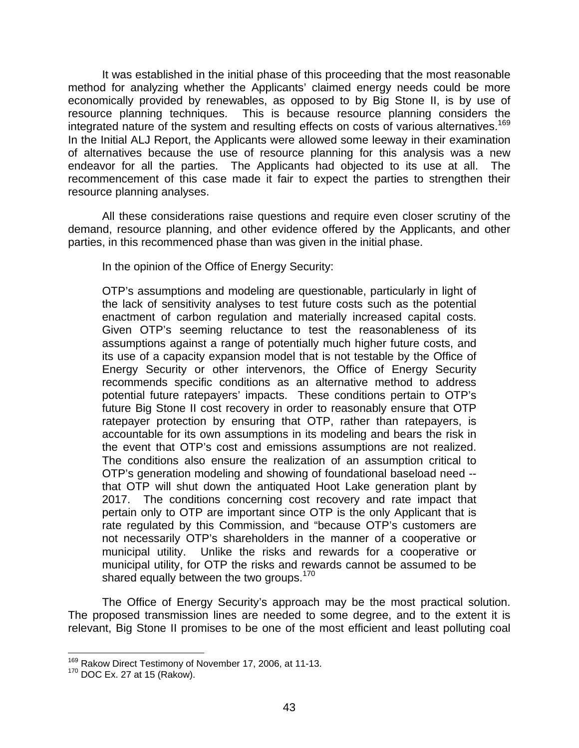It was established in the initial phase of this proceeding that the most reasonable method for analyzing whether the Applicants' claimed energy needs could be more economically provided by renewables, as opposed to by Big Stone II, is by use of resource planning techniques. This is because resource planning considers the integrated nature of the system and resulting effects on costs of various alternatives.[169] In the Initial ALJ Report, the Applicants were allowed some leeway in their examination of alternatives because the use of resource planning for this analysis was a new endeavor for all the parties. The Applicants had objected to its use at all. The recommencement of this case made it fair to expect the parties to strengthen their resource planning analyses.

All these considerations raise questions and require even closer scrutiny of the demand, resource planning, and other evidence offered by the Applicants, and other parties, in this recommenced phase than was given in the initial phase.

In the opinion of the Office of Energy Security:

> OTP's assumptions and modeling are questionable, particularly in light of the lack of sensitivity analyses to test future costs such as the potential enactment of carbon regulation and materially increased capital costs. Given OTP's seeming reluctance to test the reasonableness of its assumptions against a range of potentially much higher future costs, and its use of a capacity expansion model that is not testable by the Office of Energy Security or other intervenors, the Office of Energy Security recommends specific conditions as an alternative method to address potential future ratepayers' impacts. These conditions pertain to OTP's future Big Stone II cost recovery in order to reasonably ensure that OTP ratepayer protection by ensuring that OTP, rather than ratepayers, is accountable for its own assumptions in its modeling and bears the risk in the event that OTP's cost and emissions assumptions are not realized. The conditions also ensure the realization of an assumption critical to OTP's generation modeling and showing of foundational baseload need -- that OTP will shut down the antiquated Hoot Lake generation plant by 2017. The conditions concerning cost recovery and rate impact that pertain only to OTP are important since OTP is the only Applicant that is rate regulated by this Commission, and "because OTP's customers are not necessarily OTP's shareholders in the manner of a cooperative or municipal utility. Unlike the risks and rewards for a cooperative or municipal utility, for OTP the risks and rewards cannot be assumed to be shared equally between the two groups.[170]

The Office of Energy Security's approach may be the most practical solution. The proposed transmission lines are needed to some degree, and to the extent it is relevant, Big Stone II promises to be one of the most efficient and least polluting coal

---

[169] Rakow Direct Testimony of November 17, 2006, at 11-13.

[170] DOC Ex. 27 at 15 (Rakow).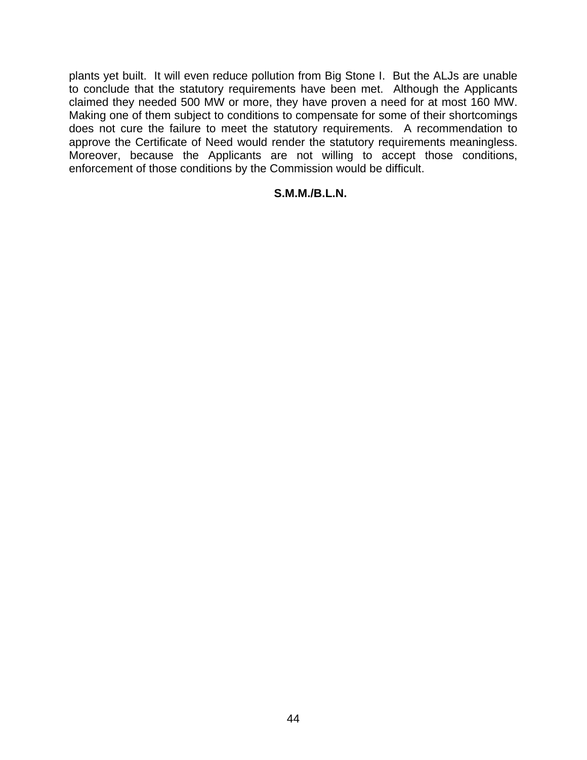plants yet built. It will even reduce pollution from Big Stone I. But the ALJs are unable to conclude that the statutory requirements have been met. Although the Applicants claimed they needed 500 MW or more, they have proven a need for at most 160 MW. Making one of them subject to conditions to compensate for some of their shortcomings does not cure the failure to meet the statutory requirements. A recommendation to approve the Certificate of Need would render the statutory requirements meaningless. Moreover, because the Applicants are not willing to accept those conditions, enforcement of those conditions by the Commission would be difficult.

**S.M.M./B.L.N.**